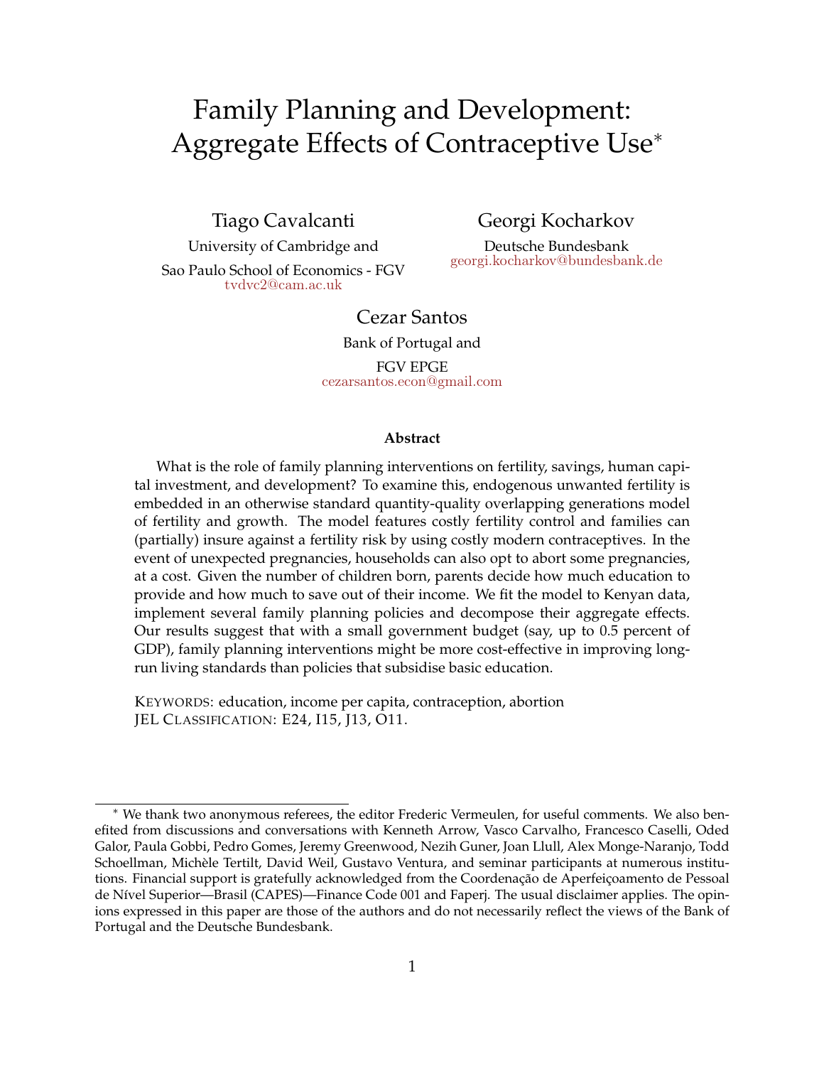# Family Planning and Development: Aggregate Effects of Contraceptive Use[*]

**Tiago Cavalcanti**
University of Cambridge and
Sao Paulo School of Economics - FGV
tvdvc2@cam.ac.uk

**Georgi Kocharkov**
Deutsche Bundesbank
georgi.kocharkov@bundesbank.de

**Cezar Santos**
Bank of Portugal and
FGV EPGE
cezarsantos.econ@gmail.com

### Abstract

What is the role of family planning interventions on fertility, savings, human capital investment, and development? To examine this, endogenous unwanted fertility is embedded in an otherwise standard quantity-quality overlapping generations model of fertility and growth. The model features costly fertility control and families can (partially) insure against a fertility risk by using costly modern contraceptives. In the event of unexpected pregnancies, households can also opt to abort some pregnancies, at a cost. Given the number of children born, parents decide how much education to provide and how much to save out of their income. We fit the model to Kenyan data, implement several family planning policies and decompose their aggregate effects. Our results suggest that with a small government budget (say, up to 0.5 percent of GDP), family planning interventions might be more cost-effective in improving long-run living standards than policies that subsidise basic education.

KEYWORDS: education, income per capita, contraception, abortion
JEL CLASSIFICATION: E24, I15, J13, O11.

---

[*] We thank two anonymous referees, the editor Frederic Vermeulen, for useful comments. We also benefited from discussions and conversations with Kenneth Arrow, Vasco Carvalho, Francesco Caselli, Oded Galor, Paula Gobbi, Pedro Gomes, Jeremy Greenwood, Nezih Guner, Joan Llull, Alex Monge-Naranjo, Todd Schoellman, Michèle Tertilt, David Weil, Gustavo Ventura, and seminar participants at numerous institutions. Financial support is gratefully acknowledged from the Coordenação de Aperfeiçoamento de Pessoal de Nível Superior—Brasil (CAPES)—Finance Code 001 and Faperj. The usual disclaimer applies. The opinions expressed in this paper are those of the authors and do not necessarily reflect the views of the Bank of Portugal and the Deutsche Bundesbank.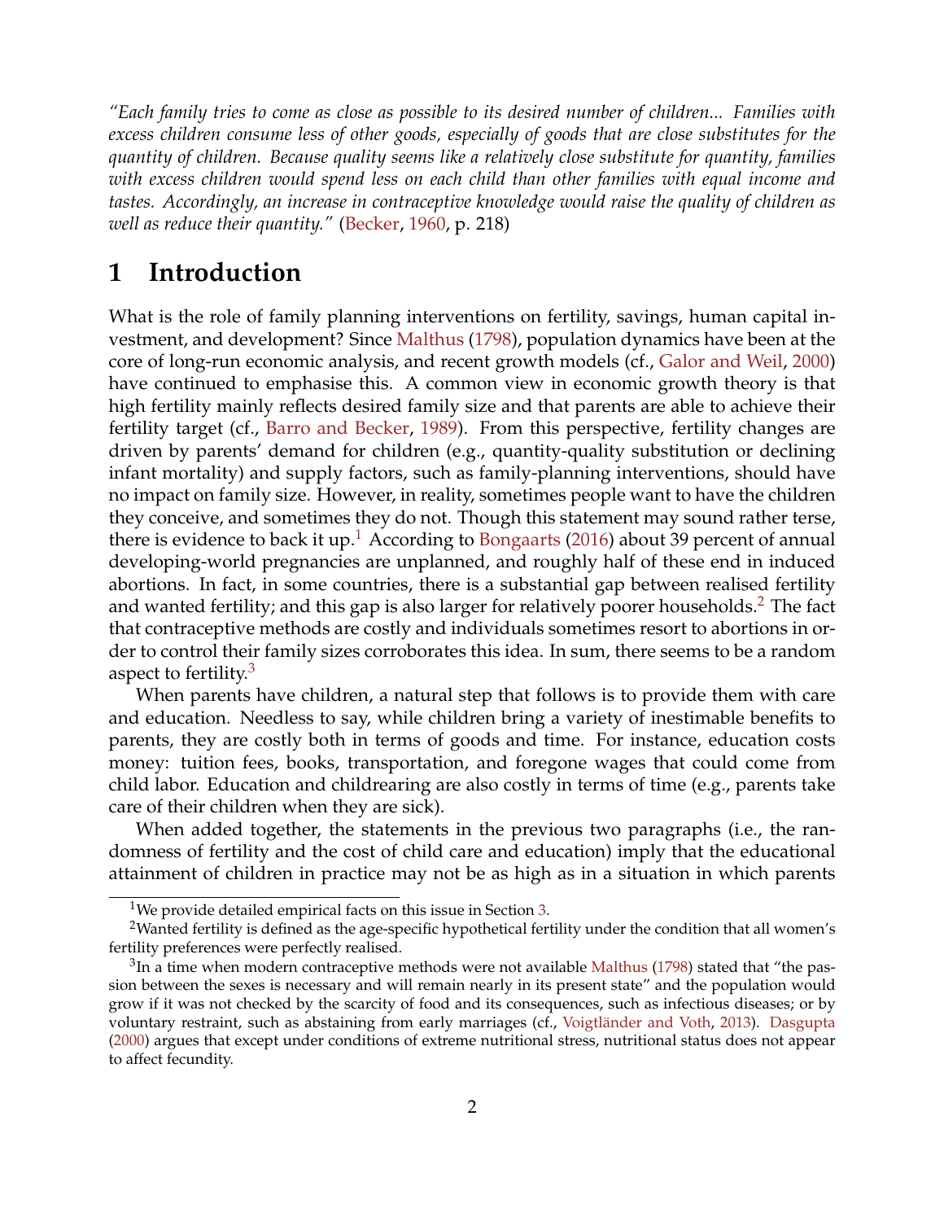*"Each family tries to come as close as possible to its desired number of children... Families with excess children consume less of other goods, especially of goods that are close substitutes for the quantity of children. Because quality seems like a relatively close substitute for quantity, families with excess children would spend less on each child than other families with equal income and tastes. Accordingly, an increase in contraceptive knowledge would raise the quality of children as well as reduce their quantity."* (Becker, 1960, p. 218)

# 1 Introduction

What is the role of family planning interventions on fertility, savings, human capital investment, and development? Since Malthus (1798), population dynamics have been at the core of long-run economic analysis, and recent growth models (cf., Galor and Weil, 2000) have continued to emphasise this. A common view in economic growth theory is that high fertility mainly reflects desired family size and that parents are able to achieve their fertility target (cf., Barro and Becker, 1989). From this perspective, fertility changes are driven by parents' demand for children (e.g., quantity-quality substitution or declining infant mortality) and supply factors, such as family-planning interventions, should have no impact on family size. However, in reality, sometimes people want to have the children they conceive, and sometimes they do not. Though this statement may sound rather terse, there is evidence to back it up.[1] According to Bongaarts (2016) about 39 percent of annual developing-world pregnancies are unplanned, and roughly half of these end in induced abortions. In fact, in some countries, there is a substantial gap between realised fertility and wanted fertility; and this gap is also larger for relatively poorer households.[2] The fact that contraceptive methods are costly and individuals sometimes resort to abortions in order to control their family sizes corroborates this idea. In sum, there seems to be a random aspect to fertility.[3]

When parents have children, a natural step that follows is to provide them with care and education. Needless to say, while children bring a variety of inestimable benefits to parents, they are costly both in terms of goods and time. For instance, education costs money: tuition fees, books, transportation, and foregone wages that could come from child labor. Education and childrearing are also costly in terms of time (e.g., parents take care of their children when they are sick).

When added together, the statements in the previous two paragraphs (i.e., the randomness of fertility and the cost of child care and education) imply that the educational attainment of children in practice may not be as high as in a situation in which parents

---

[1] We provide detailed empirical facts on this issue in Section 3.

[2] Wanted fertility is defined as the age-specific hypothetical fertility under the condition that all women's fertility preferences were perfectly realised.

[3] In a time when modern contraceptive methods were not available Malthus (1798) stated that "the passion between the sexes is necessary and will remain nearly in its present state" and the population would grow if it was not checked by the scarcity of food and its consequences, such as infectious diseases; or by voluntary restraint, such as abstaining from early marriages (cf., Voigtländer and Voth, 2013). Dasgupta (2000) argues that except under conditions of extreme nutritional stress, nutritional status does not appear to affect fecundity.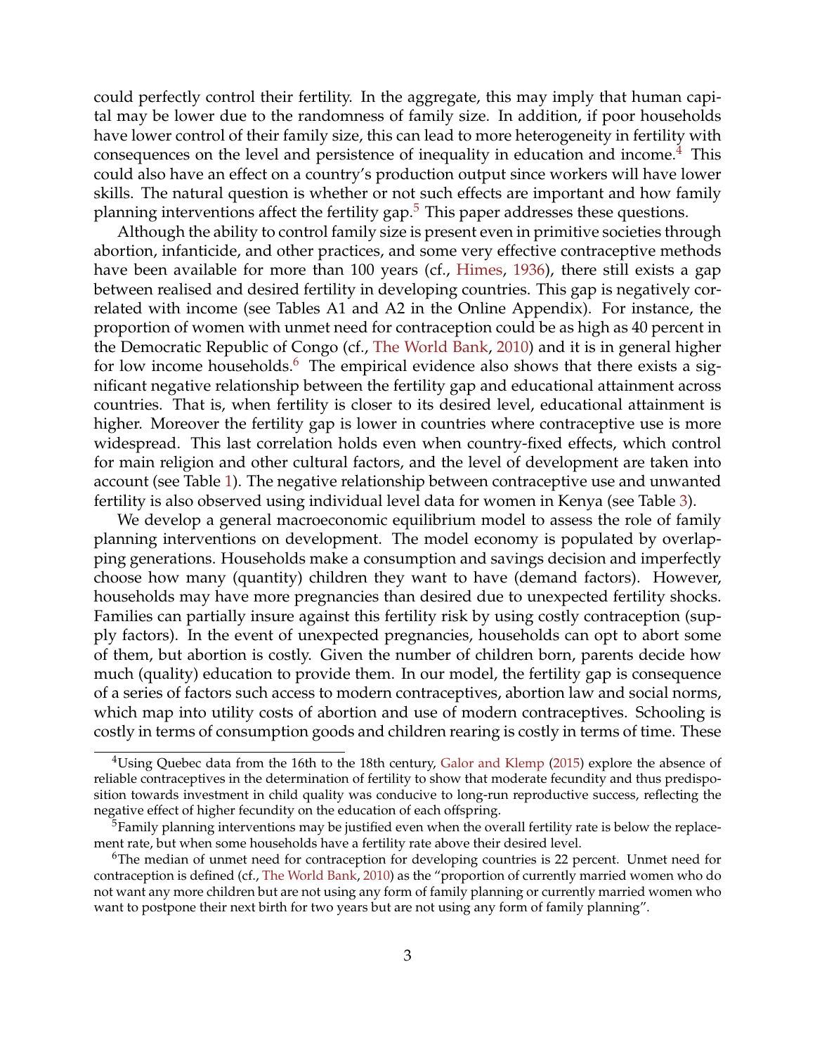could perfectly control their fertility. In the aggregate, this may imply that human capital may be lower due to the randomness of family size. In addition, if poor households have lower control of their family size, this can lead to more heterogeneity in fertility with consequences on the level and persistence of inequality in education and income.[4] This could also have an effect on a country's production output since workers will have lower skills. The natural question is whether or not such effects are important and how family planning interventions affect the fertility gap.[5] This paper addresses these questions.

Although the ability to control family size is present even in primitive societies through abortion, infanticide, and other practices, and some very effective contraceptive methods have been available for more than 100 years (cf., Himes, 1936), there still exists a gap between realised and desired fertility in developing countries. This gap is negatively correlated with income (see Tables A1 and A2 in the Online Appendix). For instance, the proportion of women with unmet need for contraception could be as high as 40 percent in the Democratic Republic of Congo (cf., The World Bank, 2010) and it is in general higher for low income households.[6] The empirical evidence also shows that there exists a significant negative relationship between the fertility gap and educational attainment across countries. That is, when fertility is closer to its desired level, educational attainment is higher. Moreover the fertility gap is lower in countries where contraceptive use is more widespread. This last correlation holds even when country-fixed effects, which control for main religion and other cultural factors, and the level of development are taken into account (see Table 1). The negative relationship between contraceptive use and unwanted fertility is also observed using individual level data for women in Kenya (see Table 3).

We develop a general macroeconomic equilibrium model to assess the role of family planning interventions on development. The model economy is populated by overlapping generations. Households make a consumption and savings decision and imperfectly choose how many (quantity) children they want to have (demand factors). However, households may have more pregnancies than desired due to unexpected fertility shocks. Families can partially insure against this fertility risk by using costly contraception (supply factors). In the event of unexpected pregnancies, households can opt to abort some of them, but abortion is costly. Given the number of children born, parents decide how much (quality) education to provide them. In our model, the fertility gap is consequence of a series of factors such access to modern contraceptives, abortion law and social norms, which map into utility costs of abortion and use of modern contraceptives. Schooling is costly in terms of consumption goods and children rearing is costly in terms of time. These

[4] Using Quebec data from the 16th to the 18th century, Galor and Klemp (2015) explore the absence of reliable contraceptives in the determination of fertility to show that moderate fecundity and thus predisposition towards investment in child quality was conducive to long-run reproductive success, reflecting the negative effect of higher fecundity on the education of each offspring.

[5] Family planning interventions may be justified even when the overall fertility rate is below the replacement rate, but when some households have a fertility rate above their desired level.

[6] The median of unmet need for contraception for developing countries is 22 percent. Unmet need for contraception is defined (cf., The World Bank, 2010) as the "proportion of currently married women who do not want any more children but are not using any form of family planning or currently married women who want to postpone their next birth for two years but are not using any form of family planning".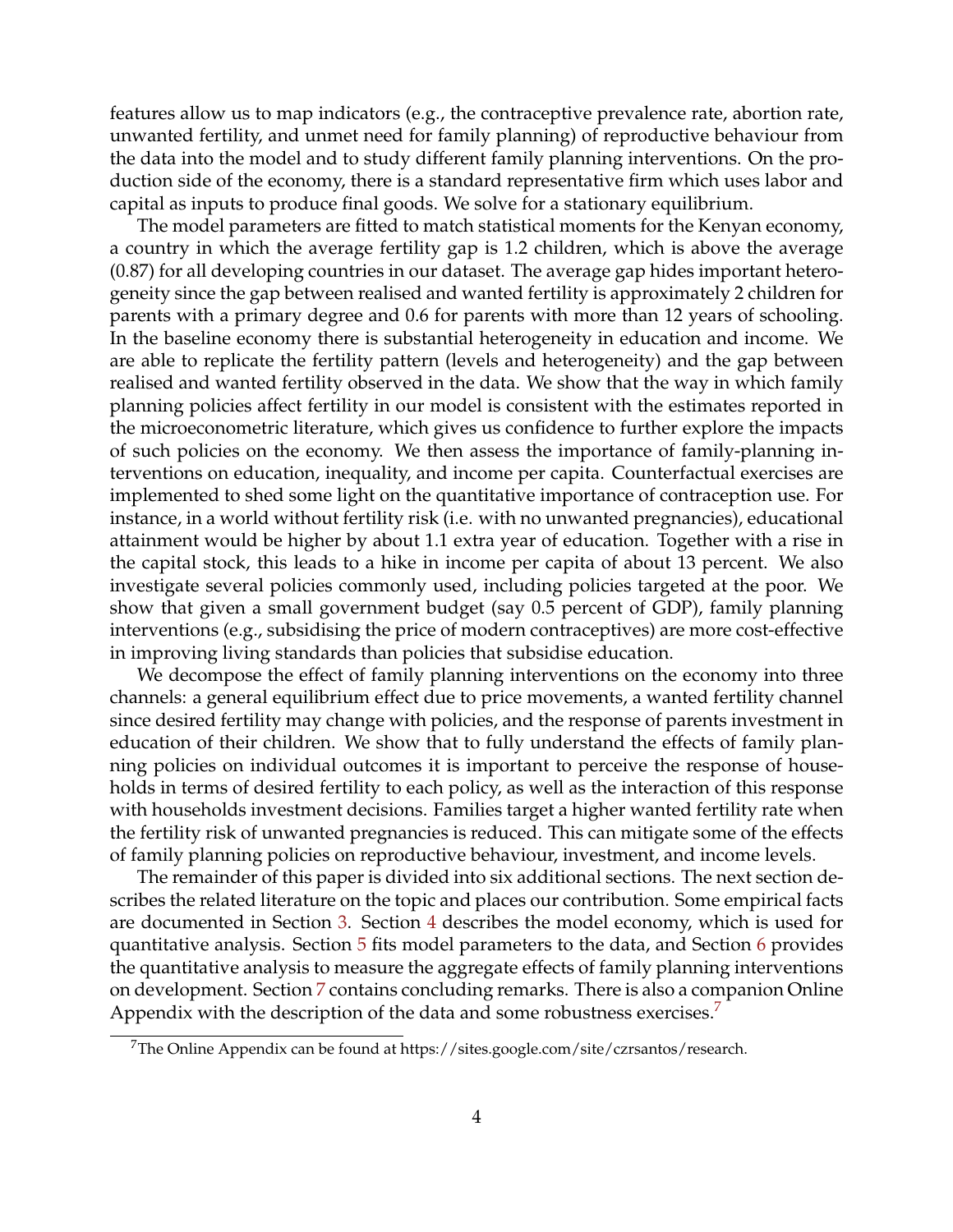features allow us to map indicators (e.g., the contraceptive prevalence rate, abortion rate, unwanted fertility, and unmet need for family planning) of reproductive behaviour from the data into the model and to study different family planning interventions. On the production side of the economy, there is a standard representative firm which uses labor and capital as inputs to produce final goods. We solve for a stationary equilibrium.

The model parameters are fitted to match statistical moments for the Kenyan economy, a country in which the average fertility gap is 1.2 children, which is above the average (0.87) for all developing countries in our dataset. The average gap hides important heterogeneity since the gap between realised and wanted fertility is approximately 2 children for parents with a primary degree and 0.6 for parents with more than 12 years of schooling. In the baseline economy there is substantial heterogeneity in education and income. We are able to replicate the fertility pattern (levels and heterogeneity) and the gap between realised and wanted fertility observed in the data. We show that the way in which family planning policies affect fertility in our model is consistent with the estimates reported in the microeconometric literature, which gives us confidence to further explore the impacts of such policies on the economy. We then assess the importance of family-planning interventions on education, inequality, and income per capita. Counterfactual exercises are implemented to shed some light on the quantitative importance of contraception use. For instance, in a world without fertility risk (i.e. with no unwanted pregnancies), educational attainment would be higher by about 1.1 extra year of education. Together with a rise in the capital stock, this leads to a hike in income per capita of about 13 percent. We also investigate several policies commonly used, including policies targeted at the poor. We show that given a small government budget (say 0.5 percent of GDP), family planning interventions (e.g., subsidising the price of modern contraceptives) are more cost-effective in improving living standards than policies that subsidise education.

We decompose the effect of family planning interventions on the economy into three channels: a general equilibrium effect due to price movements, a wanted fertility channel since desired fertility may change with policies, and the response of parents investment in education of their children. We show that to fully understand the effects of family planning policies on individual outcomes it is important to perceive the response of households in terms of desired fertility to each policy, as well as the interaction of this response with households investment decisions. Families target a higher wanted fertility rate when the fertility risk of unwanted pregnancies is reduced. This can mitigate some of the effects of family planning policies on reproductive behaviour, investment, and income levels.

The remainder of this paper is divided into six additional sections. The next section describes the related literature on the topic and places our contribution. Some empirical facts are documented in Section 3. Section 4 describes the model economy, which is used for quantitative analysis. Section 5 fits model parameters to the data, and Section 6 provides the quantitative analysis to measure the aggregate effects of family planning interventions on development. Section 7 contains concluding remarks. There is also a companion Online Appendix with the description of the data and some robustness exercises.[7]

[7] The Online Appendix can be found at https://sites.google.com/site/czrsantos/research.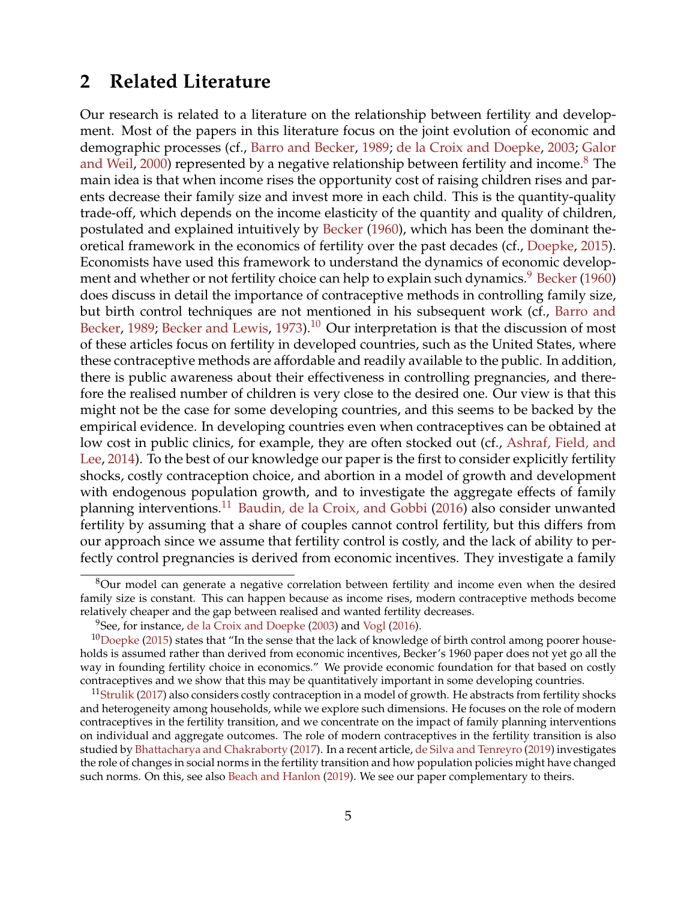## 2 Related Literature

Our research is related to a literature on the relationship between fertility and development. Most of the papers in this literature focus on the joint evolution of economic and demographic processes (cf., Barro and Becker, 1989; de la Croix and Doepke, 2003; Galor and Weil, 2000) represented by a negative relationship between fertility and income.[8] The main idea is that when income rises the opportunity cost of raising children rises and parents decrease their family size and invest more in each child. This is the quantity-quality trade-off, which depends on the income elasticity of the quantity and quality of children, postulated and explained intuitively by Becker (1960), which has been the dominant theoretical framework in the economics of fertility over the past decades (cf., Doepke, 2015). Economists have used this framework to understand the dynamics of economic development and whether or not fertility choice can help to explain such dynamics.[9] Becker (1960) does discuss in detail the importance of contraceptive methods in controlling family size, but birth control techniques are not mentioned in his subsequent work (cf., Barro and Becker, 1989; Becker and Lewis, 1973).[10] Our interpretation is that the discussion of most of these articles focus on fertility in developed countries, such as the United States, where these contraceptive methods are affordable and readily available to the public. In addition, there is public awareness about their effectiveness in controlling pregnancies, and therefore the realised number of children is very close to the desired one. Our view is that this might not be the case for some developing countries, and this seems to be backed by the empirical evidence. In developing countries even when contraceptives can be obtained at low cost in public clinics, for example, they are often stocked out (cf., Ashraf, Field, and Lee, 2014). To the best of our knowledge our paper is the first to consider explicitly fertility shocks, costly contraception choice, and abortion in a model of growth and development with endogenous population growth, and to investigate the aggregate effects of family planning interventions.[11] Baudin, de la Croix, and Gobbi (2016) also consider unwanted fertility by assuming that a share of couples cannot control fertility, but this differs from our approach since we assume that fertility control is costly, and the lack of ability to perfectly control pregnancies is derived from economic incentives. They investigate a family

[8] Our model can generate a negative correlation between fertility and income even when the desired family size is constant. This can happen because as income rises, modern contraceptive methods become relatively cheaper and the gap between realised and wanted fertility decreases.

[9] See, for instance, de la Croix and Doepke (2003) and Vogl (2016).

[10] Doepke (2015) states that "In the sense that the lack of knowledge of birth control among poorer households is assumed rather than derived from economic incentives, Becker's 1960 paper does not yet go all the way in founding fertility choice in economics." We provide economic foundation for that based on costly contraceptives and we show that this may be quantitatively important in some developing countries.

[11] Strulik (2017) also considers costly contraception in a model of growth. He abstracts from fertility shocks and heterogeneity among households, while we explore such dimensions. He focuses on the role of modern contraceptives in the fertility transition, and we concentrate on the impact of family planning interventions on individual and aggregate outcomes. The role of modern contraceptives in the fertility transition is also studied by Bhattacharya and Chakraborty (2017). In a recent article, de Silva and Tenreyro (2019) investigates the role of changes in social norms in the fertility transition and how population policies might have changed such norms. On this, see also Beach and Hanlon (2019). We see our paper complementary to theirs.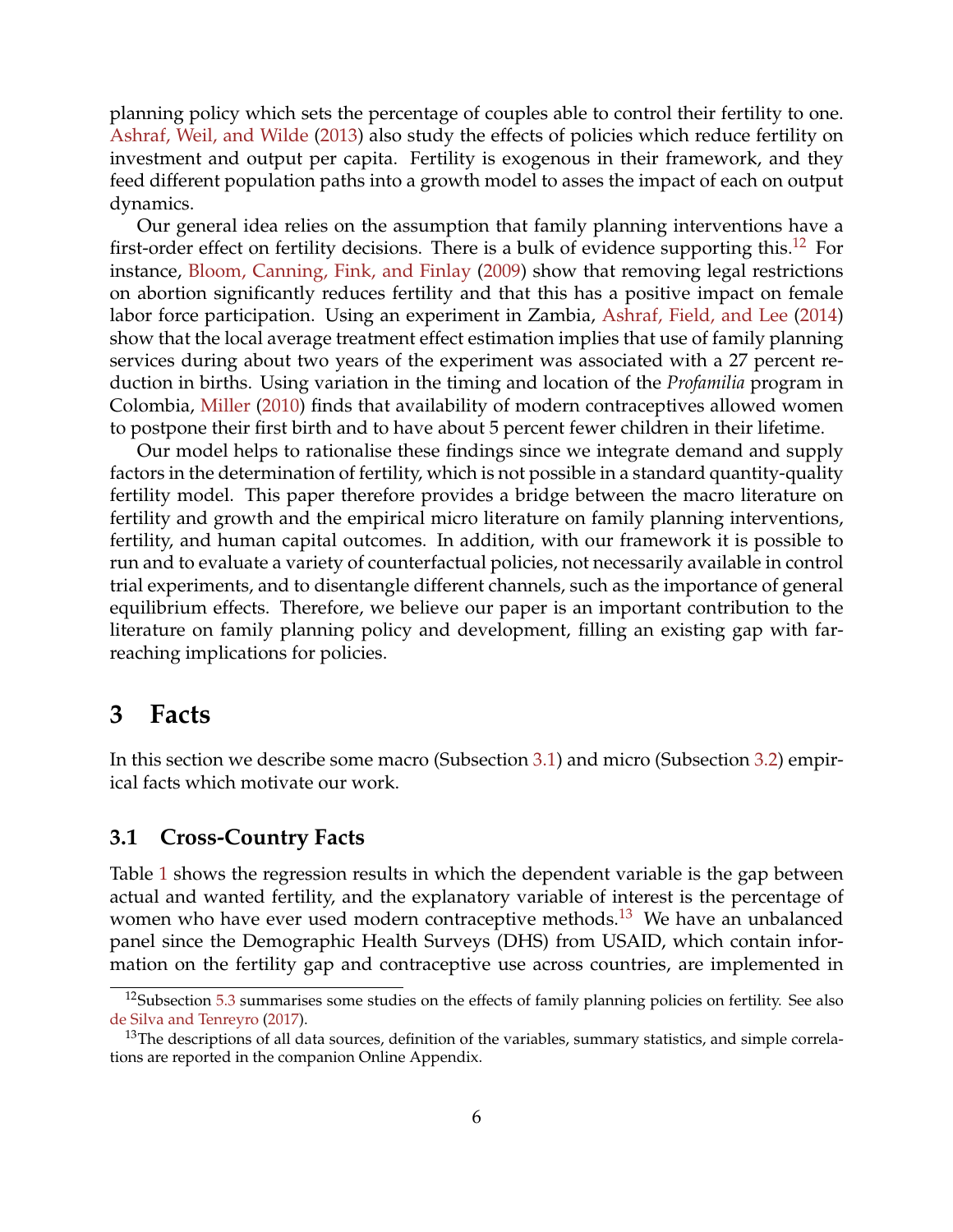planning policy which sets the percentage of couples able to control their fertility to one. Ashraf, Weil, and Wilde (2013) also study the effects of policies which reduce fertility on investment and output per capita. Fertility is exogenous in their framework, and they feed different population paths into a growth model to asses the impact of each on output dynamics.

Our general idea relies on the assumption that family planning interventions have a first-order effect on fertility decisions. There is a bulk of evidence supporting this.[12] For instance, Bloom, Canning, Fink, and Finlay (2009) show that removing legal restrictions on abortion significantly reduces fertility and that this has a positive impact on female labor force participation. Using an experiment in Zambia, Ashraf, Field, and Lee (2014) show that the local average treatment effect estimation implies that use of family planning services during about two years of the experiment was associated with a 27 percent reduction in births. Using variation in the timing and location of the *Profamilia* program in Colombia, Miller (2010) finds that availability of modern contraceptives allowed women to postpone their first birth and to have about 5 percent fewer children in their lifetime.

Our model helps to rationalise these findings since we integrate demand and supply factors in the determination of fertility, which is not possible in a standard quantity-quality fertility model. This paper therefore provides a bridge between the macro literature on fertility and growth and the empirical micro literature on family planning interventions, fertility, and human capital outcomes. In addition, with our framework it is possible to run and to evaluate a variety of counterfactual policies, not necessarily available in control trial experiments, and to disentangle different channels, such as the importance of general equilibrium effects. Therefore, we believe our paper is an important contribution to the literature on family planning policy and development, filling an existing gap with far-reaching implications for policies.

# 3 Facts

In this section we describe some macro (Subsection 3.1) and micro (Subsection 3.2) empirical facts which motivate our work.

## 3.1 Cross-Country Facts

Table 1 shows the regression results in which the dependent variable is the gap between actual and wanted fertility, and the explanatory variable of interest is the percentage of women who have ever used modern contraceptive methods.[13] We have an unbalanced panel since the Demographic Health Surveys (DHS) from USAID, which contain information on the fertility gap and contraceptive use across countries, are implemented in

[12] Subsection 5.3 summarises some studies on the effects of family planning policies on fertility. See also de Silva and Tenreyro (2017).

[13] The descriptions of all data sources, definition of the variables, summary statistics, and simple correlations are reported in the companion Online Appendix.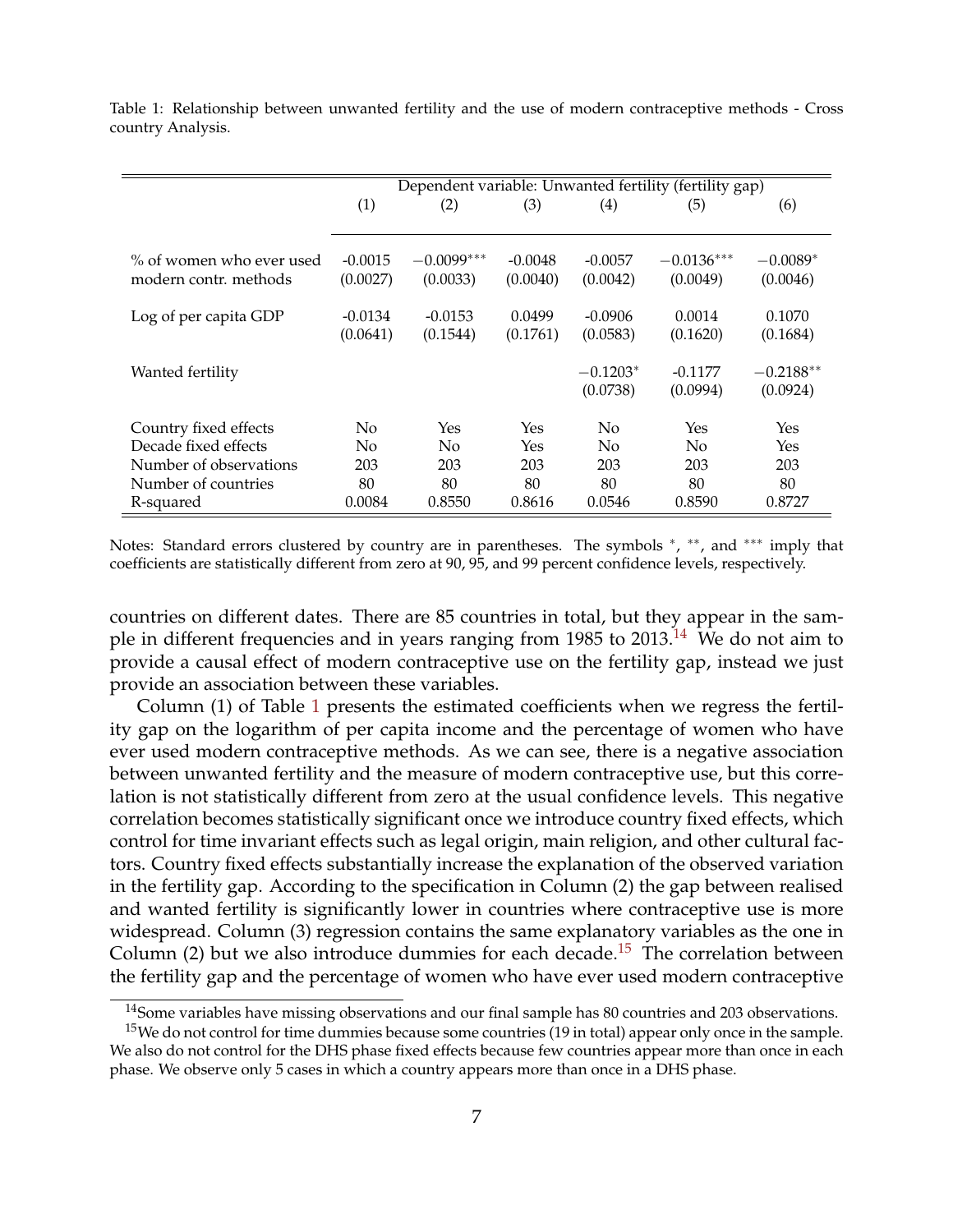Table 1: Relationship between unwanted fertility and the use of modern contraceptive methods - Cross country Analysis.

| | Dependent variable: Unwanted fertility (fertility gap) | | | | | |
|---|---|---|---|---|---|---|
| | (1) | (2) | (3) | (4) | (5) | (6) |
| % of women who ever used modern contr. methods | -0.0015 | $-0.0099^{***}$ | -0.0048 | -0.0057 | $-0.0136^{***}$ | $-0.0089^{*}$ |
| | (0.0027) | (0.0033) | (0.0040) | (0.0042) | (0.0049) | (0.0046) |
| Log of per capita GDP | -0.0134 | -0.0153 | 0.0499 | -0.0906 | 0.0014 | 0.1070 |
| | (0.0641) | (0.1544) | (0.1761) | (0.0583) | (0.1620) | (0.1684) |
| Wanted fertility | | | | $-0.1203^{*}$ | -0.1177 | $-0.2188^{**}$ |
| | | | | (0.0738) | (0.0994) | (0.0924) |
| Country fixed effects | No | Yes | Yes | No | Yes | Yes |
| Decade fixed effects | No | No | Yes | No | No | Yes |
| Number of observations | 203 | 203 | 203 | 203 | 203 | 203 |
| Number of countries | 80 | 80 | 80 | 80 | 80 | 80 |
| R-squared | 0.0084 | 0.8550 | 0.8616 | 0.0546 | 0.8590 | 0.8727 |

Notes: Standard errors clustered by country are in parentheses. The symbols *, **, and *** imply that coefficients are statistically different from zero at 90, 95, and 99 percent confidence levels, respectively.

countries on different dates. There are 85 countries in total, but they appear in the sample in different frequencies and in years ranging from 1985 to 2013.[14] We do not aim to provide a causal effect of modern contraceptive use on the fertility gap, instead we just provide an association between these variables.

Column (1) of Table 1 presents the estimated coefficients when we regress the fertility gap on the logarithm of per capita income and the percentage of women who have ever used modern contraceptive methods. As we can see, there is a negative association between unwanted fertility and the measure of modern contraceptive use, but this correlation is not statistically different from zero at the usual confidence levels. This negative correlation becomes statistically significant once we introduce country fixed effects, which control for time invariant effects such as legal origin, main religion, and other cultural factors. Country fixed effects substantially increase the explanation of the observed variation in the fertility gap. According to the specification in Column (2) the gap between realised and wanted fertility is significantly lower in countries where contraceptive use is more widespread. Column (3) regression contains the same explanatory variables as the one in Column (2) but we also introduce dummies for each decade.[15] The correlation between the fertility gap and the percentage of women who have ever used modern contraceptive

[14] Some variables have missing observations and our final sample has 80 countries and 203 observations.

[15] We do not control for time dummies because some countries (19 in total) appear only once in the sample. We also do not control for the DHS phase fixed effects because few countries appear more than once in each phase. We observe only 5 cases in which a country appears more than once in a DHS phase.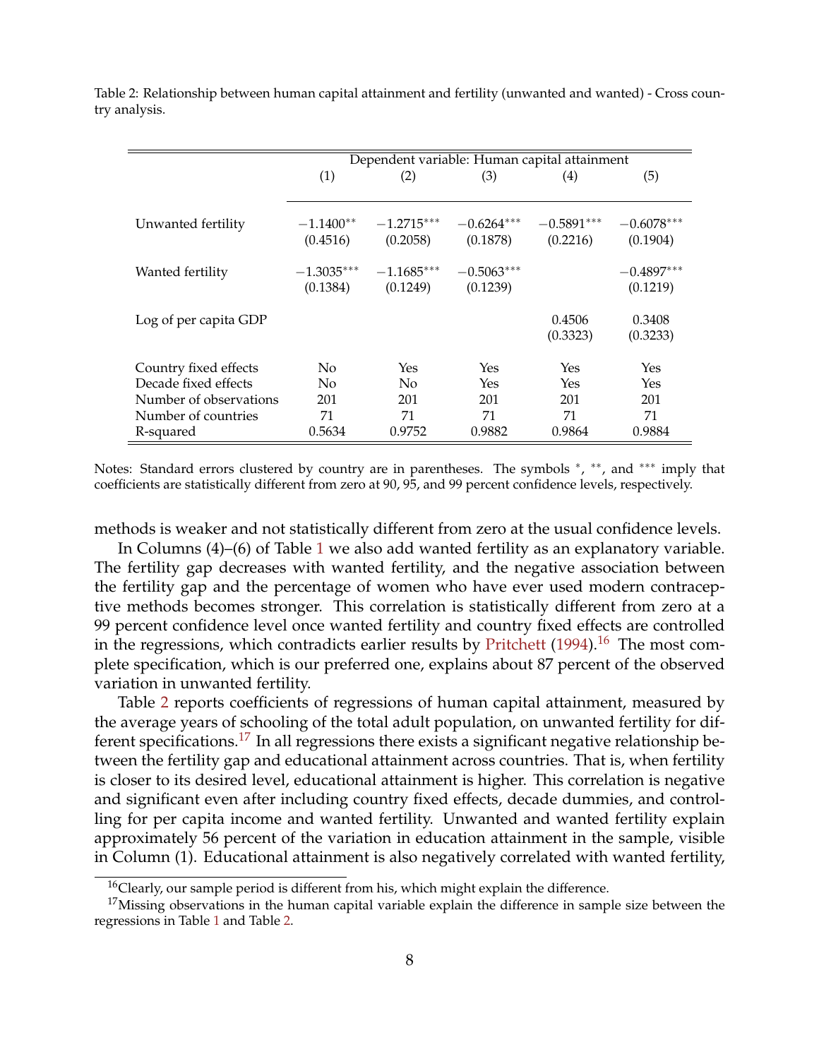Table 2: Relationship between human capital attainment and fertility (unwanted and wanted) - Cross country analysis.

| | Dependent variable: Human capital attainment | | | | |
|---|---|---|---|---|---|
| | (1) | (2) | (3) | (4) | (5) |
| Unwanted fertility | $-1.1400^{**}$ | $-1.2715^{***}$ | $-0.6264^{***}$ | $-0.5891^{***}$ | $-0.6078^{***}$ |
| | (0.4516) | (0.2058) | (0.1878) | (0.2216) | (0.1904) |
| Wanted fertility | $-1.3035^{***}$ | $-1.1685^{***}$ | $-0.5063^{***}$ | | $-0.4897^{***}$ |
| | (0.1384) | (0.1249) | (0.1239) | | (0.1219) |
| Log of per capita GDP | | | | 0.4506 | 0.3408 |
| | | | | (0.3323) | (0.3233) |
| Country fixed effects | No | Yes | Yes | Yes | Yes |
| Decade fixed effects | No | No | Yes | Yes | Yes |
| Number of observations | 201 | 201 | 201 | 201 | 201 |
| Number of countries | 71 | 71 | 71 | 71 | 71 |
| R-squared | 0.5634 | 0.9752 | 0.9882 | 0.9864 | 0.9884 |

Notes: Standard errors clustered by country are in parentheses. The symbols *, **, and *** imply that coefficients are statistically different from zero at 90, 95, and 99 percent confidence levels, respectively.

methods is weaker and not statistically different from zero at the usual confidence levels.

In Columns (4)–(6) of Table 1 we also add wanted fertility as an explanatory variable. The fertility gap decreases with wanted fertility, and the negative association between the fertility gap and the percentage of women who have ever used modern contraceptive methods becomes stronger. This correlation is statistically different from zero at a 99 percent confidence level once wanted fertility and country fixed effects are controlled in the regressions, which contradicts earlier results by Pritchett (1994).[16] The most complete specification, which is our preferred one, explains about 87 percent of the observed variation in unwanted fertility.

Table 2 reports coefficients of regressions of human capital attainment, measured by the average years of schooling of the total adult population, on unwanted fertility for different specifications.[17] In all regressions there exists a significant negative relationship between the fertility gap and educational attainment across countries. That is, when fertility is closer to its desired level, educational attainment is higher. This correlation is negative and significant even after including country fixed effects, decade dummies, and controlling for per capita income and wanted fertility. Unwanted and wanted fertility explain approximately 56 percent of the variation in education attainment in the sample, visible in Column (1). Educational attainment is also negatively correlated with wanted fertility,

[16] Clearly, our sample period is different from his, which might explain the difference.

[17] Missing observations in the human capital variable explain the difference in sample size between the regressions in Table 1 and Table 2.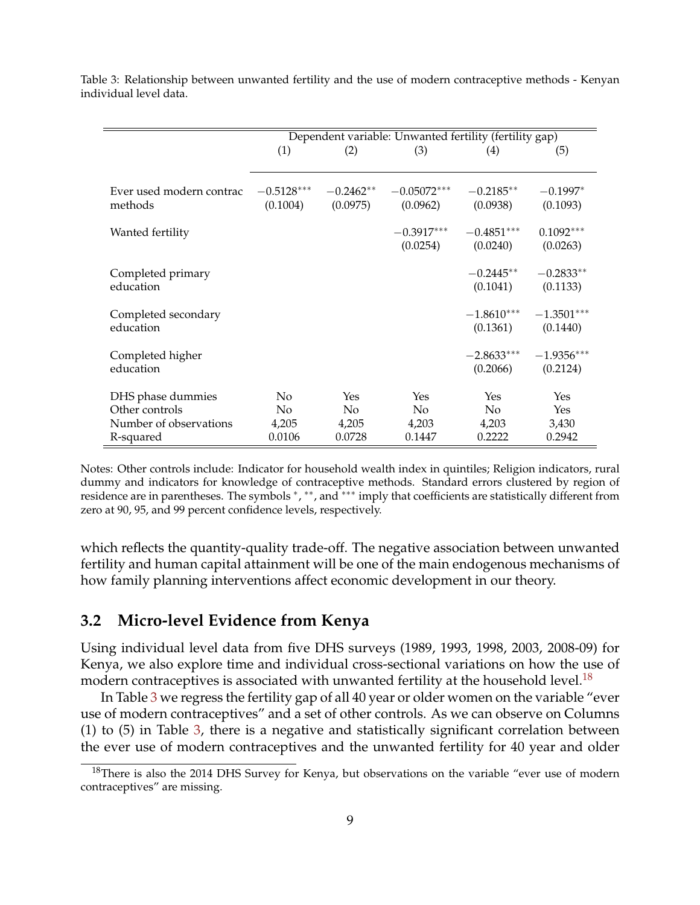Table 3: Relationship between unwanted fertility and the use of modern contraceptive methods - Kenyan individual level data.

| | Dependent variable: Unwanted fertility (fertility gap) | | | | |
|---|---|---|---|---|---|
| | (1) | (2) | (3) | (4) | (5) |
| Ever used modern contrac methods | $-0.5128^{***}$ (0.1004) | $-0.2462^{**}$ (0.0975) | $-0.05072^{***}$ (0.0962) | $-0.2185^{**}$ (0.0938) | $-0.1997^{*}$ (0.1093) |
| Wanted fertility | | | $-0.3917^{***}$ (0.0254) | $-0.4851^{***}$ (0.0240) | $0.1092^{***}$ (0.0263) |
| Completed primary education | | | | $-0.2445^{**}$ (0.1041) | $-0.2833^{**}$ (0.1133) |
| Completed secondary education | | | | $-1.8610^{***}$ (0.1361) | $-1.3501^{***}$ (0.1440) |
| Completed higher education | | | | $-2.8633^{***}$ (0.2066) | $-1.9356^{***}$ (0.2124) |
| DHS phase dummies | No | Yes | Yes | Yes | Yes |
| Other controls | No | No | No | No | Yes |
| Number of observations | 4,205 | 4,205 | 4,203 | 4,203 | 3,430 |
| R-squared | 0.0106 | 0.0728 | 0.1447 | 0.2222 | 0.2942 |

Notes: Other controls include: Indicator for household wealth index in quintiles; Religion indicators, rural dummy and indicators for knowledge of contraceptive methods. Standard errors clustered by region of residence are in parentheses. The symbols *, **, and *** imply that coefficients are statistically different from zero at 90, 95, and 99 percent confidence levels, respectively.

which reflects the quantity-quality trade-off. The negative association between unwanted fertility and human capital attainment will be one of the main endogenous mechanisms of how family planning interventions affect economic development in our theory.

## 3.2 Micro-level Evidence from Kenya

Using individual level data from five DHS surveys (1989, 1993, 1998, 2003, 2008-09) for Kenya, we also explore time and individual cross-sectional variations on how the use of modern contraceptives is associated with unwanted fertility at the household level.[18]

In Table 3 we regress the fertility gap of all 40 year or older women on the variable "ever use of modern contraceptives" and a set of other controls. As we can observe on Columns (1) to (5) in Table 3, there is a negative and statistically significant correlation between the ever use of modern contraceptives and the unwanted fertility for 40 year and older

[18]There is also the 2014 DHS Survey for Kenya, but observations on the variable "ever use of modern contraceptives" are missing.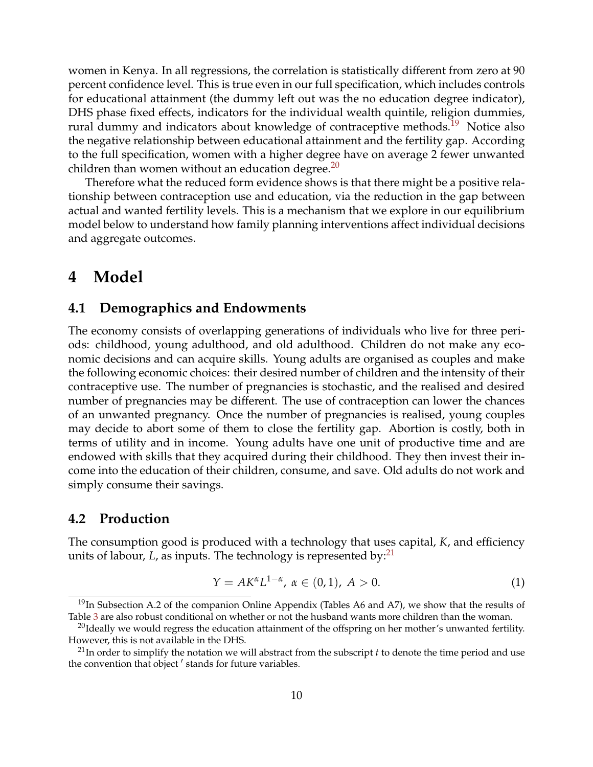women in Kenya. In all regressions, the correlation is statistically different from zero at 90 percent confidence level. This is true even in our full specification, which includes controls for educational attainment (the dummy left out was the no education degree indicator), DHS phase fixed effects, indicators for the individual wealth quintile, religion dummies, rural dummy and indicators about knowledge of contraceptive methods.[19] Notice also the negative relationship between educational attainment and the fertility gap. According to the full specification, women with a higher degree have on average 2 fewer unwanted children than women without an education degree.[20]

Therefore what the reduced form evidence shows is that there might be a positive relationship between contraception use and education, via the reduction in the gap between actual and wanted fertility levels. This is a mechanism that we explore in our equilibrium model below to understand how family planning interventions affect individual decisions and aggregate outcomes.

# 4 Model

## 4.1 Demographics and Endowments

The economy consists of overlapping generations of individuals who live for three periods: childhood, young adulthood, and old adulthood. Children do not make any economic decisions and can acquire skills. Young adults are organised as couples and make the following economic choices: their desired number of children and the intensity of their contraceptive use. The number of pregnancies is stochastic, and the realised and desired number of pregnancies may be different. The use of contraception can lower the chances of an unwanted pregnancy. Once the number of pregnancies is realised, young couples may decide to abort some of them to close the fertility gap. Abortion is costly, both in terms of utility and in income. Young adults have one unit of productive time and are endowed with skills that they acquired during their childhood. They then invest their income into the education of their children, consume, and save. Old adults do not work and simply consume their savings.

## 4.2 Production

The consumption good is produced with a technology that uses capital, $K$, and efficiency units of labour, $L$, as inputs. The technology is represented by:[21]

$$Y = AK^{\alpha}L^{1-\alpha},\ \alpha \in (0,1),\ A > 0. \tag{1}$$

[19] In Subsection A.2 of the companion Online Appendix (Tables A6 and A7), we show that the results of Table 3 are also robust conditional on whether or not the husband wants more children than the woman.

[20] Ideally we would regress the education attainment of the offspring on her mother's unwanted fertility. However, this is not available in the DHS.

[21] In order to simplify the notation we will abstract from the subscript $t$ to denote the time period and use the convention that object $'$ stands for future variables.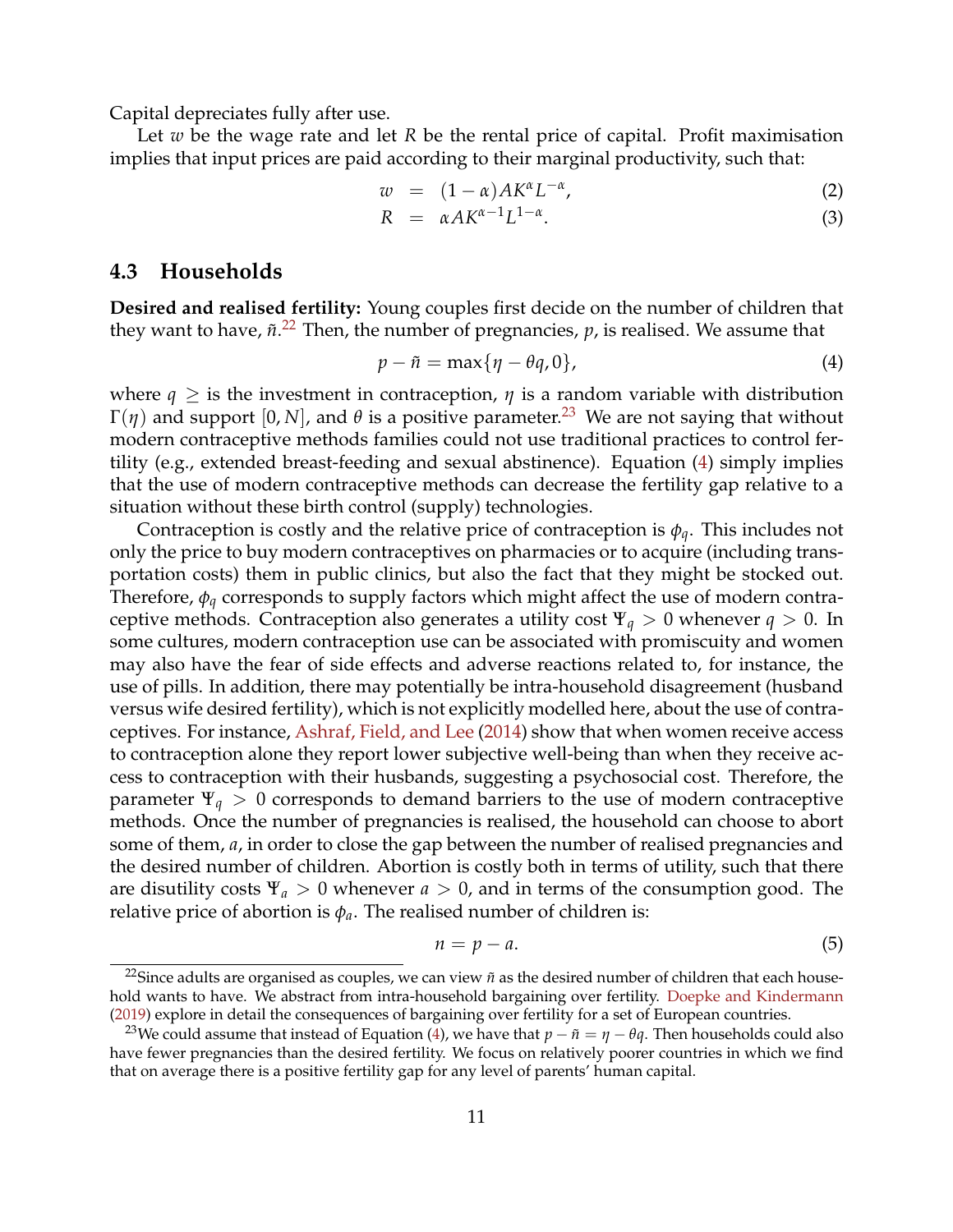Capital depreciates fully after use.

Let $w$ be the wage rate and let $R$ be the rental price of capital. Profit maximisation implies that input prices are paid according to their marginal productivity, such that:

$$w = (1-\alpha)AK^{\alpha}L^{-\alpha}, \tag{2}$$

$$R = \alpha AK^{\alpha-1}L^{1-\alpha}. \tag{3}$$

## 4.3 Households

**Desired and realised fertility:** Young couples first decide on the number of children that they want to have, $\tilde{n}$.[22] Then, the number of pregnancies, $p$, is realised. We assume that

$$p - \tilde{n} = \max\{\eta - \theta q, 0\}, \tag{4}$$

where $q \geq$ is the investment in contraception, $\eta$ is a random variable with distribution $\Gamma(\eta)$ and support $[0, N]$, and $\theta$ is a positive parameter.[23] We are not saying that without modern contraceptive methods families could not use traditional practices to control fertility (e.g., extended breast-feeding and sexual abstinence). Equation (4) simply implies that the use of modern contraceptive methods can decrease the fertility gap relative to a situation without these birth control (supply) technologies.

Contraception is costly and the relative price of contraception is $\phi_q$. This includes not only the price to buy modern contraceptives on pharmacies or to acquire (including transportation costs) them in public clinics, but also the fact that they might be stocked out. Therefore, $\phi_q$ corresponds to supply factors which might affect the use of modern contraceptive methods. Contraception also generates a utility cost $\Psi_q > 0$ whenever $q > 0$. In some cultures, modern contraception use can be associated with promiscuity and women may also have the fear of side effects and adverse reactions related to, for instance, the use of pills. In addition, there may potentially be intra-household disagreement (husband versus wife desired fertility), which is not explicitly modelled here, about the use of contraceptives. For instance, Ashraf, Field, and Lee (2014) show that when women receive access to contraception alone they report lower subjective well-being than when they receive access to contraception with their husbands, suggesting a psychosocial cost. Therefore, the parameter $\Psi_q > 0$ corresponds to demand barriers to the use of modern contraceptive methods. Once the number of pregnancies is realised, the household can choose to abort some of them, $a$, in order to close the gap between the number of realised pregnancies and the desired number of children. Abortion is costly both in terms of utility, such that there are disutility costs $\Psi_a > 0$ whenever $a > 0$, and in terms of the consumption good. The relative price of abortion is $\phi_a$. The realised number of children is:

$$n = p - a. \tag{5}$$

[22] Since adults are organised as couples, we can view $\tilde{n}$ as the desired number of children that each household wants to have. We abstract from intra-household bargaining over fertility. Doepke and Kindermann (2019) explore in detail the consequences of bargaining over fertility for a set of European countries.

[23] We could assume that instead of Equation (4), we have that $p - \tilde{n} = \eta - \theta q$. Then households could also have fewer pregnancies than the desired fertility. We focus on relatively poorer countries in which we find that on average there is a positive fertility gap for any level of parents' human capital.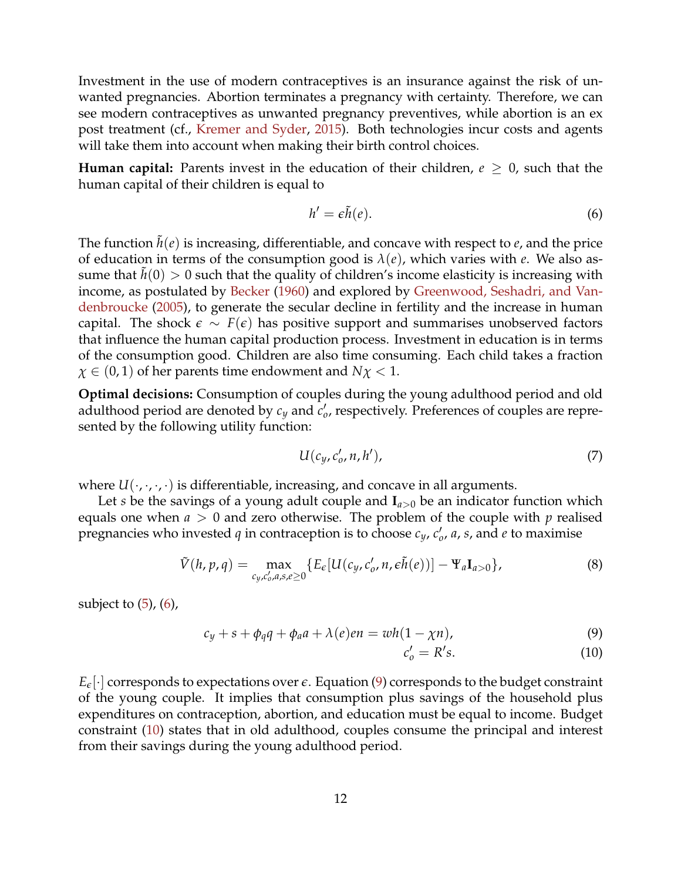Investment in the use of modern contraceptives is an insurance against the risk of unwanted pregnancies. Abortion terminates a pregnancy with certainty. Therefore, we can see modern contraceptives as unwanted pregnancy preventives, while abortion is an ex post treatment (cf., Kremer and Syder, 2015). Both technologies incur costs and agents will take them into account when making their birth control choices.

**Human capital:** Parents invest in the education of their children, $e \geq 0$, such that the human capital of their children is equal to

$$h' = \epsilon \tilde{h}(e). \tag{6}$$

The function $\tilde{h}(e)$ is increasing, differentiable, and concave with respect to $e$, and the price of education in terms of the consumption good is $\lambda(e)$, which varies with $e$. We also assume that $\tilde{h}(0) > 0$ such that the quality of children's income elasticity is increasing with income, as postulated by Becker (1960) and explored by Greenwood, Seshadri, and Vandenbroucke (2005), to generate the secular decline in fertility and the increase in human capital. The shock $\epsilon \sim F(\epsilon)$ has positive support and summarises unobserved factors that influence the human capital production process. Investment in education is in terms of the consumption good. Children are also time consuming. Each child takes a fraction $\chi \in (0, 1)$ of her parents time endowment and $N\chi < 1$.

**Optimal decisions:** Consumption of couples during the young adulthood period and old adulthood period are denoted by $c_y$ and $c'_o$, respectively. Preferences of couples are represented by the following utility function:

$$U(c_y, c'_o, n, h'), \tag{7}$$

where $U(\cdot, \cdot, \cdot, \cdot)$ is differentiable, increasing, and concave in all arguments.

Let $s$ be the savings of a young adult couple and $\mathbf{I}_{a>0}$ be an indicator function which equals one when $a > 0$ and zero otherwise. The problem of the couple with $p$ realised pregnancies who invested $q$ in contraception is to choose $c_y$, $c'_o$, $a$, $s$, and $e$ to maximise

$$\tilde{V}(h, p, q) = \max_{c_y, c'_o, a, s, e \geq 0} \{E_\epsilon[U(c_y, c'_o, n, \epsilon \tilde{h}(e))] - \Psi_a \mathbf{I}_{a>0}\}, \tag{8}$$

subject to (5), (6),

$$c_y + s + \phi_q q + \phi_a a + \lambda(e) e n = wh(1 - \chi n), \tag{9}$$

$$c'_o = R' s. \tag{10}$$

$E_\epsilon[\cdot]$ corresponds to expectations over $\epsilon$. Equation (9) corresponds to the budget constraint of the young couple. It implies that consumption plus savings of the household plus expenditures on contraception, abortion, and education must be equal to income. Budget constraint (10) states that in old adulthood, couples consume the principal and interest from their savings during the young adulthood period.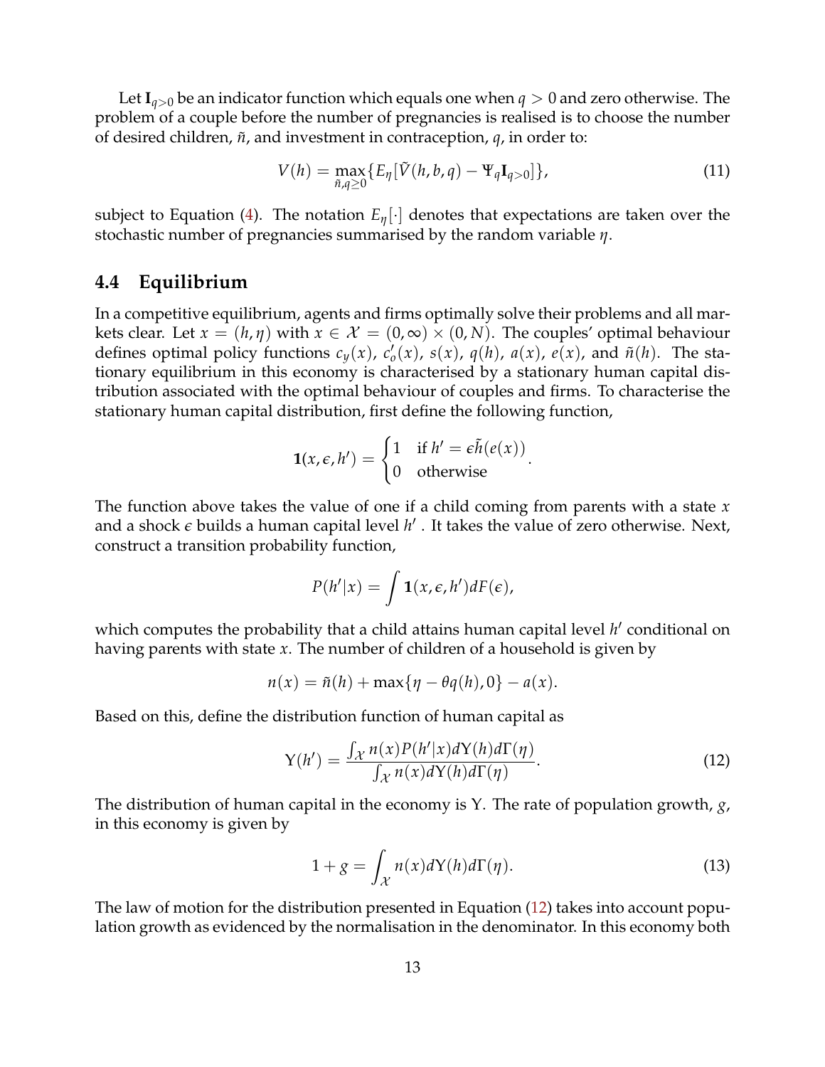Let $\mathbf{I}_{q>0}$ be an indicator function which equals one when $q > 0$ and zero otherwise. The problem of a couple before the number of pregnancies is realised is to choose the number of desired children, $\tilde{n}$, and investment in contraception, $q$, in order to:

$$V(h) = \max_{\tilde{n}, q \geq 0} \{ E_\eta [\tilde{V}(h, b, q) - \Psi_q \mathbf{I}_{q>0}] \}, \tag{11}$$

subject to Equation (4). The notation $E_\eta[\cdot]$ denotes that expectations are taken over the stochastic number of pregnancies summarised by the random variable $\eta$.

## 4.4 Equilibrium

In a competitive equilibrium, agents and firms optimally solve their problems and all markets clear. Let $x = (h, \eta)$ with $x \in \mathcal{X} = (0, \infty) \times (0, N)$. The couples' optimal behaviour defines optimal policy functions $c_y(x)$, $c'_o(x)$, $s(x)$, $q(h)$, $a(x)$, $e(x)$, and $\tilde{n}(h)$. The stationary equilibrium in this economy is characterised by a stationary human capital distribution associated with the optimal behaviour of couples and firms. To characterise the stationary human capital distribution, first define the following function,

$$\mathbf{1}(x, \epsilon, h') = \begin{cases} 1 & \text{if } h' = \epsilon \tilde{h}(e(x)) \\ 0 & \text{otherwise} \end{cases}.$$

The function above takes the value of one if a child coming from parents with a state $x$ and a shock $\epsilon$ builds a human capital level $h'$. It takes the value of zero otherwise. Next, construct a transition probability function,

$$P(h'|x) = \int \mathbf{1}(x, \epsilon, h') dF(\epsilon),$$

which computes the probability that a child attains human capital level $h'$ conditional on having parents with state $x$. The number of children of a household is given by

$$n(x) = \tilde{n}(h) + \max\{\eta - \theta q(h), 0\} - a(x).$$

Based on this, define the distribution function of human capital as

$$\Upsilon(h') = \frac{\int_{\mathcal{X}} n(x) P(h'|x) d\Upsilon(h) d\Gamma(\eta)}{\int_{\mathcal{X}} n(x) d\Upsilon(h) d\Gamma(\eta)}. \tag{12}$$

The distribution of human capital in the economy is $\Upsilon$. The rate of population growth, $g$, in this economy is given by

$$1 + g = \int_{\mathcal{X}} n(x) d\Upsilon(h) d\Gamma(\eta). \tag{13}$$

The law of motion for the distribution presented in Equation (12) takes into account population growth as evidenced by the normalisation in the denominator. In this economy both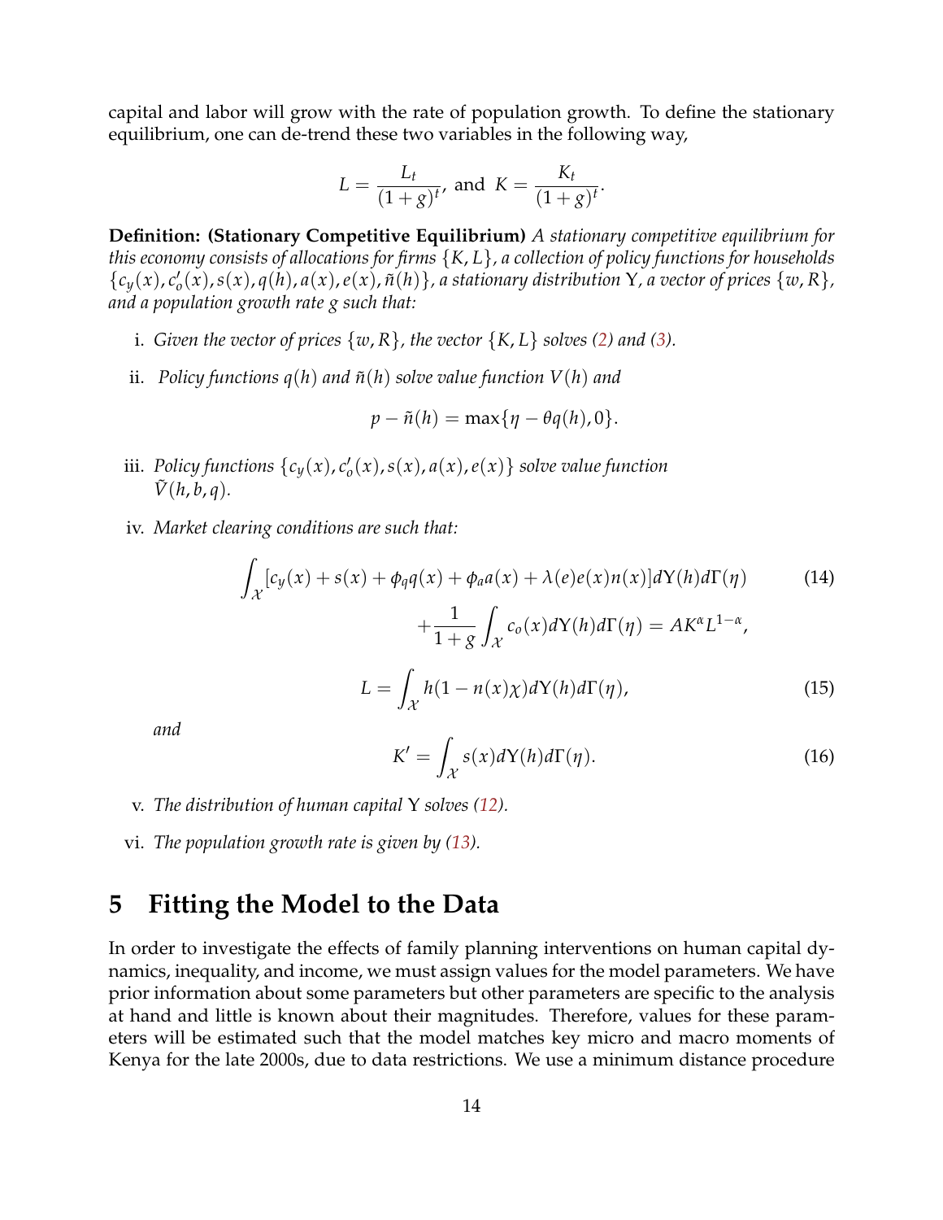capital and labor will grow with the rate of population growth. To define the stationary equilibrium, one can de-trend these two variables in the following way,

$$L = \frac{L_t}{(1+g)^t}, \text{ and } K = \frac{K_t}{(1+g)^t}.$$

**Definition: (Stationary Competitive Equilibrium)** *A stationary competitive equilibrium for this economy consists of allocations for firms $\{K, L\}$, a collection of policy functions for households $\{c_y(x), c_o'(x), s(x), q(h), a(x), e(x), \tilde{n}(h)\}$, a stationary distribution $\Upsilon$, a vector of prices $\{w, R\}$, and a population growth rate $g$ such that:*

i. *Given the vector of prices $\{w, R\}$, the vector $\{K, L\}$ solves (2) and (3).*

ii. *Policy functions $q(h)$ and $\tilde{n}(h)$ solve value function $V(h)$ and*

$$p - \tilde{n}(h) = \max\{\eta - \theta q(h), 0\}.$$

iii. *Policy functions $\{c_y(x), c_o'(x), s(x), a(x), e(x)\}$ solve value function $\tilde{V}(h, b, q)$.*

iv. *Market clearing conditions are such that:*

$$\int_{\mathcal{X}} [c_y(x) + s(x) + \phi_q q(x) + \phi_a a(x) + \lambda(e) e(x) n(x)] d\Upsilon(h) d\Gamma(\eta) + \frac{1}{1+g} \int_{\mathcal{X}} c_o(x) d\Upsilon(h) d\Gamma(\eta) = AK^{\alpha} L^{1-\alpha}, \tag{14}$$

$$L = \int_{\mathcal{X}} h(1 - n(x)\chi) d\Upsilon(h) d\Gamma(\eta), \tag{15}$$

*and*

$$K' = \int_{\mathcal{X}} s(x) d\Upsilon(h) d\Gamma(\eta). \tag{16}$$

v. *The distribution of human capital $\Upsilon$ solves (12).*

vi. *The population growth rate is given by (13).*

# 5 Fitting the Model to the Data

In order to investigate the effects of family planning interventions on human capital dynamics, inequality, and income, we must assign values for the model parameters. We have prior information about some parameters but other parameters are specific to the analysis at hand and little is known about their magnitudes. Therefore, values for these parameters will be estimated such that the model matches key micro and macro moments of Kenya for the late 2000s, due to data restrictions. We use a minimum distance procedure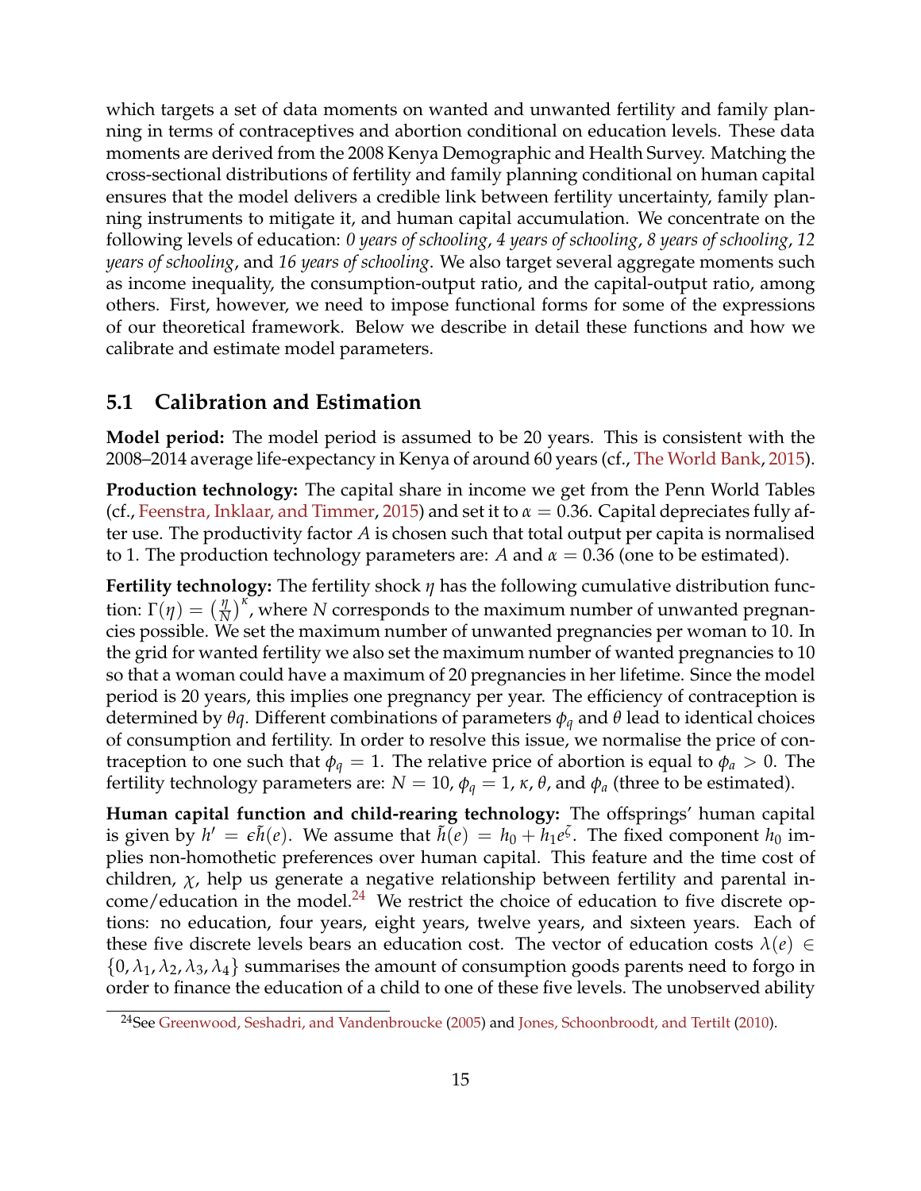which targets a set of data moments on wanted and unwanted fertility and family planning in terms of contraceptives and abortion conditional on education levels. These data moments are derived from the 2008 Kenya Demographic and Health Survey. Matching the cross-sectional distributions of fertility and family planning conditional on human capital ensures that the model delivers a credible link between fertility uncertainty, family planning instruments to mitigate it, and human capital accumulation. We concentrate on the following levels of education: *0 years of schooling*, *4 years of schooling*, *8 years of schooling*, *12 years of schooling*, and *16 years of schooling*. We also target several aggregate moments such as income inequality, the consumption-output ratio, and the capital-output ratio, among others. First, however, we need to impose functional forms for some of the expressions of our theoretical framework. Below we describe in detail these functions and how we calibrate and estimate model parameters.

## 5.1 Calibration and Estimation

**Model period:** The model period is assumed to be 20 years. This is consistent with the 2008–2014 average life-expectancy in Kenya of around 60 years (cf., The World Bank, 2015).

**Production technology:** The capital share in income we get from the Penn World Tables (cf., Feenstra, Inklaar, and Timmer, 2015) and set it to $\alpha = 0.36$. Capital depreciates fully after use. The productivity factor $A$ is chosen such that total output per capita is normalised to 1. The production technology parameters are: $A$ and $\alpha = 0.36$ (one to be estimated).

**Fertility technology:** The fertility shock $\eta$ has the following cumulative distribution function: $\Gamma(\eta) = \left(\frac{\eta}{N}\right)^{\kappa}$, where $N$ corresponds to the maximum number of unwanted pregnancies possible. We set the maximum number of unwanted pregnancies per woman to 10. In the grid for wanted fertility we also set the maximum number of wanted pregnancies to 10 so that a woman could have a maximum of 20 pregnancies in her lifetime. Since the model period is 20 years, this implies one pregnancy per year. The efficiency of contraception is determined by $\theta q$. Different combinations of parameters $\phi_q$ and $\theta$ lead to identical choices of consumption and fertility. In order to resolve this issue, we normalise the price of contraception to one such that $\phi_q = 1$. The relative price of abortion is equal to $\phi_a > 0$. The fertility technology parameters are: $N = 10$, $\phi_q = 1$, $\kappa$, $\theta$, and $\phi_a$ (three to be estimated).

**Human capital function and child-rearing technology:** The offsprings' human capital is given by $h' = \epsilon \tilde{h}(e)$. We assume that $\tilde{h}(e) = h_0 + h_1 e^{\zeta}$. The fixed component $h_0$ implies non-homothetic preferences over human capital. This feature and the time cost of children, $\chi$, help us generate a negative relationship between fertility and parental income/education in the model.[24] We restrict the choice of education to five discrete options: no education, four years, eight years, twelve years, and sixteen years. Each of these five discrete levels bears an education cost. The vector of education costs $\lambda(e) \in \{0, \lambda_1, \lambda_2, \lambda_3, \lambda_4\}$ summarises the amount of consumption goods parents need to forgo in order to finance the education of a child to one of these five levels. The unobserved ability

[24] See Greenwood, Seshadri, and Vandenbroucke (2005) and Jones, Schoonbroodt, and Tertilt (2010).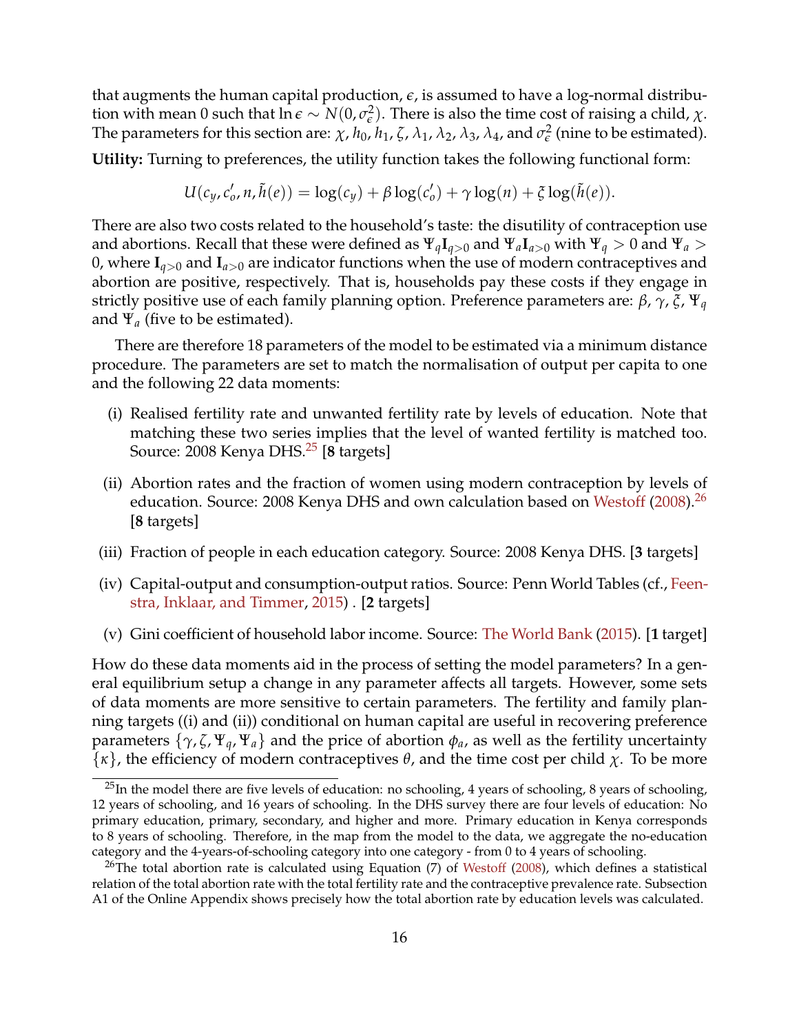that augments the human capital production, $\epsilon$, is assumed to have a log-normal distribution with mean 0 such that $\ln \epsilon \sim N(0, \sigma_\epsilon^2)$. There is also the time cost of raising a child, $\chi$. The parameters for this section are: $\chi$, $h_0$, $h_1$, $\zeta$, $\lambda_1$, $\lambda_2$, $\lambda_3$, $\lambda_4$, and $\sigma_\epsilon^2$ (nine to be estimated).

**Utility:** Turning to preferences, the utility function takes the following functional form:

$$U(c_y, c_o', n, \tilde{h}(e)) = \log(c_y) + \beta \log(c_o') + \gamma \log(n) + \xi \log(\tilde{h}(e)).$$

There are also two costs related to the household's taste: the disutility of contraception use and abortions. Recall that these were defined as $\Psi_q \mathbf{I}_{q>0}$ and $\Psi_a \mathbf{I}_{a>0}$ with $\Psi_q > 0$ and $\Psi_a > 0$, where $\mathbf{I}_{q>0}$ and $\mathbf{I}_{a>0}$ are indicator functions when the use of modern contraceptives and abortion are positive, respectively. That is, households pay these costs if they engage in strictly positive use of each family planning option. Preference parameters are: $\beta$, $\gamma$, $\xi$, $\Psi_q$ and $\Psi_a$ (five to be estimated).

There are therefore 18 parameters of the model to be estimated via a minimum distance procedure. The parameters are set to match the normalisation of output per capita to one and the following 22 data moments:

(i) Realised fertility rate and unwanted fertility rate by levels of education. Note that matching these two series implies that the level of wanted fertility is matched too. Source: 2008 Kenya DHS.[25] [**8** targets]

(ii) Abortion rates and the fraction of women using modern contraception by levels of education. Source: 2008 Kenya DHS and own calculation based on Westoff (2008).[26] [**8** targets]

(iii) Fraction of people in each education category. Source: 2008 Kenya DHS. [**3** targets]

(iv) Capital-output and consumption-output ratios. Source: Penn World Tables (cf., Feenstra, Inklaar, and Timmer, 2015) . [**2** targets]

(v) Gini coefficient of household labor income. Source: The World Bank (2015). [**1** target]

How do these data moments aid in the process of setting the model parameters? In a general equilibrium setup a change in any parameter affects all targets. However, some sets of data moments are more sensitive to certain parameters. The fertility and family planning targets ((i) and (ii)) conditional on human capital are useful in recovering preference parameters $\{\gamma, \zeta, \Psi_q, \Psi_a\}$ and the price of abortion $\phi_a$, as well as the fertility uncertainty $\{\kappa\}$, the efficiency of modern contraceptives $\theta$, and the time cost per child $\chi$. To be more

[25] In the model there are five levels of education: no schooling, 4 years of schooling, 8 years of schooling, 12 years of schooling, and 16 years of schooling. In the DHS survey there are four levels of education: No primary education, primary, secondary, and higher and more. Primary education in Kenya corresponds to 8 years of schooling. Therefore, in the map from the model to the data, we aggregate the no-education category and the 4-years-of-schooling category into one category - from 0 to 4 years of schooling.

[26] The total abortion rate is calculated using Equation (7) of Westoff (2008), which defines a statistical relation of the total abortion rate with the total fertility rate and the contraceptive prevalence rate. Subsection A1 of the Online Appendix shows precisely how the total abortion rate by education levels was calculated.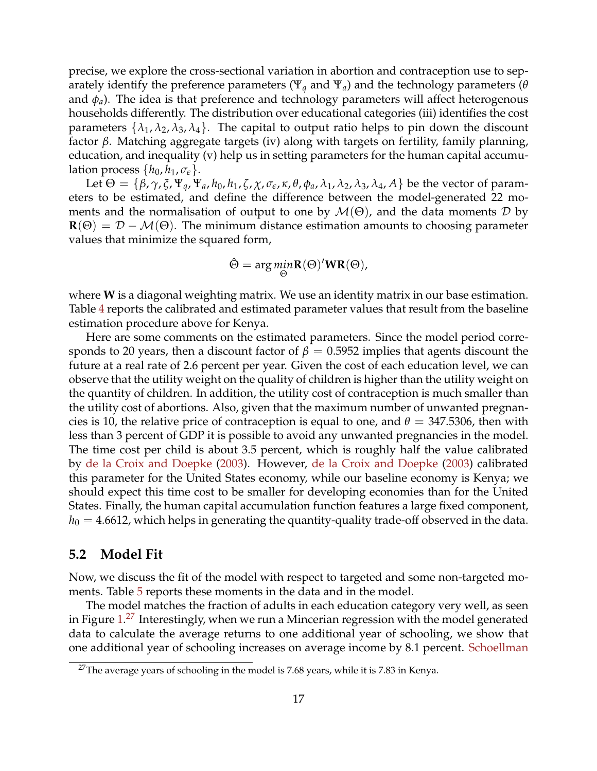precise, we explore the cross-sectional variation in abortion and contraception use to separately identify the preference parameters ($\Psi_q$ and $\Psi_a$) and the technology parameters ($\theta$ and $\phi_a$). The idea is that preference and technology parameters will affect heterogenous households differently. The distribution over educational categories (iii) identifies the cost parameters $\{\lambda_1, \lambda_2, \lambda_3, \lambda_4\}$. The capital to output ratio helps to pin down the discount factor $\beta$. Matching aggregate targets (iv) along with targets on fertility, family planning, education, and inequality (v) help us in setting parameters for the human capital accumulation process $\{h_0, h_1, \sigma_\epsilon\}$.

Let $\Theta = \{\beta, \gamma, \xi, \Psi_q, \Psi_a, h_0, h_1, \zeta, \chi, \sigma_\epsilon, \kappa, \theta, \phi_a, \lambda_1, \lambda_2, \lambda_3, \lambda_4, A\}$ be the vector of parameters to be estimated, and define the difference between the model-generated 22 moments and the normalisation of output to one by $\mathcal{M}(\Theta)$, and the data moments $\mathcal{D}$ by $\mathbf{R}(\Theta) = \mathcal{D} - \mathcal{M}(\Theta)$. The minimum distance estimation amounts to choosing parameter values that minimize the squared form,

$$\hat{\Theta} = \arg \min_{\Theta} \mathbf{R}(\Theta)' \mathbf{W} \mathbf{R}(\Theta),$$

where $\mathbf{W}$ is a diagonal weighting matrix. We use an identity matrix in our base estimation. Table 4 reports the calibrated and estimated parameter values that result from the baseline estimation procedure above for Kenya.

Here are some comments on the estimated parameters. Since the model period corresponds to 20 years, then a discount factor of $\beta = 0.5952$ implies that agents discount the future at a real rate of 2.6 percent per year. Given the cost of each education level, we can observe that the utility weight on the quality of children is higher than the utility weight on the quantity of children. In addition, the utility cost of contraception is much smaller than the utility cost of abortions. Also, given that the maximum number of unwanted pregnancies is 10, the relative price of contraception is equal to one, and $\theta = 347.5306$, then with less than 3 percent of GDP it is possible to avoid any unwanted pregnancies in the model. The time cost per child is about 3.5 percent, which is roughly half the value calibrated by de la Croix and Doepke (2003). However, de la Croix and Doepke (2003) calibrated this parameter for the United States economy, while our baseline economy is Kenya; we should expect this time cost to be smaller for developing economies than for the United States. Finally, the human capital accumulation function features a large fixed component, $h_0 = 4.6612$, which helps in generating the quantity-quality trade-off observed in the data.

## 5.2 Model Fit

Now, we discuss the fit of the model with respect to targeted and some non-targeted moments. Table 5 reports these moments in the data and in the model.

The model matches the fraction of adults in each education category very well, as seen in Figure 1.[27] Interestingly, when we run a Mincerian regression with the model generated data to calculate the average returns to one additional year of schooling, we show that one additional year of schooling increases on average income by 8.1 percent. Schoellman

[27] The average years of schooling in the model is 7.68 years, while it is 7.83 in Kenya.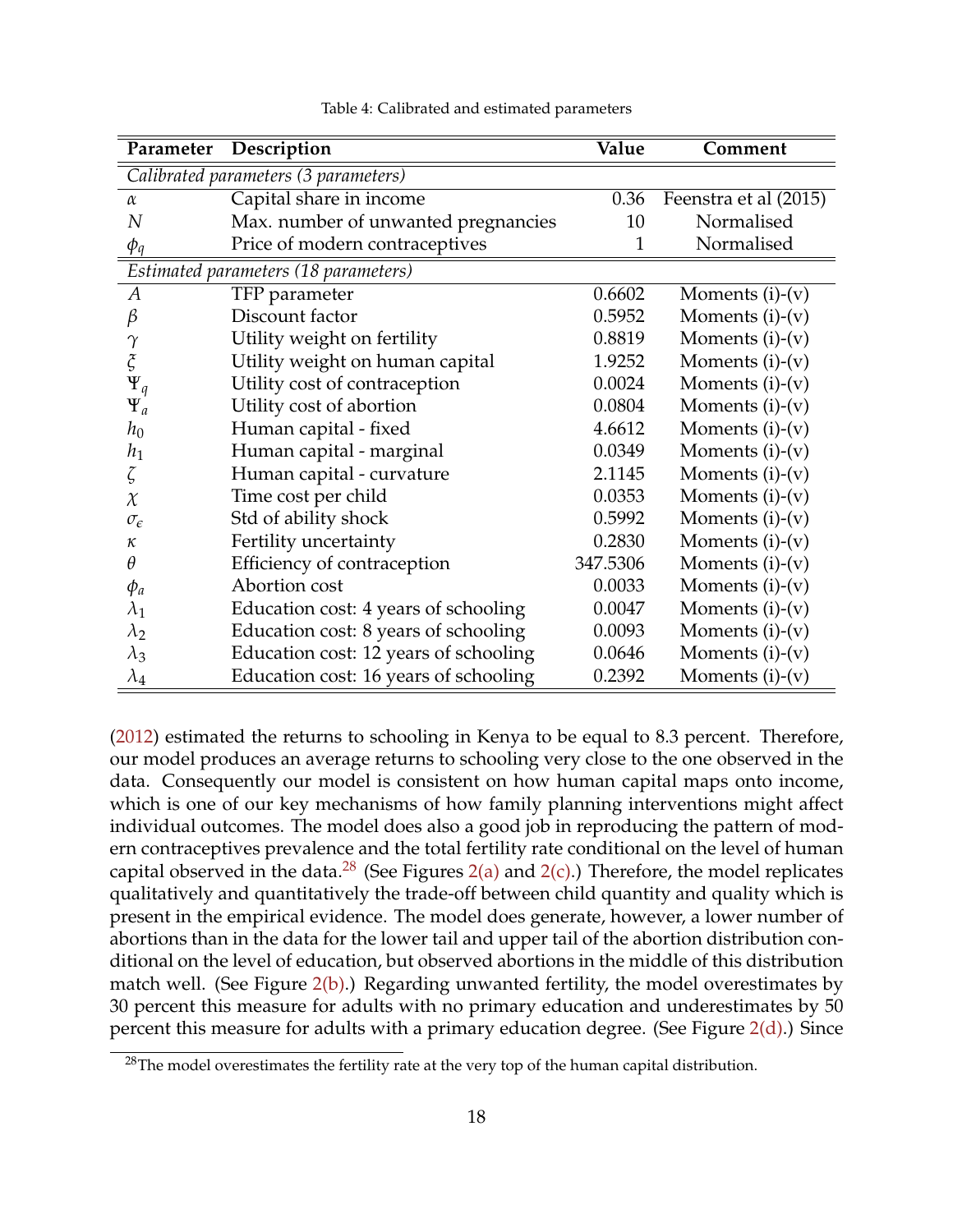Table 4: Calibrated and estimated parameters

| Parameter | Description | Value | Comment |
|---|---|---|---|
| *Calibrated parameters (3 parameters)* | | | |
| $\alpha$ | Capital share in income | 0.36 | Feenstra et al (2015) |
| $N$ | Max. number of unwanted pregnancies | 10 | Normalised |
| $\phi_q$ | Price of modern contraceptives | 1 | Normalised |
| *Estimated parameters (18 parameters)* | | | |
| $A$ | TFP parameter | 0.6602 | Moments (i)-(v) |
| $\beta$ | Discount factor | 0.5952 | Moments (i)-(v) |
| $\gamma$ | Utility weight on fertility | 0.8819 | Moments (i)-(v) |
| $\xi$ | Utility weight on human capital | 1.9252 | Moments (i)-(v) |
| $\Psi_q$ | Utility cost of contraception | 0.0024 | Moments (i)-(v) |
| $\Psi_a$ | Utility cost of abortion | 0.0804 | Moments (i)-(v) |
| $h_0$ | Human capital - fixed | 4.6612 | Moments (i)-(v) |
| $h_1$ | Human capital - marginal | 0.0349 | Moments (i)-(v) |
| $\zeta$ | Human capital - curvature | 2.1145 | Moments (i)-(v) |
| $\chi$ | Time cost per child | 0.0353 | Moments (i)-(v) |
| $\sigma_\epsilon$ | Std of ability shock | 0.5992 | Moments (i)-(v) |
| $\kappa$ | Fertility uncertainty | 0.2830 | Moments (i)-(v) |
| $\theta$ | Efficiency of contraception | 347.5306 | Moments (i)-(v) |
| $\phi_a$ | Abortion cost | 0.0033 | Moments (i)-(v) |
| $\lambda_1$ | Education cost: 4 years of schooling | 0.0047 | Moments (i)-(v) |
| $\lambda_2$ | Education cost: 8 years of schooling | 0.0093 | Moments (i)-(v) |
| $\lambda_3$ | Education cost: 12 years of schooling | 0.0646 | Moments (i)-(v) |
| $\lambda_4$ | Education cost: 16 years of schooling | 0.2392 | Moments (i)-(v) |

(2012) estimated the returns to schooling in Kenya to be equal to 8.3 percent. Therefore, our model produces an average returns to schooling very close to the one observed in the data. Consequently our model is consistent on how human capital maps onto income, which is one of our key mechanisms of how family planning interventions might affect individual outcomes. The model does also a good job in reproducing the pattern of modern contraceptives prevalence and the total fertility rate conditional on the level of human capital observed in the data.[28] (See Figures 2(a) and 2(c).) Therefore, the model replicates qualitatively and quantitatively the trade-off between child quantity and quality which is present in the empirical evidence. The model does generate, however, a lower number of abortions than in the data for the lower tail and upper tail of the abortion distribution conditional on the level of education, but observed abortions in the middle of this distribution match well. (See Figure 2(b).) Regarding unwanted fertility, the model overestimates by 30 percent this measure for adults with no primary education and underestimates by 50 percent this measure for adults with a primary education degree. (See Figure 2(d).) Since

[28] The model overestimates the fertility rate at the very top of the human capital distribution.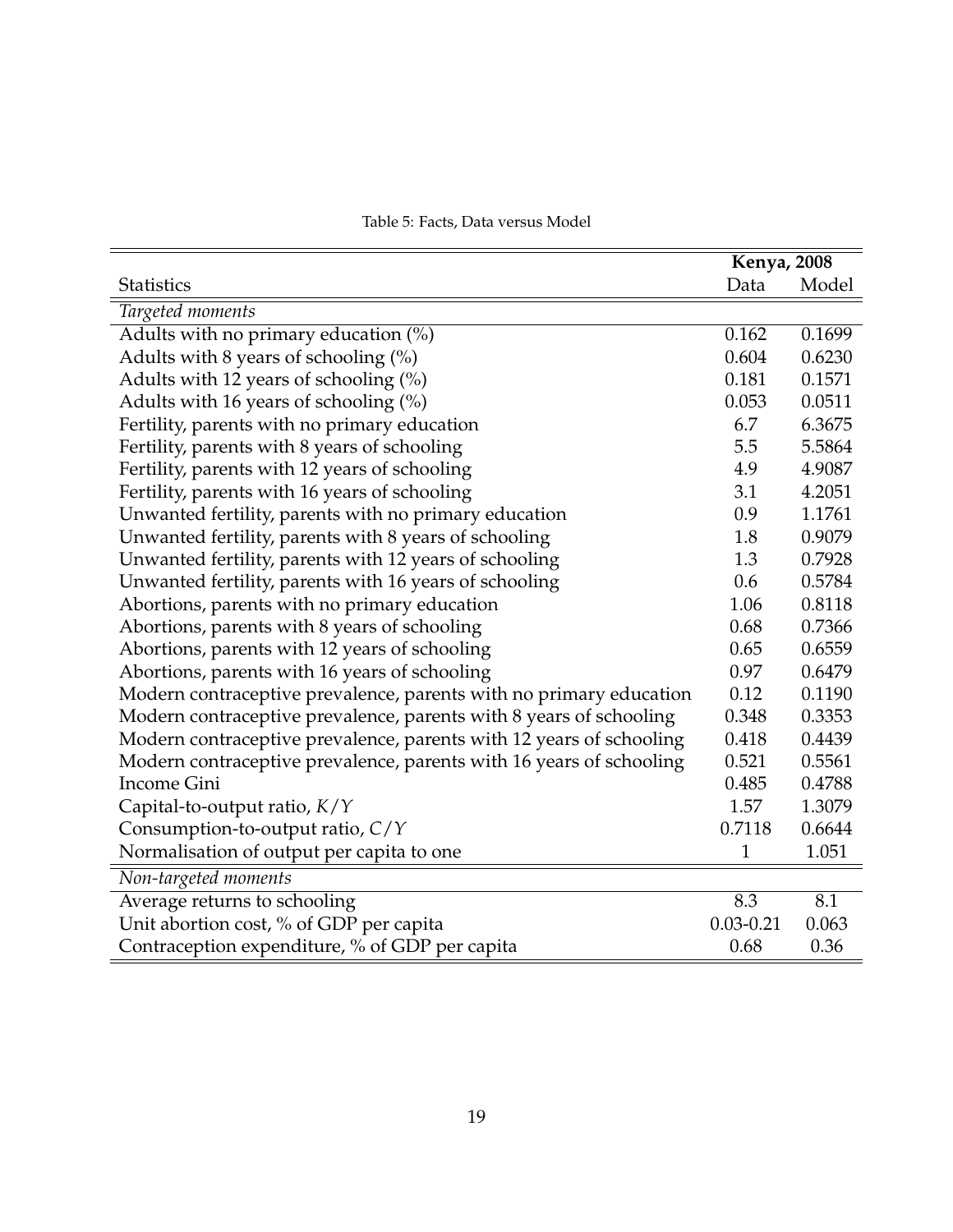Table 5: Facts, Data versus Model

| | **Kenya, 2008** | |
|---|---|---|
| Statistics | Data | Model |
| *Targeted moments* | | |
| Adults with no primary education (%) | 0.162 | 0.1699 |
| Adults with 8 years of schooling (%) | 0.604 | 0.6230 |
| Adults with 12 years of schooling (%) | 0.181 | 0.1571 |
| Adults with 16 years of schooling (%) | 0.053 | 0.0511 |
| Fertility, parents with no primary education | 6.7 | 6.3675 |
| Fertility, parents with 8 years of schooling | 5.5 | 5.5864 |
| Fertility, parents with 12 years of schooling | 4.9 | 4.9087 |
| Fertility, parents with 16 years of schooling | 3.1 | 4.2051 |
| Unwanted fertility, parents with no primary education | 0.9 | 1.1761 |
| Unwanted fertility, parents with 8 years of schooling | 1.8 | 0.9079 |
| Unwanted fertility, parents with 12 years of schooling | 1.3 | 0.7928 |
| Unwanted fertility, parents with 16 years of schooling | 0.6 | 0.5784 |
| Abortions, parents with no primary education | 1.06 | 0.8118 |
| Abortions, parents with 8 years of schooling | 0.68 | 0.7366 |
| Abortions, parents with 12 years of schooling | 0.65 | 0.6559 |
| Abortions, parents with 16 years of schooling | 0.97 | 0.6479 |
| Modern contraceptive prevalence, parents with no primary education | 0.12 | 0.1190 |
| Modern contraceptive prevalence, parents with 8 years of schooling | 0.348 | 0.3353 |
| Modern contraceptive prevalence, parents with 12 years of schooling | 0.418 | 0.4439 |
| Modern contraceptive prevalence, parents with 16 years of schooling | 0.521 | 0.5561 |
| Income Gini | 0.485 | 0.4788 |
| Capital-to-output ratio, $K/Y$ | 1.57 | 1.3079 |
| Consumption-to-output ratio, $C/Y$ | 0.7118 | 0.6644 |
| Normalisation of output per capita to one | 1 | 1.051 |
| *Non-targeted moments* | | |
| Average returns to schooling | 8.3 | 8.1 |
| Unit abortion cost, % of GDP per capita | 0.03-0.21 | 0.063 |
| Contraception expenditure, % of GDP per capita | 0.68 | 0.36 |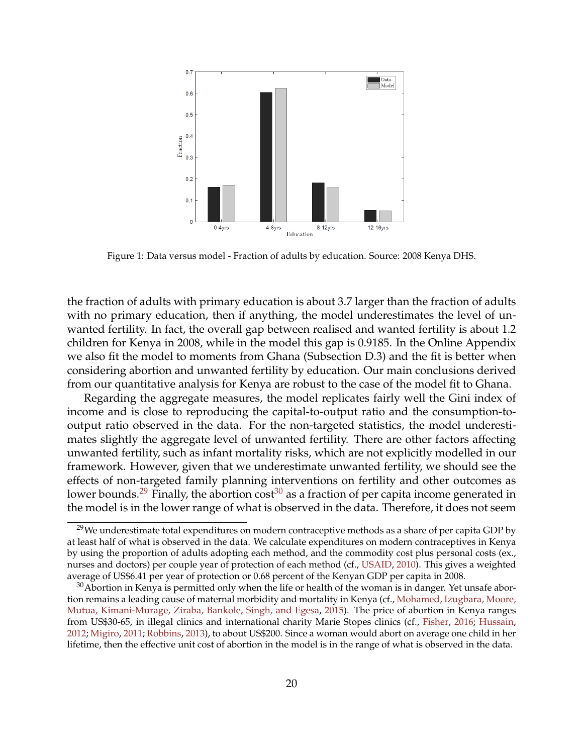Figure 1: Data versus model - Fraction of adults by education. Source: 2008 Kenya DHS.

the fraction of adults with primary education is about 3.7 larger than the fraction of adults with no primary education, then if anything, the model underestimates the level of unwanted fertility. In fact, the overall gap between realised and wanted fertility is about 1.2 children for Kenya in 2008, while in the model this gap is 0.9185. In the Online Appendix we also fit the model to moments from Ghana (Subsection D.3) and the fit is better when considering abortion and unwanted fertility by education. Our main conclusions derived from our quantitative analysis for Kenya are robust to the case of the model fit to Ghana.

Regarding the aggregate measures, the model replicates fairly well the Gini index of income and is close to reproducing the capital-to-output ratio and the consumption-to-output ratio observed in the data. For the non-targeted statistics, the model underestimates slightly the aggregate level of unwanted fertility. There are other factors affecting unwanted fertility, such as infant mortality risks, which are not explicitly modelled in our framework. However, given that we underestimate unwanted fertility, we should see the effects of non-targeted family planning interventions on fertility and other outcomes as lower bounds.[29] Finally, the abortion cost[30] as a fraction of per capita income generated in the model is in the lower range of what is observed in the data. Therefore, it does not seem

[29] We underestimate total expenditures on modern contraceptive methods as a share of per capita GDP by at least half of what is observed in the data. We calculate expenditures on modern contraceptives in Kenya by using the proportion of adults adopting each method, and the commodity cost plus personal costs (ex., nurses and doctors) per couple year of protection of each method (cf., USAID, 2010). This gives a weighted average of US$6.41 per year of protection or 0.68 percent of the Kenyan GDP per capita in 2008.

[30] Abortion in Kenya is permitted only when the life or health of the woman is in danger. Yet unsafe abortion remains a leading cause of maternal morbidity and mortality in Kenya (cf., Mohamed, Izugbara, Moore, Mutua, Kimani-Murage, Ziraba, Bankole, Singh, and Egesa, 2015). The price of abortion in Kenya ranges from US$30-65, in illegal clinics and international charity Marie Stopes clinics (cf., Fisher, 2016; Hussain, 2012; Migiro, 2011; Robbins, 2013), to about US$200. Since a woman would abort on average one child in her lifetime, then the effective unit cost of abortion in the model is in the range of what is observed in the data.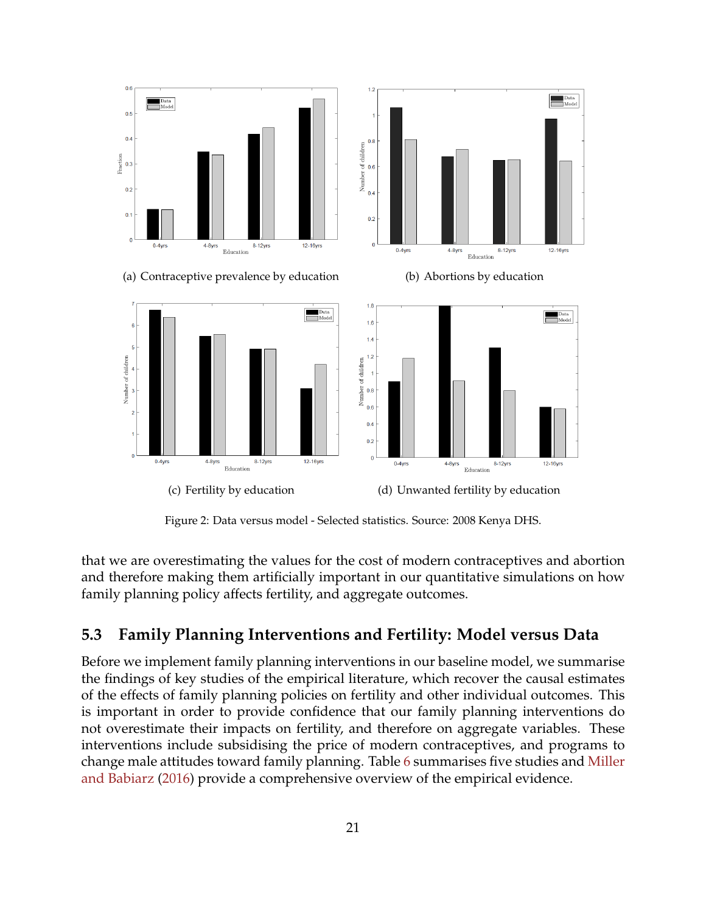(a) Contraceptive prevalence by education

(b) Abortions by education

(c) Fertility by education

(d) Unwanted fertility by education

Figure 2: Data versus model - Selected statistics. Source: 2008 Kenya DHS.

that we are overestimating the values for the cost of modern contraceptives and abortion and therefore making them artificially important in our quantitative simulations on how family planning policy affects fertility, and aggregate outcomes.

## 5.3 Family Planning Interventions and Fertility: Model versus Data

Before we implement family planning interventions in our baseline model, we summarise the findings of key studies of the empirical literature, which recover the causal estimates of the effects of family planning policies on fertility and other individual outcomes. This is important in order to provide confidence that our family planning interventions do not overestimate their impacts on fertility, and therefore on aggregate variables. These interventions include subsidising the price of modern contraceptives, and programs to change male attitudes toward family planning. Table 6 summarises five studies and Miller and Babiarz (2016) provide a comprehensive overview of the empirical evidence.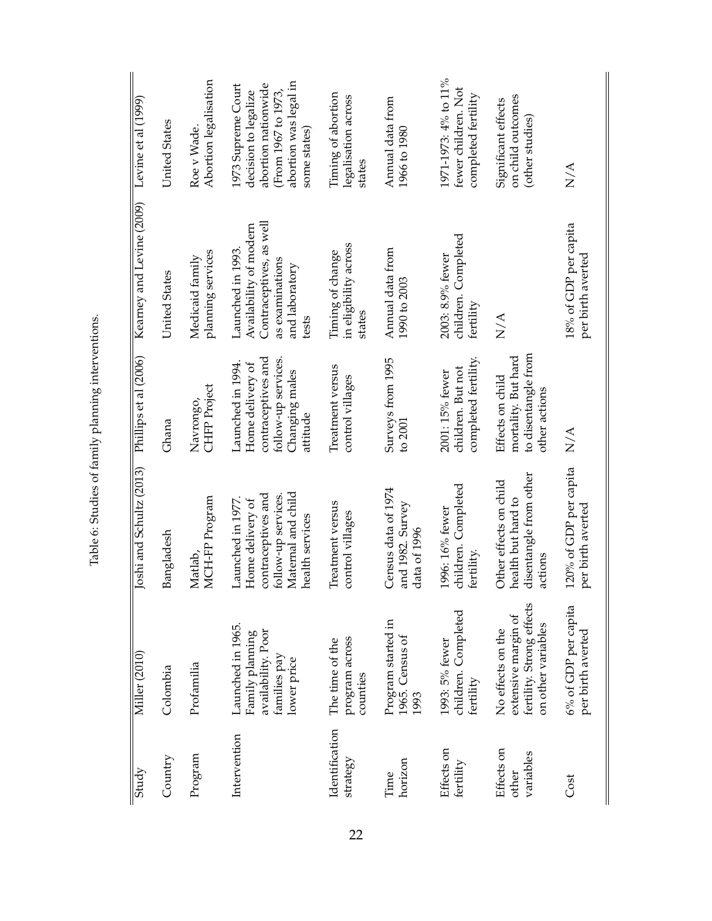Table 6: Studies of family planning interventions.

| Study | Miller (2010) | Joshi and Schultz (2013) | Phillips et al (2006) | Kearney and Levine (2009) | Levine et al (1999) |
|---|---|---|---|---|---|
| Country | Colombia | Bangladesh | Ghana | United States | United States |
| Program | Profamilia | Matlab, MCH-FP Program | Navrongo, CHFP Project | Medicaid family planning services | Roe v Wade. Abortion legalisation |
| Intervention | Launched in 1965. Family planning availability. Poor families pay lower price | Launched in 1977. Home delivery of contraceptives and follow-up services. Maternal and child health services | Launched in 1994. Home delivery of contraceptives and follow-up services. Changing males attitude | Launched in 1993. Availability of modern Contraceptives, as well as examinations and laboratory tests | 1973 Supreme Court decision to legalize abortion nationwide (From 1967 to 1973, abortion was legal in some states) |
| Identification strategy | The time of the program across counties | Treatment versus control villages | Treatment versus control villages | Timing of change in eligibility across states | Timing of abortion legalisation across states |
| Time horizon | Program started in 1965. Census of 1993 | Census data of 1974 and 1982. Survey data of 1996 | Surveys from 1995 to 2001 | Annual data from 1990 to 2003 | Annual data from 1966 to 1980 |
| Effects on fertility | 1993: 5% fewer children. Completed fertility | 1996: 16% fewer children. Completed fertility. | 2001: 15% fewer children. But not completed fertility. | 2003: 8.9% fewer children. Completed fertility | 1971-1973: 4% to 11% fewer children. Not completed fertility |
| Effects on other variables | No effects on the extensive margin of fertility. Strong effects on other variables | Other effects on child health but hard to disentangle from other actions | Effects on child mortality. But hard to disentangle from other actions | N/A | Significant effects on child outcomes (other studies) |
| Cost | 6% of GDP per capita per birth averted | 120% of GDP per capita per birth averted | N/A | 18% of GDP per capita per birth averted | N/A |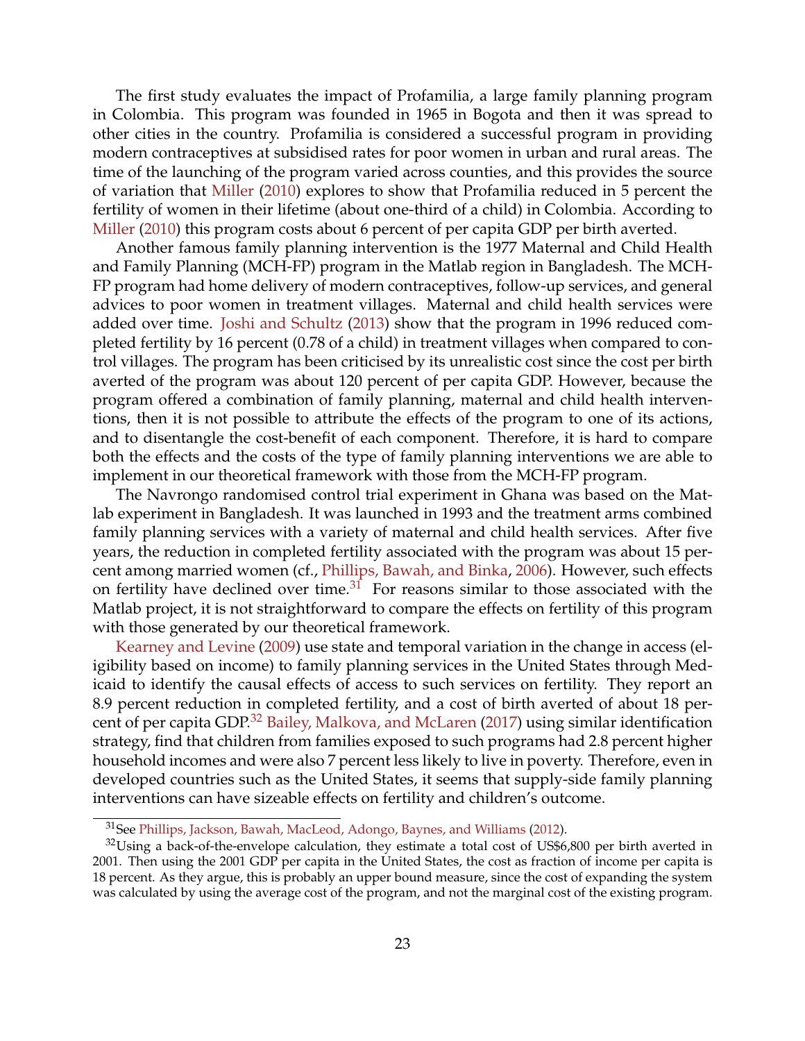The first study evaluates the impact of Profamilia, a large family planning program in Colombia. This program was founded in 1965 in Bogota and then it was spread to other cities in the country. Profamilia is considered a successful program in providing modern contraceptives at subsidised rates for poor women in urban and rural areas. The time of the launching of the program varied across counties, and this provides the source of variation that Miller (2010) explores to show that Profamilia reduced in 5 percent the fertility of women in their lifetime (about one-third of a child) in Colombia. According to Miller (2010) this program costs about 6 percent of per capita GDP per birth averted.

Another famous family planning intervention is the 1977 Maternal and Child Health and Family Planning (MCH-FP) program in the Matlab region in Bangladesh. The MCH-FP program had home delivery of modern contraceptives, follow-up services, and general advices to poor women in treatment villages. Maternal and child health services were added over time. Joshi and Schultz (2013) show that the program in 1996 reduced completed fertility by 16 percent (0.78 of a child) in treatment villages when compared to control villages. The program has been criticised by its unrealistic cost since the cost per birth averted of the program was about 120 percent of per capita GDP. However, because the program offered a combination of family planning, maternal and child health interventions, then it is not possible to attribute the effects of the program to one of its actions, and to disentangle the cost-benefit of each component. Therefore, it is hard to compare both the effects and the costs of the type of family planning interventions we are able to implement in our theoretical framework with those from the MCH-FP program.

The Navrongo randomised control trial experiment in Ghana was based on the Matlab experiment in Bangladesh. It was launched in 1993 and the treatment arms combined family planning services with a variety of maternal and child health services. After five years, the reduction in completed fertility associated with the program was about 15 percent among married women (cf., Phillips, Bawah, and Binka, 2006). However, such effects on fertility have declined over time.[31] For reasons similar to those associated with the Matlab project, it is not straightforward to compare the effects on fertility of this program with those generated by our theoretical framework.

Kearney and Levine (2009) use state and temporal variation in the change in access (eligibility based on income) to family planning services in the United States through Medicaid to identify the causal effects of access to such services on fertility. They report an 8.9 percent reduction in completed fertility, and a cost of birth averted of about 18 percent of per capita GDP.[32] Bailey, Malkova, and McLaren (2017) using similar identification strategy, find that children from families exposed to such programs had 2.8 percent higher household incomes and were also 7 percent less likely to live in poverty. Therefore, even in developed countries such as the United States, it seems that supply-side family planning interventions can have sizeable effects on fertility and children's outcome.

[31] See Phillips, Jackson, Bawah, MacLeod, Adongo, Baynes, and Williams (2012).

[32] Using a back-of-the-envelope calculation, they estimate a total cost of US$6,800 per birth averted in 2001. Then using the 2001 GDP per capita in the United States, the cost as fraction of income per capita is 18 percent. As they argue, this is probably an upper bound measure, since the cost of expanding the system was calculated by using the average cost of the program, and not the marginal cost of the existing program.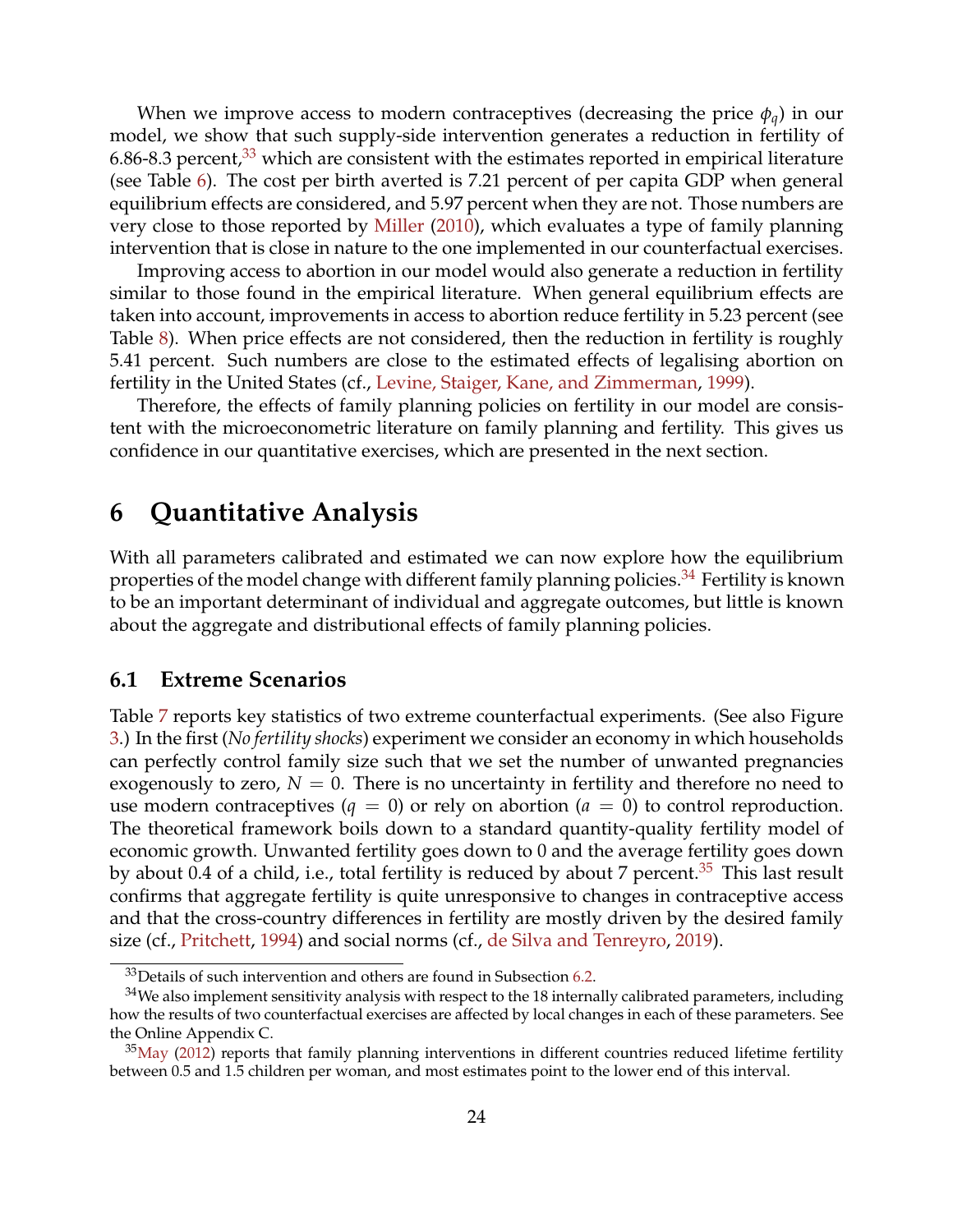When we improve access to modern contraceptives (decreasing the price $\phi_q$) in our model, we show that such supply-side intervention generates a reduction in fertility of 6.86-8.3 percent,[33] which are consistent with the estimates reported in empirical literature (see Table 6). The cost per birth averted is 7.21 percent of per capita GDP when general equilibrium effects are considered, and 5.97 percent when they are not. Those numbers are very close to those reported by Miller (2010), which evaluates a type of family planning intervention that is close in nature to the one implemented in our counterfactual exercises.

Improving access to abortion in our model would also generate a reduction in fertility similar to those found in the empirical literature. When general equilibrium effects are taken into account, improvements in access to abortion reduce fertility in 5.23 percent (see Table 8). When price effects are not considered, then the reduction in fertility is roughly 5.41 percent. Such numbers are close to the estimated effects of legalising abortion on fertility in the United States (cf., Levine, Staiger, Kane, and Zimmerman, 1999).

Therefore, the effects of family planning policies on fertility in our model are consistent with the microeconometric literature on family planning and fertility. This gives us confidence in our quantitative exercises, which are presented in the next section.

# 6 Quantitative Analysis

With all parameters calibrated and estimated we can now explore how the equilibrium properties of the model change with different family planning policies.[34] Fertility is known to be an important determinant of individual and aggregate outcomes, but little is known about the aggregate and distributional effects of family planning policies.

## 6.1 Extreme Scenarios

Table 7 reports key statistics of two extreme counterfactual experiments. (See also Figure 3.) In the first (*No fertility shocks*) experiment we consider an economy in which households can perfectly control family size such that we set the number of unwanted pregnancies exogenously to zero, $N = 0$. There is no uncertainty in fertility and therefore no need to use modern contraceptives ($q = 0$) or rely on abortion ($a = 0$) to control reproduction. The theoretical framework boils down to a standard quantity-quality fertility model of economic growth. Unwanted fertility goes down to 0 and the average fertility goes down by about 0.4 of a child, i.e., total fertility is reduced by about 7 percent.[35] This last result confirms that aggregate fertility is quite unresponsive to changes in contraceptive access and that the cross-country differences in fertility are mostly driven by the desired family size (cf., Pritchett, 1994) and social norms (cf., de Silva and Tenreyro, 2019).

[33] Details of such intervention and others are found in Subsection 6.2.

[34] We also implement sensitivity analysis with respect to the 18 internally calibrated parameters, including how the results of two counterfactual exercises are affected by local changes in each of these parameters. See the Online Appendix C.

[35] May (2012) reports that family planning interventions in different countries reduced lifetime fertility between 0.5 and 1.5 children per woman, and most estimates point to the lower end of this interval.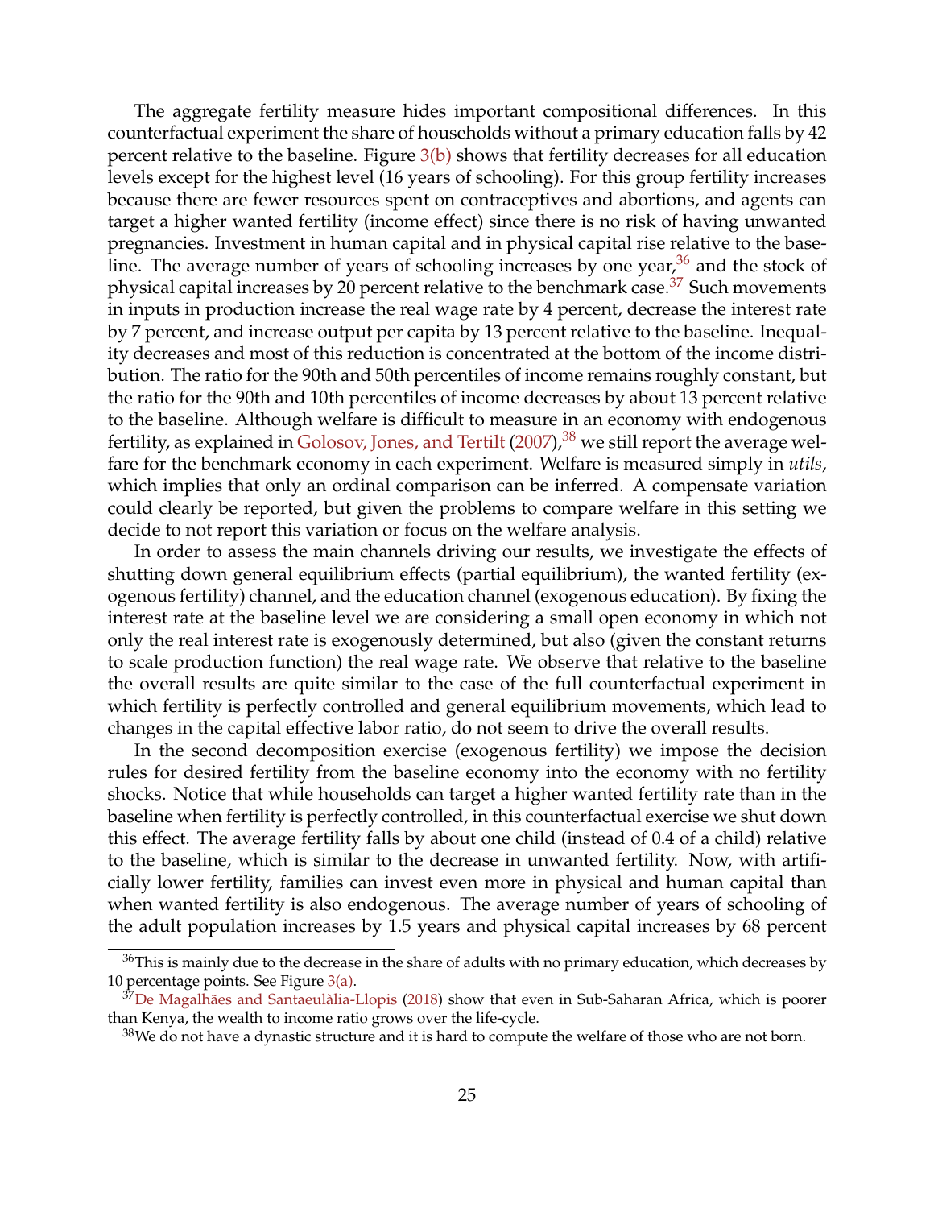The aggregate fertility measure hides important compositional differences. In this counterfactual experiment the share of households without a primary education falls by 42 percent relative to the baseline. Figure 3(b) shows that fertility decreases for all education levels except for the highest level (16 years of schooling). For this group fertility increases because there are fewer resources spent on contraceptives and abortions, and agents can target a higher wanted fertility (income effect) since there is no risk of having unwanted pregnancies. Investment in human capital and in physical capital rise relative to the baseline. The average number of years of schooling increases by one year,[36] and the stock of physical capital increases by 20 percent relative to the benchmark case.[37] Such movements in inputs in production increase the real wage rate by 4 percent, decrease the interest rate by 7 percent, and increase output per capita by 13 percent relative to the baseline. Inequality decreases and most of this reduction is concentrated at the bottom of the income distribution. The ratio for the 90th and 50th percentiles of income remains roughly constant, but the ratio for the 90th and 10th percentiles of income decreases by about 13 percent relative to the baseline. Although welfare is difficult to measure in an economy with endogenous fertility, as explained in Golosov, Jones, and Tertilt (2007),[38] we still report the average welfare for the benchmark economy in each experiment. Welfare is measured simply in *utils*, which implies that only an ordinal comparison can be inferred. A compensate variation could clearly be reported, but given the problems to compare welfare in this setting we decide to not report this variation or focus on the welfare analysis.

In order to assess the main channels driving our results, we investigate the effects of shutting down general equilibrium effects (partial equilibrium), the wanted fertility (exogenous fertility) channel, and the education channel (exogenous education). By fixing the interest rate at the baseline level we are considering a small open economy in which not only the real interest rate is exogenously determined, but also (given the constant returns to scale production function) the real wage rate. We observe that relative to the baseline the overall results are quite similar to the case of the full counterfactual experiment in which fertility is perfectly controlled and general equilibrium movements, which lead to changes in the capital effective labor ratio, do not seem to drive the overall results.

In the second decomposition exercise (exogenous fertility) we impose the decision rules for desired fertility from the baseline economy into the economy with no fertility shocks. Notice that while households can target a higher wanted fertility rate than in the baseline when fertility is perfectly controlled, in this counterfactual exercise we shut down this effect. The average fertility falls by about one child (instead of 0.4 of a child) relative to the baseline, which is similar to the decrease in unwanted fertility. Now, with artificially lower fertility, families can invest even more in physical and human capital than when wanted fertility is also endogenous. The average number of years of schooling of the adult population increases by 1.5 years and physical capital increases by 68 percent

[36] This is mainly due to the decrease in the share of adults with no primary education, which decreases by 10 percentage points. See Figure 3(a).

[37] De Magalhães and Santaeulàlia-Llopis (2018) show that even in Sub-Saharan Africa, which is poorer than Kenya, the wealth to income ratio grows over the life-cycle.

[38] We do not have a dynastic structure and it is hard to compute the welfare of those who are not born.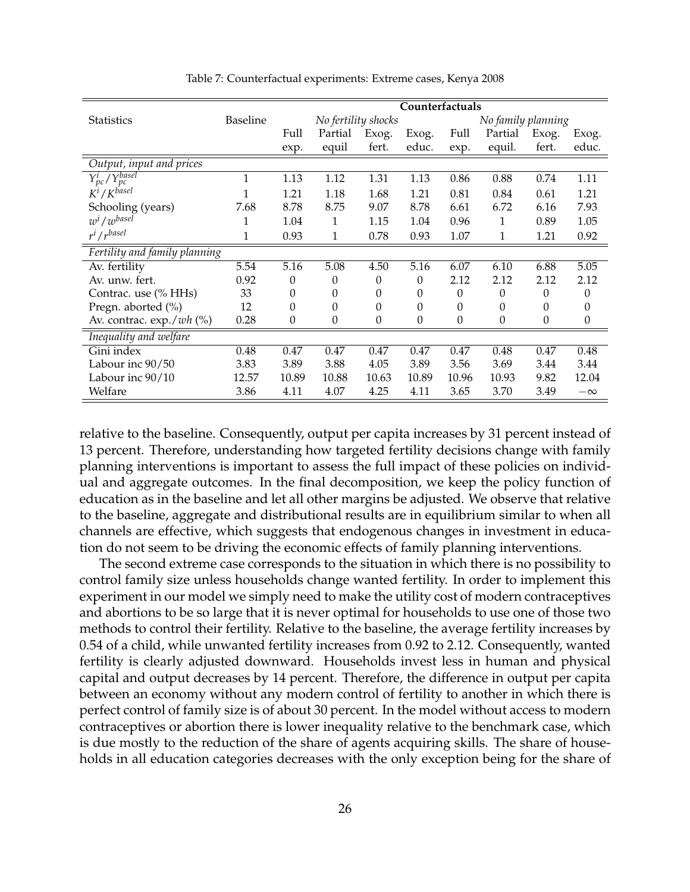Table 7: Counterfactual experiments: Extreme cases, Kenya 2008

| Statistics | Baseline | Counterfactuals | | | | | | | |
|---|---|---|---|---|---|---|---|---|---|
| | | *No fertility shocks* | | | | *No family planning* | | | |
| | | Full exp. | Partial equil | Exog. fert. | Exog. educ. | Full exp. | Partial equil. | Exog. fert. | Exog. educ. |
| *Output, input and prices* | | | | | | | | | |
| $Y^i_{pc}/Y^{basel}_{pc}$ | 1 | 1.13 | 1.12 | 1.31 | 1.13 | 0.86 | 0.88 | 0.74 | 1.11 |
| $K^i/K^{basel}$ | 1 | 1.21 | 1.18 | 1.68 | 1.21 | 0.81 | 0.84 | 0.61 | 1.21 |
| Schooling (years) | 7.68 | 8.78 | 8.75 | 9.07 | 8.78 | 6.61 | 6.72 | 6.16 | 7.93 |
| $w^i/w^{basel}$ | 1 | 1.04 | 1 | 1.15 | 1.04 | 0.96 | 1 | 0.89 | 1.05 |
| $r^i/r^{basel}$ | 1 | 0.93 | 1 | 0.78 | 0.93 | 1.07 | 1 | 1.21 | 0.92 |
| *Fertility and family planning* | | | | | | | | | |
| Av. fertility | 5.54 | 5.16 | 5.08 | 4.50 | 5.16 | 6.07 | 6.10 | 6.88 | 5.05 |
| Av. unw. fert. | 0.92 | 0 | 0 | 0 | 0 | 2.12 | 2.12 | 2.12 | 2.12 |
| Contrac. use (% HHs) | 33 | 0 | 0 | 0 | 0 | 0 | 0 | 0 | 0 |
| Pregn. aborted (%) | 12 | 0 | 0 | 0 | 0 | 0 | 0 | 0 | 0 |
| Av. contrac. exp./$wh$ (%) | 0.28 | 0 | 0 | 0 | 0 | 0 | 0 | 0 | 0 |
| *Inequality and welfare* | | | | | | | | | |
| Gini index | 0.48 | 0.47 | 0.47 | 0.47 | 0.47 | 0.47 | 0.48 | 0.47 | 0.48 |
| Labour inc 90/50 | 3.83 | 3.89 | 3.88 | 4.05 | 3.89 | 3.56 | 3.69 | 3.44 | 3.44 |
| Labour inc 90/10 | 12.57 | 10.89 | 10.88 | 10.63 | 10.89 | 10.96 | 10.93 | 9.82 | 12.04 |
| Welfare | 3.86 | 4.11 | 4.07 | 4.25 | 4.11 | 3.65 | 3.70 | 3.49 | $-\infty$ |

relative to the baseline. Consequently, output per capita increases by 31 percent instead of 13 percent. Therefore, understanding how targeted fertility decisions change with family planning interventions is important to assess the full impact of these policies on individual and aggregate outcomes. In the final decomposition, we keep the policy function of education as in the baseline and let all other margins be adjusted. We observe that relative to the baseline, aggregate and distributional results are in equilibrium similar to when all channels are effective, which suggests that endogenous changes in investment in education do not seem to be driving the economic effects of family planning interventions.

The second extreme case corresponds to the situation in which there is no possibility to control family size unless households change wanted fertility. In order to implement this experiment in our model we simply need to make the utility cost of modern contraceptives and abortions to be so large that it is never optimal for households to use one of those two methods to control their fertility. Relative to the baseline, the average fertility increases by 0.54 of a child, while unwanted fertility increases from 0.92 to 2.12. Consequently, wanted fertility is clearly adjusted downward. Households invest less in human and physical capital and output decreases by 14 percent. Therefore, the difference in output per capita between an economy without any modern control of fertility to another in which there is perfect control of family size is of about 30 percent. In the model without access to modern contraceptives or abortion there is lower inequality relative to the benchmark case, which is due mostly to the reduction of the share of agents acquiring skills. The share of households in all education categories decreases with the only exception being for the share of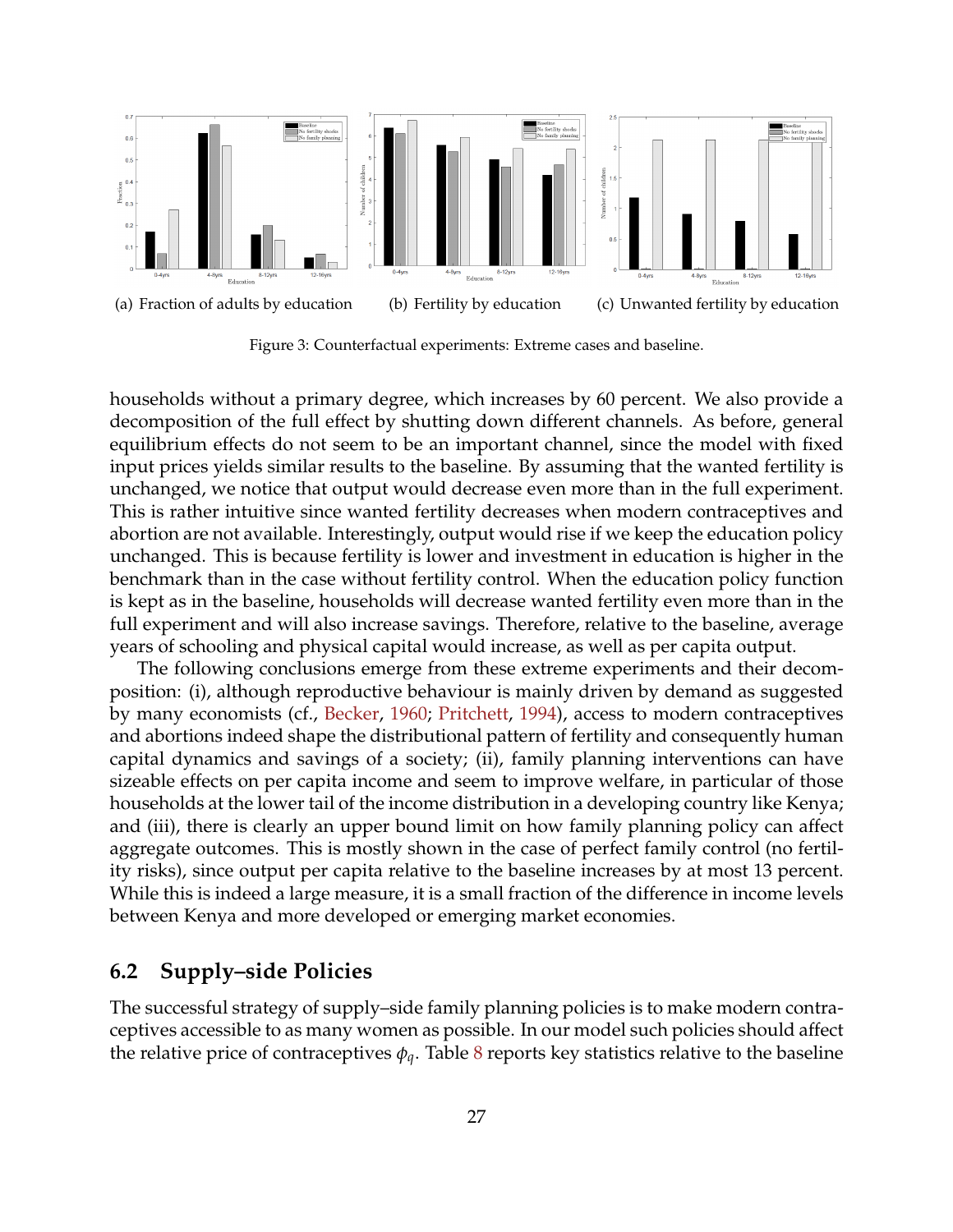(a) Fraction of adults by education

(b) Fertility by education

(c) Unwanted fertility by education

Figure 3: Counterfactual experiments: Extreme cases and baseline.

households without a primary degree, which increases by 60 percent. We also provide a decomposition of the full effect by shutting down different channels. As before, general equilibrium effects do not seem to be an important channel, since the model with fixed input prices yields similar results to the baseline. By assuming that the wanted fertility is unchanged, we notice that output would decrease even more than in the full experiment. This is rather intuitive since wanted fertility decreases when modern contraceptives and abortion are not available. Interestingly, output would rise if we keep the education policy unchanged. This is because fertility is lower and investment in education is higher in the benchmark than in the case without fertility control. When the education policy function is kept as in the baseline, households will decrease wanted fertility even more than in the full experiment and will also increase savings. Therefore, relative to the baseline, average years of schooling and physical capital would increase, as well as per capita output.

The following conclusions emerge from these extreme experiments and their decomposition: (i), although reproductive behaviour is mainly driven by demand as suggested by many economists (cf., Becker, 1960; Pritchett, 1994), access to modern contraceptives and abortions indeed shape the distributional pattern of fertility and consequently human capital dynamics and savings of a society; (ii), family planning interventions can have sizeable effects on per capita income and seem to improve welfare, in particular of those households at the lower tail of the income distribution in a developing country like Kenya; and (iii), there is clearly an upper bound limit on how family planning policy can affect aggregate outcomes. This is mostly shown in the case of perfect family control (no fertility risks), since output per capita relative to the baseline increases by at most 13 percent. While this is indeed a large measure, it is a small fraction of the difference in income levels between Kenya and more developed or emerging market economies.

## 6.2 Supply–side Policies

The successful strategy of supply–side family planning policies is to make modern contraceptives accessible to as many women as possible. In our model such policies should affect the relative price of contraceptives $\phi_q$. Table 8 reports key statistics relative to the baseline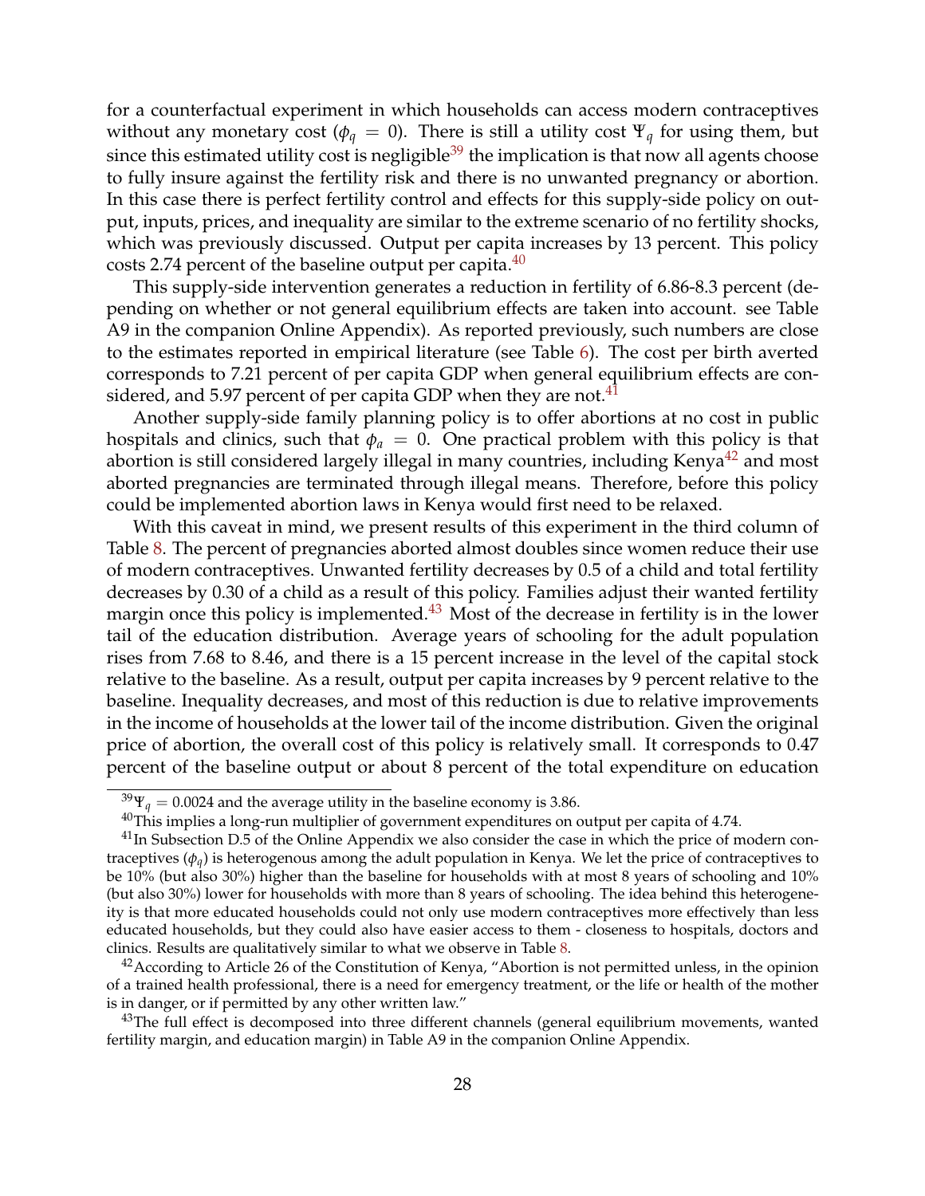for a counterfactual experiment in which households can access modern contraceptives without any monetary cost ($\phi_q = 0$). There is still a utility cost $\Psi_q$ for using them, but since this estimated utility cost is negligible[39] the implication is that now all agents choose to fully insure against the fertility risk and there is no unwanted pregnancy or abortion. In this case there is perfect fertility control and effects for this supply-side policy on output, inputs, prices, and inequality are similar to the extreme scenario of no fertility shocks, which was previously discussed. Output per capita increases by 13 percent. This policy costs 2.74 percent of the baseline output per capita.[40]

This supply-side intervention generates a reduction in fertility of 6.86-8.3 percent (depending on whether or not general equilibrium effects are taken into account. see Table A9 in the companion Online Appendix). As reported previously, such numbers are close to the estimates reported in empirical literature (see Table 6). The cost per birth averted corresponds to 7.21 percent of per capita GDP when general equilibrium effects are considered, and 5.97 percent of per capita GDP when they are not.[41]

Another supply-side family planning policy is to offer abortions at no cost in public hospitals and clinics, such that $\phi_a = 0$. One practical problem with this policy is that abortion is still considered largely illegal in many countries, including Kenya[42] and most aborted pregnancies are terminated through illegal means. Therefore, before this policy could be implemented abortion laws in Kenya would first need to be relaxed.

With this caveat in mind, we present results of this experiment in the third column of Table 8. The percent of pregnancies aborted almost doubles since women reduce their use of modern contraceptives. Unwanted fertility decreases by 0.5 of a child and total fertility decreases by 0.30 of a child as a result of this policy. Families adjust their wanted fertility margin once this policy is implemented.[43] Most of the decrease in fertility is in the lower tail of the education distribution. Average years of schooling for the adult population rises from 7.68 to 8.46, and there is a 15 percent increase in the level of the capital stock relative to the baseline. As a result, output per capita increases by 9 percent relative to the baseline. Inequality decreases, and most of this reduction is due to relative improvements in the income of households at the lower tail of the income distribution. Given the original price of abortion, the overall cost of this policy is relatively small. It corresponds to 0.47 percent of the baseline output or about 8 percent of the total expenditure on education

---

[39] $\Psi_q = 0.0024$ and the average utility in the baseline economy is 3.86.

[40] This implies a long-run multiplier of government expenditures on output per capita of 4.74.

[41] In Subsection D.5 of the Online Appendix we also consider the case in which the price of modern contraceptives ($\phi_q$) is heterogenous among the adult population in Kenya. We let the price of contraceptives to be 10% (but also 30%) higher than the baseline for households with at most 8 years of schooling and 10% (but also 30%) lower for households with more than 8 years of schooling. The idea behind this heterogeneity is that more educated households could not only use modern contraceptives more effectively than less educated households, but they could also have easier access to them - closeness to hospitals, doctors and clinics. Results are qualitatively similar to what we observe in Table 8.

[42] According to Article 26 of the Constitution of Kenya, "Abortion is not permitted unless, in the opinion of a trained health professional, there is a need for emergency treatment, or the life or health of the mother is in danger, or if permitted by any other written law."

[43] The full effect is decomposed into three different channels (general equilibrium movements, wanted fertility margin, and education margin) in Table A9 in the companion Online Appendix.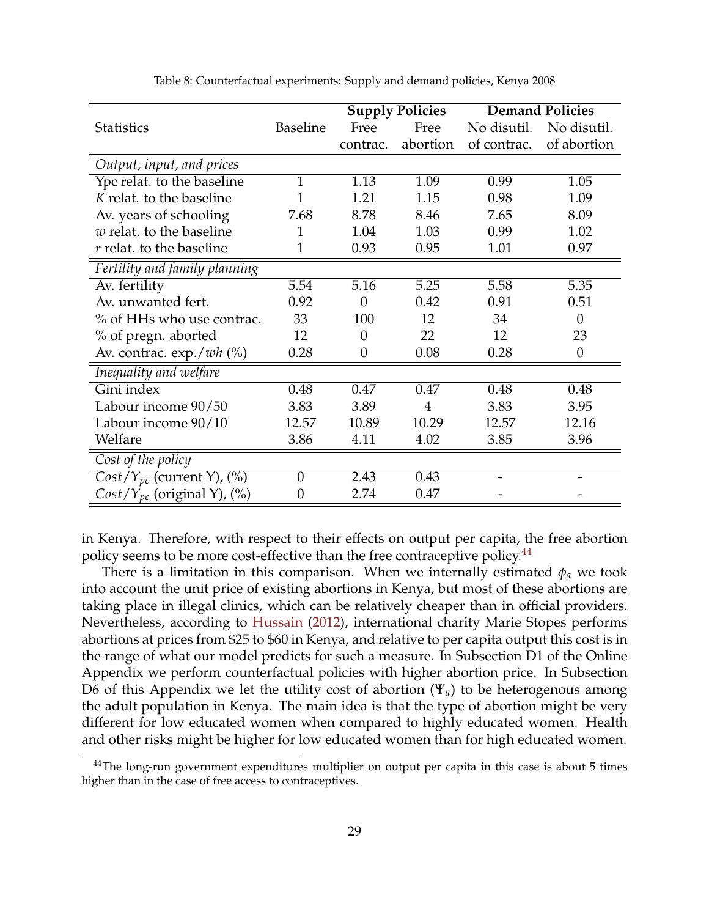Table 8: Counterfactual experiments: Supply and demand policies, Kenya 2008

| Statistics | Baseline | Supply Policies | | Demand Policies | |
|---|---|---|---|---|---|
| | | Free contrac. | Free abortion | No disutil. of contrac. | No disutil. of abortion |
| *Output, input, and prices* | | | | | |
| Ypc relat. to the baseline | 1 | 1.13 | 1.09 | 0.99 | 1.05 |
| $K$ relat. to the baseline | 1 | 1.21 | 1.15 | 0.98 | 1.09 |
| Av. years of schooling | 7.68 | 8.78 | 8.46 | 7.65 | 8.09 |
| $w$ relat. to the baseline | 1 | 1.04 | 1.03 | 0.99 | 1.02 |
| $r$ relat. to the baseline | 1 | 0.93 | 0.95 | 1.01 | 0.97 |
| *Fertility and family planning* | | | | | |
| Av. fertility | 5.54 | 5.16 | 5.25 | 5.58 | 5.35 |
| Av. unwanted fert. | 0.92 | 0 | 0.42 | 0.91 | 0.51 |
| % of HHs who use contrac. | 33 | 100 | 12 | 34 | 0 |
| % of pregn. aborted | 12 | 0 | 22 | 12 | 23 |
| Av. contrac. exp./$wh$ (%) | 0.28 | 0 | 0.08 | 0.28 | 0 |
| *Inequality and welfare* | | | | | |
| Gini index | 0.48 | 0.47 | 0.47 | 0.48 | 0.48 |
| Labour income 90/50 | 3.83 | 3.89 | 4 | 3.83 | 3.95 |
| Labour income 90/10 | 12.57 | 10.89 | 10.29 | 12.57 | 12.16 |
| Welfare | 3.86 | 4.11 | 4.02 | 3.85 | 3.96 |
| *Cost of the policy* | | | | | |
| $Cost/Y_{pc}$ (current Y), (%) | 0 | 2.43 | 0.43 | - | - |
| $Cost/Y_{pc}$ (original Y), (%) | 0 | 2.74 | 0.47 | - | - |

in Kenya. Therefore, with respect to their effects on output per capita, the free abortion policy seems to be more cost-effective than the free contraceptive policy.[44]

There is a limitation in this comparison. When we internally estimated $\phi_a$ we took into account the unit price of existing abortions in Kenya, but most of these abortions are taking place in illegal clinics, which can be relatively cheaper than in official providers. Nevertheless, according to Hussain (2012), international charity Marie Stopes performs abortions at prices from \$25 to \$60 in Kenya, and relative to per capita output this cost is in the range of what our model predicts for such a measure. In Subsection D1 of the Online Appendix we perform counterfactual policies with higher abortion price. In Subsection D6 of this Appendix we let the utility cost of abortion ($\Psi_a$) to be heterogenous among the adult population in Kenya. The main idea is that the type of abortion might be very different for low educated women when compared to highly educated women. Health and other risks might be higher for low educated women than for high educated women.

[44] The long-run government expenditures multiplier on output per capita in this case is about 5 times higher than in the case of free access to contraceptives.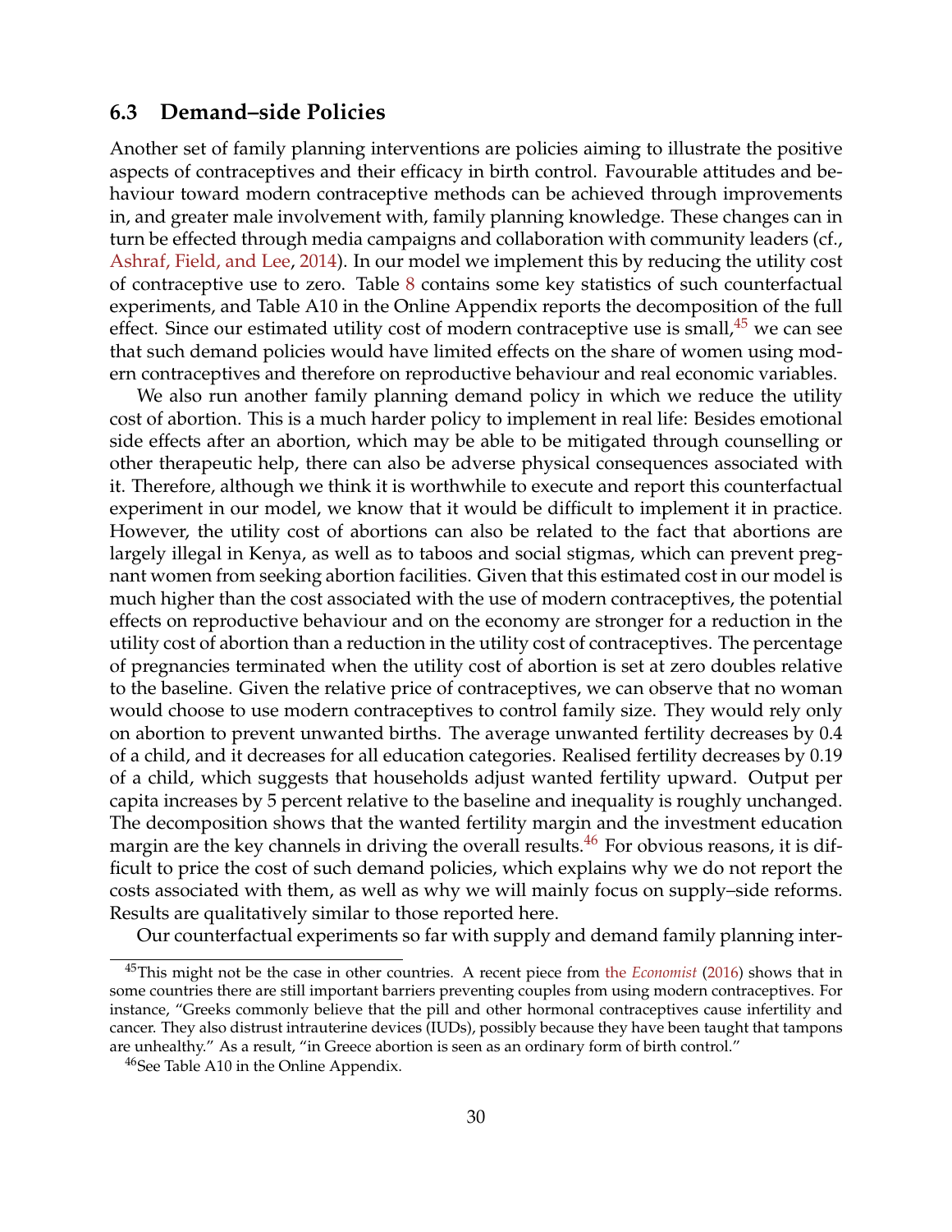### 6.3 Demand–side Policies

Another set of family planning interventions are policies aiming to illustrate the positive aspects of contraceptives and their efficacy in birth control. Favourable attitudes and behaviour toward modern contraceptive methods can be achieved through improvements in, and greater male involvement with, family planning knowledge. These changes can in turn be effected through media campaigns and collaboration with community leaders (cf., Ashraf, Field, and Lee, 2014). In our model we implement this by reducing the utility cost of contraceptive use to zero. Table 8 contains some key statistics of such counterfactual experiments, and Table A10 in the Online Appendix reports the decomposition of the full effect. Since our estimated utility cost of modern contraceptive use is small,[45] we can see that such demand policies would have limited effects on the share of women using modern contraceptives and therefore on reproductive behaviour and real economic variables.

We also run another family planning demand policy in which we reduce the utility cost of abortion. This is a much harder policy to implement in real life: Besides emotional side effects after an abortion, which may be able to be mitigated through counselling or other therapeutic help, there can also be adverse physical consequences associated with it. Therefore, although we think it is worthwhile to execute and report this counterfactual experiment in our model, we know that it would be difficult to implement it in practice. However, the utility cost of abortions can also be related to the fact that abortions are largely illegal in Kenya, as well as to taboos and social stigmas, which can prevent pregnant women from seeking abortion facilities. Given that this estimated cost in our model is much higher than the cost associated with the use of modern contraceptives, the potential effects on reproductive behaviour and on the economy are stronger for a reduction in the utility cost of abortion than a reduction in the utility cost of contraceptives. The percentage of pregnancies terminated when the utility cost of abortion is set at zero doubles relative to the baseline. Given the relative price of contraceptives, we can observe that no woman would choose to use modern contraceptives to control family size. They would rely only on abortion to prevent unwanted births. The average unwanted fertility decreases by 0.4 of a child, and it decreases for all education categories. Realised fertility decreases by 0.19 of a child, which suggests that households adjust wanted fertility upward. Output per capita increases by 5 percent relative to the baseline and inequality is roughly unchanged. The decomposition shows that the wanted fertility margin and the investment education margin are the key channels in driving the overall results.[46] For obvious reasons, it is difficult to price the cost of such demand policies, which explains why we do not report the costs associated with them, as well as why we will mainly focus on supply–side reforms. Results are qualitatively similar to those reported here.

Our counterfactual experiments so far with supply and demand family planning inter-

[45] This might not be the case in other countries. A recent piece from the *Economist* (2016) shows that in some countries there are still important barriers preventing couples from using modern contraceptives. For instance, "Greeks commonly believe that the pill and other hormonal contraceptives cause infertility and cancer. They also distrust intrauterine devices (IUDs), possibly because they have been taught that tampons are unhealthy." As a result, "in Greece abortion is seen as an ordinary form of birth control."

[46] See Table A10 in the Online Appendix.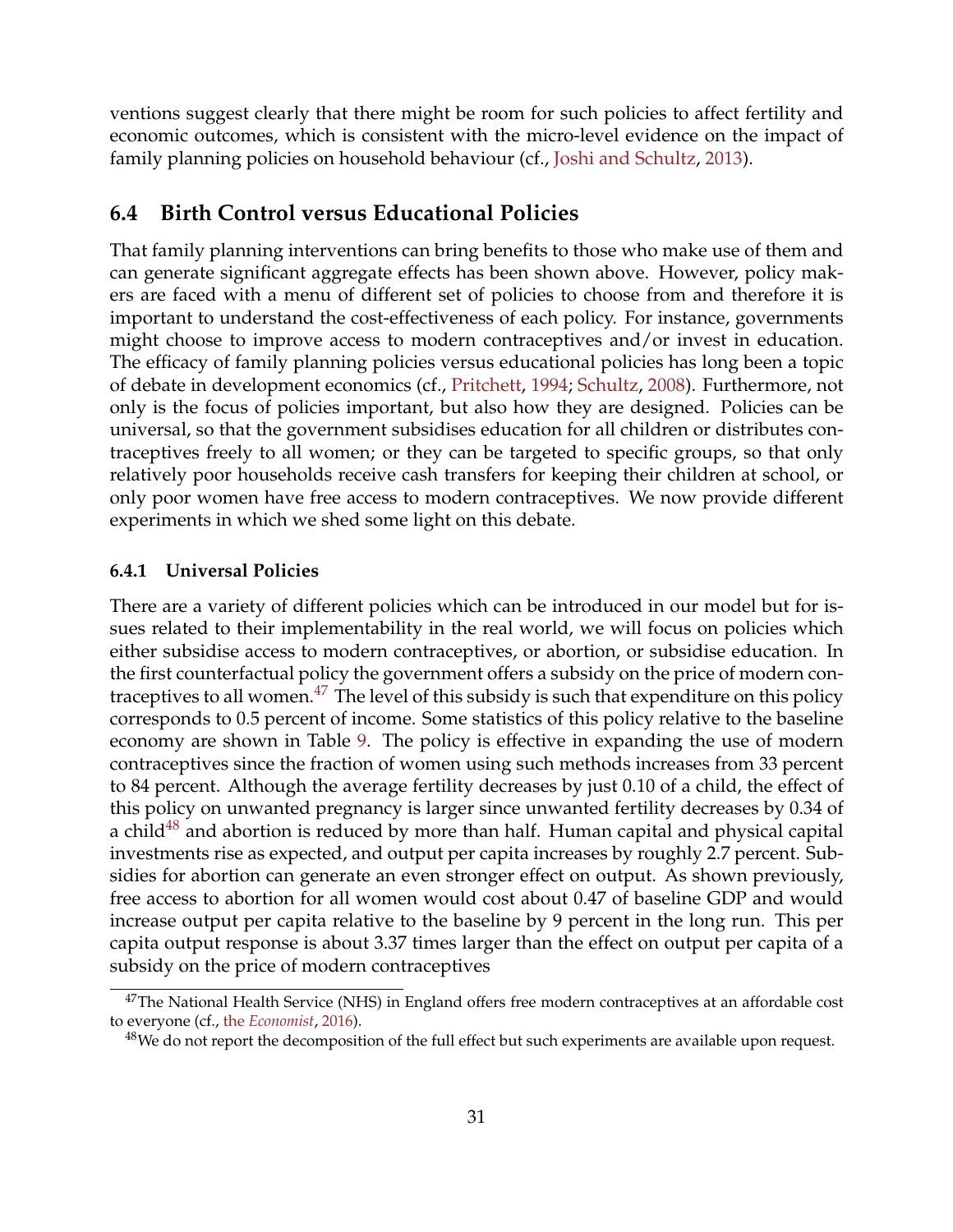ventions suggest clearly that there might be room for such policies to affect fertility and economic outcomes, which is consistent with the micro-level evidence on the impact of family planning policies on household behaviour (cf., Joshi and Schultz, 2013).

## 6.4 Birth Control versus Educational Policies

That family planning interventions can bring benefits to those who make use of them and can generate significant aggregate effects has been shown above. However, policy makers are faced with a menu of different set of policies to choose from and therefore it is important to understand the cost-effectiveness of each policy. For instance, governments might choose to improve access to modern contraceptives and/or invest in education. The efficacy of family planning policies versus educational policies has long been a topic of debate in development economics (cf., Pritchett, 1994; Schultz, 2008). Furthermore, not only is the focus of policies important, but also how they are designed. Policies can be universal, so that the government subsidises education for all children or distributes contraceptives freely to all women; or they can be targeted to specific groups, so that only relatively poor households receive cash transfers for keeping their children at school, or only poor women have free access to modern contraceptives. We now provide different experiments in which we shed some light on this debate.

### 6.4.1 Universal Policies

There are a variety of different policies which can be introduced in our model but for issues related to their implementability in the real world, we will focus on policies which either subsidise access to modern contraceptives, or abortion, or subsidise education. In the first counterfactual policy the government offers a subsidy on the price of modern contraceptives to all women.[47] The level of this subsidy is such that expenditure on this policy corresponds to 0.5 percent of income. Some statistics of this policy relative to the baseline economy are shown in Table 9. The policy is effective in expanding the use of modern contraceptives since the fraction of women using such methods increases from 33 percent to 84 percent. Although the average fertility decreases by just 0.10 of a child, the effect of this policy on unwanted pregnancy is larger since unwanted fertility decreases by 0.34 of a child[48] and abortion is reduced by more than half. Human capital and physical capital investments rise as expected, and output per capita increases by roughly 2.7 percent. Subsidies for abortion can generate an even stronger effect on output. As shown previously, free access to abortion for all women would cost about 0.47 of baseline GDP and would increase output per capita relative to the baseline by 9 percent in the long run. This per capita output response is about 3.37 times larger than the effect on output per capita of a subsidy on the price of modern contraceptives

[47] The National Health Service (NHS) in England offers free modern contraceptives at an affordable cost to everyone (cf., the *Economist*, 2016).

[48] We do not report the decomposition of the full effect but such experiments are available upon request.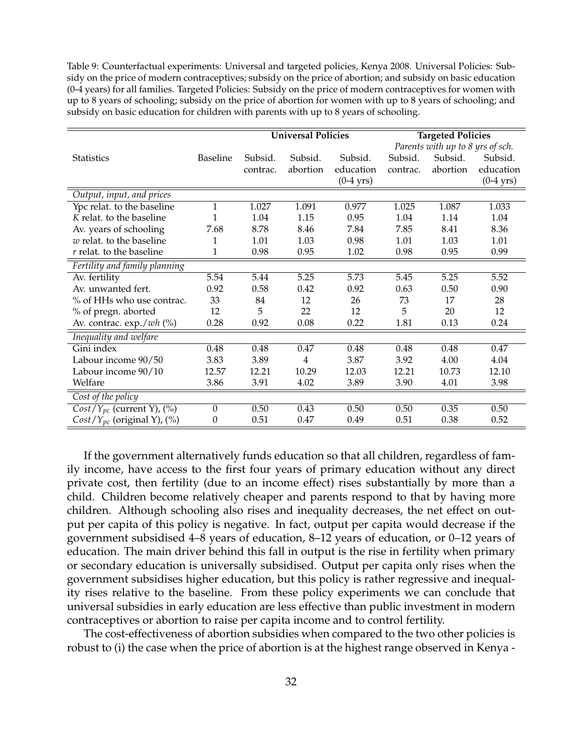Table 9: Counterfactual experiments: Universal and targeted policies, Kenya 2008. Universal Policies: Subsidy on the price of modern contraceptives; subsidy on the price of abortion; and subsidy on basic education (0-4 years) for all families. Targeted Policies: Subsidy on the price of modern contraceptives for women with up to 8 years of schooling; subsidy on the price of abortion for women with up to 8 years of schooling; and subsidy on basic education for children with parents with up to 8 years of schooling.

| | | **Universal Policies** | | | **Targeted Policies** | | |
|---|---|---|---|---|---|---|---|
| | | | | | *Parents with up to 8 yrs of sch.* | | |
| Statistics | Baseline | Subsid. contrac. | Subsid. abortion | Subsid. education (0-4 yrs) | Subsid. contrac. | Subsid. abortion | Subsid. education (0-4 yrs) |
| *Output, input, and prices* | | | | | | | |
| Ypc relat. to the baseline | 1 | 1.027 | 1.091 | 0.977 | 1.025 | 1.087 | 1.033 |
| $K$ relat. to the baseline | 1 | 1.04 | 1.15 | 0.95 | 1.04 | 1.14 | 1.04 |
| Av. years of schooling | 7.68 | 8.78 | 8.46 | 7.84 | 7.85 | 8.41 | 8.36 |
| $w$ relat. to the baseline | 1 | 1.01 | 1.03 | 0.98 | 1.01 | 1.03 | 1.01 |
| $r$ relat. to the baseline | 1 | 0.98 | 0.95 | 1.02 | 0.98 | 0.95 | 0.99 |
| *Fertility and family planning* | | | | | | | |
| Av. fertility | 5.54 | 5.44 | 5.25 | 5.73 | 5.45 | 5.25 | 5.52 |
| Av. unwanted fert. | 0.92 | 0.58 | 0.42 | 0.92 | 0.63 | 0.50 | 0.90 |
| % of HHs who use contrac. | 33 | 84 | 12 | 26 | 73 | 17 | 28 |
| % of pregn. aborted | 12 | 5 | 22 | 12 | 5 | 20 | 12 |
| Av. contrac. exp./$wh$ (%) | 0.28 | 0.92 | 0.08 | 0.22 | 1.81 | 0.13 | 0.24 |
| *Inequality and welfare* | | | | | | | |
| Gini index | 0.48 | 0.48 | 0.47 | 0.48 | 0.48 | 0.48 | 0.47 |
| Labour income 90/50 | 3.83 | 3.89 | 4 | 3.87 | 3.92 | 4.00 | 4.04 |
| Labour income 90/10 | 12.57 | 12.21 | 10.29 | 12.03 | 12.21 | 10.73 | 12.10 |
| Welfare | 3.86 | 3.91 | 4.02 | 3.89 | 3.90 | 4.01 | 3.98 |
| *Cost of the policy* | | | | | | | |
| $Cost/Y_{pc}$ (current Y), (%) | 0 | 0.50 | 0.43 | 0.50 | 0.50 | 0.35 | 0.50 |
| $Cost/Y_{pc}$ (original Y), (%) | 0 | 0.51 | 0.47 | 0.49 | 0.51 | 0.38 | 0.52 |

If the government alternatively funds education so that all children, regardless of family income, have access to the first four years of primary education without any direct private cost, then fertility (due to an income effect) rises substantially by more than a child. Children become relatively cheaper and parents respond to that by having more children. Although schooling also rises and inequality decreases, the net effect on output per capita of this policy is negative. In fact, output per capita would decrease if the government subsidised 4–8 years of education, 8–12 years of education, or 0–12 years of education. The main driver behind this fall in output is the rise in fertility when primary or secondary education is universally subsidised. Output per capita only rises when the government subsidises higher education, but this policy is rather regressive and inequality rises relative to the baseline. From these policy experiments we can conclude that universal subsidies in early education are less effective than public investment in modern contraceptives or abortion to raise per capita income and to control fertility.

The cost-effectiveness of abortion subsidies when compared to the two other policies is robust to (i) the case when the price of abortion is at the highest range observed in Kenya -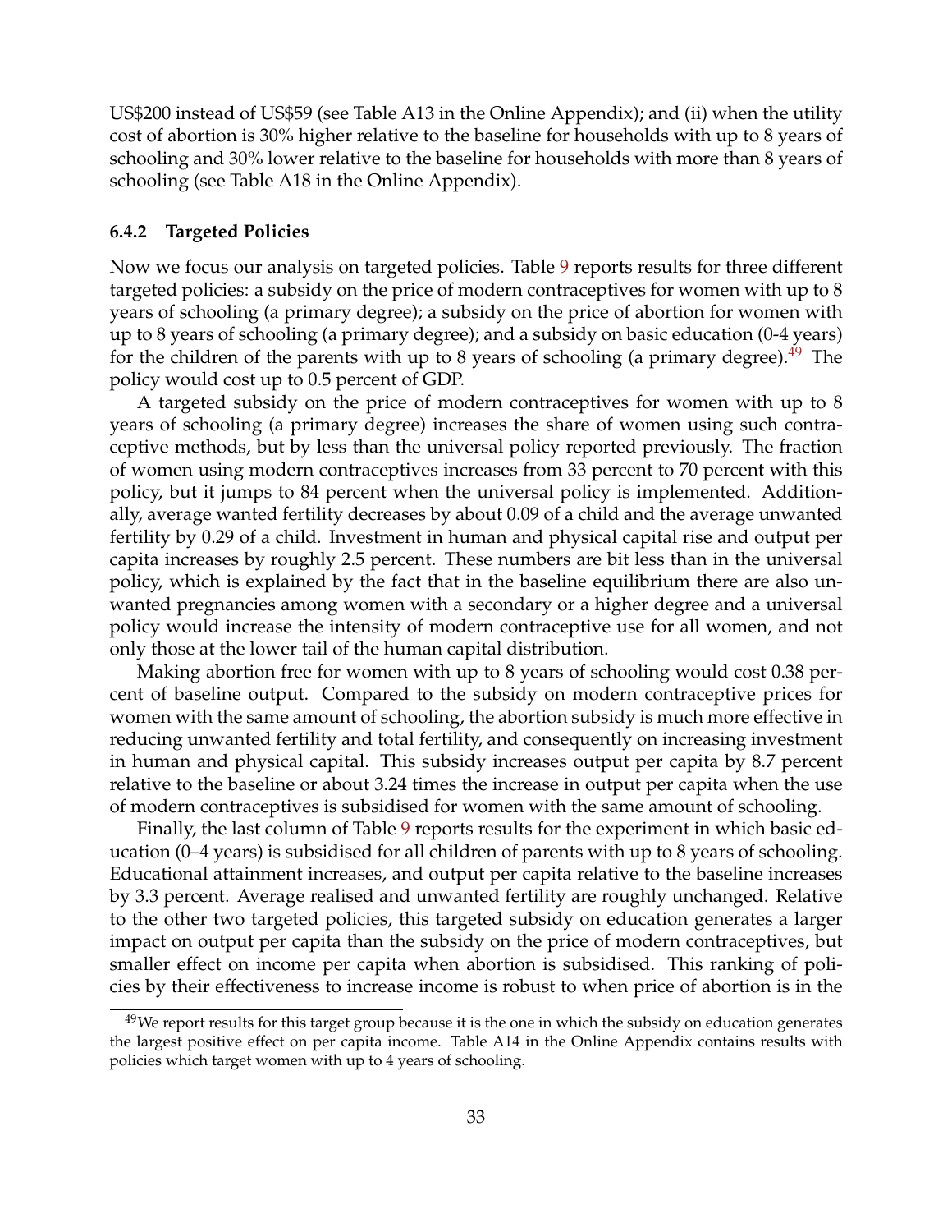US$200 instead of US$59 (see Table A13 in the Online Appendix); and (ii) when the utility cost of abortion is 30% higher relative to the baseline for households with up to 8 years of schooling and 30% lower relative to the baseline for households with more than 8 years of schooling (see Table A18 in the Online Appendix).

### 6.4.2 Targeted Policies

Now we focus our analysis on targeted policies. Table 9 reports results for three different targeted policies: a subsidy on the price of modern contraceptives for women with up to 8 years of schooling (a primary degree); a subsidy on the price of abortion for women with up to 8 years of schooling (a primary degree); and a subsidy on basic education (0-4 years) for the children of the parents with up to 8 years of schooling (a primary degree).[49] The policy would cost up to 0.5 percent of GDP.

A targeted subsidy on the price of modern contraceptives for women with up to 8 years of schooling (a primary degree) increases the share of women using such contraceptive methods, but by less than the universal policy reported previously. The fraction of women using modern contraceptives increases from 33 percent to 70 percent with this policy, but it jumps to 84 percent when the universal policy is implemented. Additionally, average wanted fertility decreases by about 0.09 of a child and the average unwanted fertility by 0.29 of a child. Investment in human and physical capital rise and output per capita increases by roughly 2.5 percent. These numbers are bit less than in the universal policy, which is explained by the fact that in the baseline equilibrium there are also unwanted pregnancies among women with a secondary or a higher degree and a universal policy would increase the intensity of modern contraceptive use for all women, and not only those at the lower tail of the human capital distribution.

Making abortion free for women with up to 8 years of schooling would cost 0.38 percent of baseline output. Compared to the subsidy on modern contraceptive prices for women with the same amount of schooling, the abortion subsidy is much more effective in reducing unwanted fertility and total fertility, and consequently on increasing investment in human and physical capital. This subsidy increases output per capita by 8.7 percent relative to the baseline or about 3.24 times the increase in output per capita when the use of modern contraceptives is subsidised for women with the same amount of schooling.

Finally, the last column of Table 9 reports results for the experiment in which basic education (0–4 years) is subsidised for all children of parents with up to 8 years of schooling. Educational attainment increases, and output per capita relative to the baseline increases by 3.3 percent. Average realised and unwanted fertility are roughly unchanged. Relative to the other two targeted policies, this targeted subsidy on education generates a larger impact on output per capita than the subsidy on the price of modern contraceptives, but smaller effect on income per capita when abortion is subsidised. This ranking of policies by their effectiveness to increase income is robust to when price of abortion is in the

[49] We report results for this target group because it is the one in which the subsidy on education generates the largest positive effect on per capita income. Table A14 in the Online Appendix contains results with policies which target women with up to 4 years of schooling.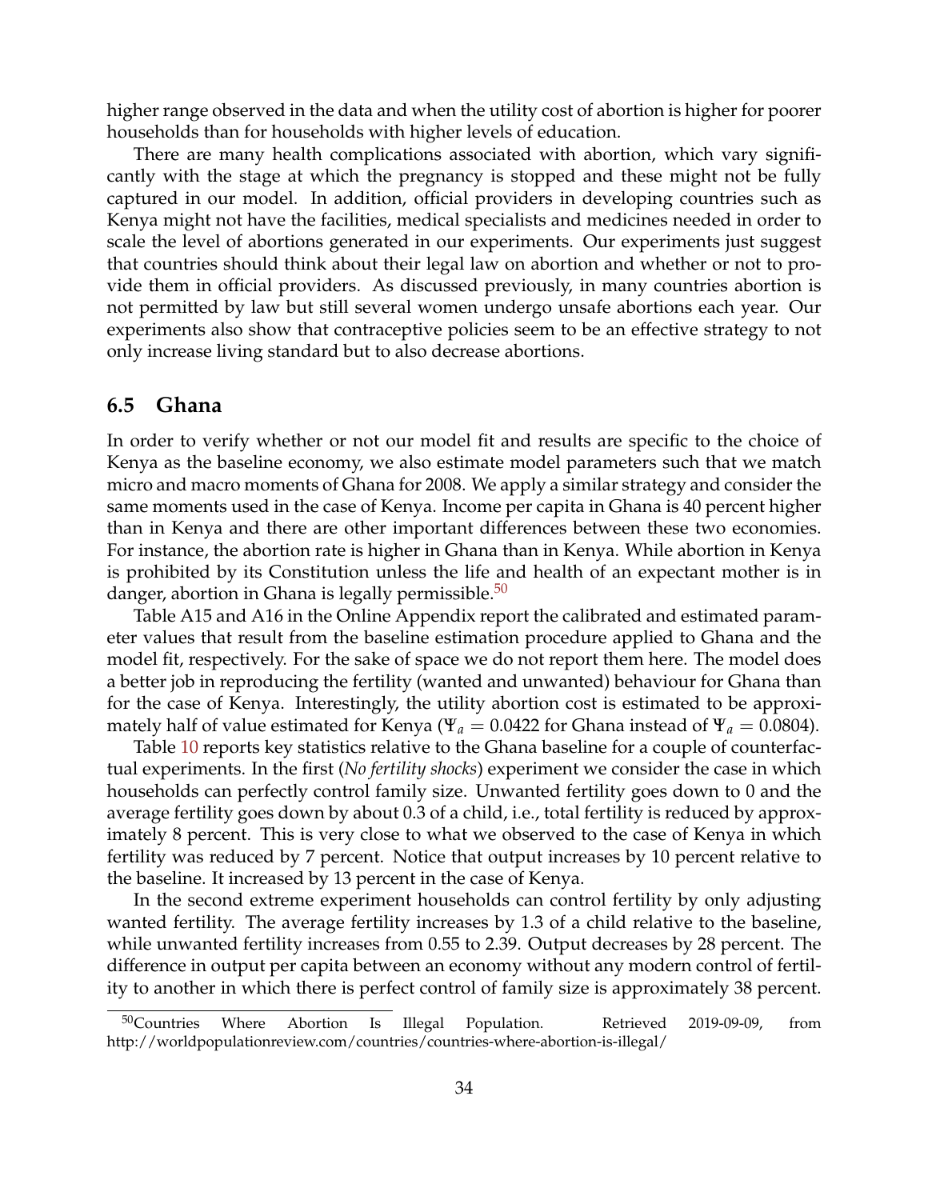higher range observed in the data and when the utility cost of abortion is higher for poorer households than for households with higher levels of education.

There are many health complications associated with abortion, which vary significantly with the stage at which the pregnancy is stopped and these might not be fully captured in our model. In addition, official providers in developing countries such as Kenya might not have the facilities, medical specialists and medicines needed in order to scale the level of abortions generated in our experiments. Our experiments just suggest that countries should think about their legal law on abortion and whether or not to provide them in official providers. As discussed previously, in many countries abortion is not permitted by law but still several women undergo unsafe abortions each year. Our experiments also show that contraceptive policies seem to be an effective strategy to not only increase living standard but to also decrease abortions.

## 6.5 Ghana

In order to verify whether or not our model fit and results are specific to the choice of Kenya as the baseline economy, we also estimate model parameters such that we match micro and macro moments of Ghana for 2008. We apply a similar strategy and consider the same moments used in the case of Kenya. Income per capita in Ghana is 40 percent higher than in Kenya and there are other important differences between these two economies. For instance, the abortion rate is higher in Ghana than in Kenya. While abortion in Kenya is prohibited by its Constitution unless the life and health of an expectant mother is in danger, abortion in Ghana is legally permissible.[50]

Table A15 and A16 in the Online Appendix report the calibrated and estimated parameter values that result from the baseline estimation procedure applied to Ghana and the model fit, respectively. For the sake of space we do not report them here. The model does a better job in reproducing the fertility (wanted and unwanted) behaviour for Ghana than for the case of Kenya. Interestingly, the utility abortion cost is estimated to be approximately half of value estimated for Kenya ($\Psi_a = 0.0422$ for Ghana instead of $\Psi_a = 0.0804$).

Table 10 reports key statistics relative to the Ghana baseline for a couple of counterfactual experiments. In the first (*No fertility shocks*) experiment we consider the case in which households can perfectly control family size. Unwanted fertility goes down to 0 and the average fertility goes down by about 0.3 of a child, i.e., total fertility is reduced by approximately 8 percent. This is very close to what we observed to the case of Kenya in which fertility was reduced by 7 percent. Notice that output increases by 10 percent relative to the baseline. It increased by 13 percent in the case of Kenya.

In the second extreme experiment households can control fertility by only adjusting wanted fertility. The average fertility increases by 1.3 of a child relative to the baseline, while unwanted fertility increases from 0.55 to 2.39. Output decreases by 28 percent. The difference in output per capita between an economy without any modern control of fertility to another in which there is perfect control of family size is approximately 38 percent.

[50]Countries Where Abortion Is Illegal Population. Retrieved 2019-09-09, from http://worldpopulationreview.com/countries/countries-where-abortion-is-illegal/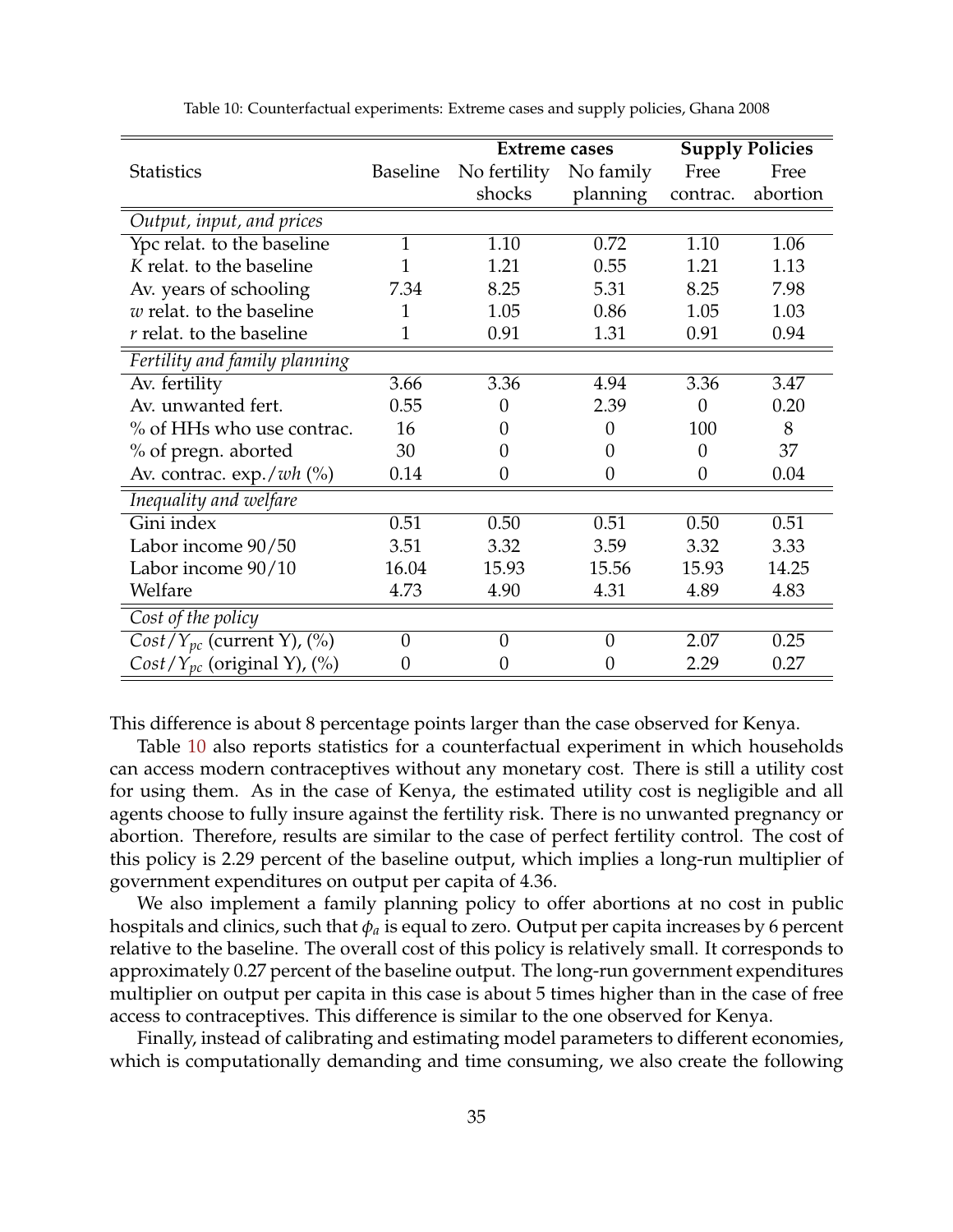Table 10: Counterfactual experiments: Extreme cases and supply policies, Ghana 2008

| | | Extreme cases | | Supply Policies | |
|---|---|---|---|---|---|
| Statistics | Baseline | No fertility shocks | No family planning | Free contrac. | Free abortion |
| *Output, input, and prices* | | | | | |
| Ypc relat. to the baseline | 1 | 1.10 | 0.72 | 1.10 | 1.06 |
| $K$ relat. to the baseline | 1 | 1.21 | 0.55 | 1.21 | 1.13 |
| Av. years of schooling | 7.34 | 8.25 | 5.31 | 8.25 | 7.98 |
| $w$ relat. to the baseline | 1 | 1.05 | 0.86 | 1.05 | 1.03 |
| $r$ relat. to the baseline | 1 | 0.91 | 1.31 | 0.91 | 0.94 |
| *Fertility and family planning* | | | | | |
| Av. fertility | 3.66 | 3.36 | 4.94 | 3.36 | 3.47 |
| Av. unwanted fert. | 0.55 | 0 | 2.39 | 0 | 0.20 |
| % of HHs who use contrac. | 16 | 0 | 0 | 100 | 8 |
| % of pregn. aborted | 30 | 0 | 0 | 0 | 37 |
| Av. contrac. exp./$wh$ (%) | 0.14 | 0 | 0 | 0 | 0.04 |
| *Inequality and welfare* | | | | | |
| Gini index | 0.51 | 0.50 | 0.51 | 0.50 | 0.51 |
| Labor income 90/50 | 3.51 | 3.32 | 3.59 | 3.32 | 3.33 |
| Labor income 90/10 | 16.04 | 15.93 | 15.56 | 15.93 | 14.25 |
| Welfare | 4.73 | 4.90 | 4.31 | 4.89 | 4.83 |
| *Cost of the policy* | | | | | |
| $Cost/Y_{pc}$ (current Y), (%) | 0 | 0 | 0 | 2.07 | 0.25 |
| $Cost/Y_{pc}$ (original Y), (%) | 0 | 0 | 0 | 2.29 | 0.27 |

This difference is about 8 percentage points larger than the case observed for Kenya.

Table 10 also reports statistics for a counterfactual experiment in which households can access modern contraceptives without any monetary cost. There is still a utility cost for using them. As in the case of Kenya, the estimated utility cost is negligible and all agents choose to fully insure against the fertility risk. There is no unwanted pregnancy or abortion. Therefore, results are similar to the case of perfect fertility control. The cost of this policy is 2.29 percent of the baseline output, which implies a long-run multiplier of government expenditures on output per capita of 4.36.

We also implement a family planning policy to offer abortions at no cost in public hospitals and clinics, such that $\phi_a$ is equal to zero. Output per capita increases by 6 percent relative to the baseline. The overall cost of this policy is relatively small. It corresponds to approximately 0.27 percent of the baseline output. The long-run government expenditures multiplier on output per capita in this case is about 5 times higher than in the case of free access to contraceptives. This difference is similar to the one observed for Kenya.

Finally, instead of calibrating and estimating model parameters to different economies, which is computationally demanding and time consuming, we also create the following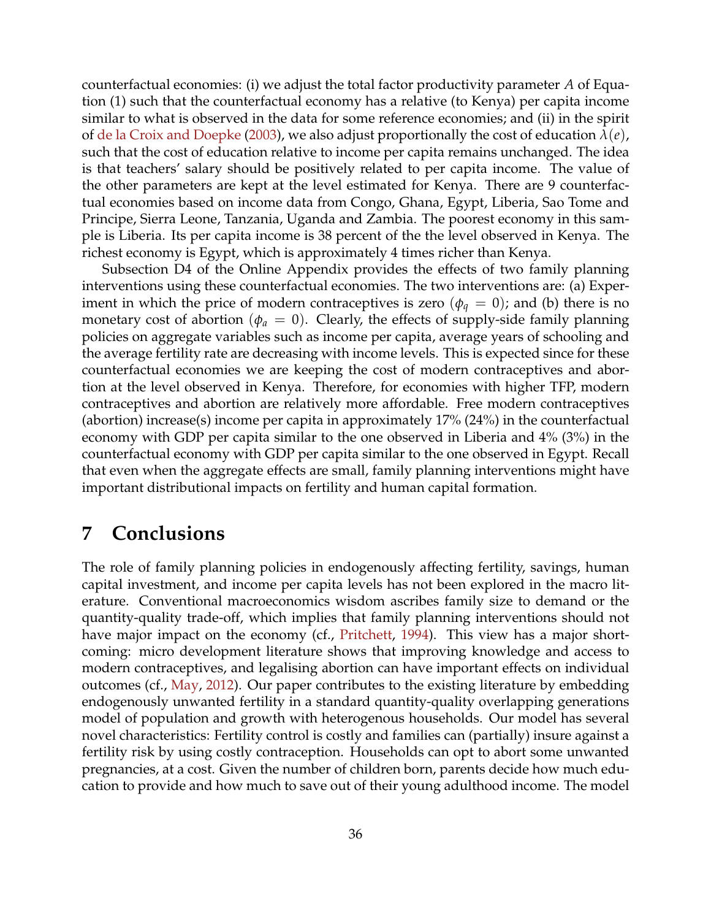counterfactual economies: (i) we adjust the total factor productivity parameter $A$ of Equation (1) such that the counterfactual economy has a relative (to Kenya) per capita income similar to what is observed in the data for some reference economies; and (ii) in the spirit of de la Croix and Doepke (2003), we also adjust proportionally the cost of education $\lambda(e)$, such that the cost of education relative to income per capita remains unchanged. The idea is that teachers' salary should be positively related to per capita income. The value of the other parameters are kept at the level estimated for Kenya. There are 9 counterfactual economies based on income data from Congo, Ghana, Egypt, Liberia, Sao Tome and Principe, Sierra Leone, Tanzania, Uganda and Zambia. The poorest economy in this sample is Liberia. Its per capita income is 38 percent of the the level observed in Kenya. The richest economy is Egypt, which is approximately 4 times richer than Kenya.

Subsection D4 of the Online Appendix provides the effects of two family planning interventions using these counterfactual economies. The two interventions are: (a) Experiment in which the price of modern contraceptives is zero ($\phi_q = 0$); and (b) there is no monetary cost of abortion ($\phi_a = 0$). Clearly, the effects of supply-side family planning policies on aggregate variables such as income per capita, average years of schooling and the average fertility rate are decreasing with income levels. This is expected since for these counterfactual economies we are keeping the cost of modern contraceptives and abortion at the level observed in Kenya. Therefore, for economies with higher TFP, modern contraceptives and abortion are relatively more affordable. Free modern contraceptives (abortion) increase(s) income per capita in approximately 17% (24%) in the counterfactual economy with GDP per capita similar to the one observed in Liberia and 4% (3%) in the counterfactual economy with GDP per capita similar to the one observed in Egypt. Recall that even when the aggregate effects are small, family planning interventions might have important distributional impacts on fertility and human capital formation.

# 7 Conclusions

The role of family planning policies in endogenously affecting fertility, savings, human capital investment, and income per capita levels has not been explored in the macro literature. Conventional macroeconomics wisdom ascribes family size to demand or the quantity-quality trade-off, which implies that family planning interventions should not have major impact on the economy (cf., Pritchett, 1994). This view has a major shortcoming: micro development literature shows that improving knowledge and access to modern contraceptives, and legalising abortion can have important effects on individual outcomes (cf., May, 2012). Our paper contributes to the existing literature by embedding endogenously unwanted fertility in a standard quantity-quality overlapping generations model of population and growth with heterogenous households. Our model has several novel characteristics: Fertility control is costly and families can (partially) insure against a fertility risk by using costly contraception. Households can opt to abort some unwanted pregnancies, at a cost. Given the number of children born, parents decide how much education to provide and how much to save out of their young adulthood income. The model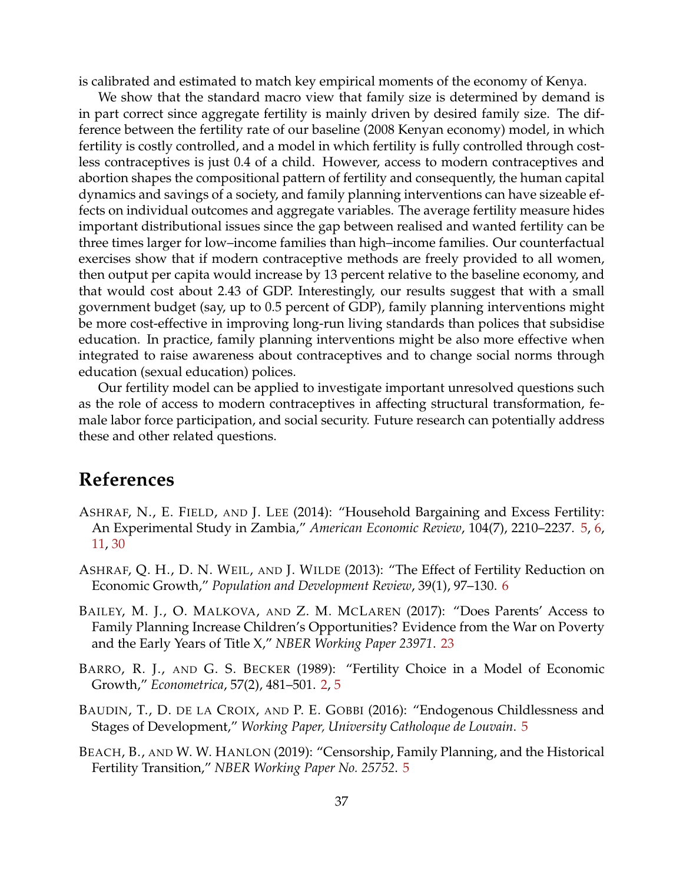is calibrated and estimated to match key empirical moments of the economy of Kenya.

We show that the standard macro view that family size is determined by demand is in part correct since aggregate fertility is mainly driven by desired family size. The difference between the fertility rate of our baseline (2008 Kenyan economy) model, in which fertility is costly controlled, and a model in which fertility is fully controlled through costless contraceptives is just 0.4 of a child. However, access to modern contraceptives and abortion shapes the compositional pattern of fertility and consequently, the human capital dynamics and savings of a society, and family planning interventions can have sizeable effects on individual outcomes and aggregate variables. The average fertility measure hides important distributional issues since the gap between realised and wanted fertility can be three times larger for low–income families than high–income families. Our counterfactual exercises show that if modern contraceptive methods are freely provided to all women, then output per capita would increase by 13 percent relative to the baseline economy, and that would cost about 2.43 of GDP. Interestingly, our results suggest that with a small government budget (say, up to 0.5 percent of GDP), family planning interventions might be more cost-effective in improving long-run living standards than polices that subsidise education. In practice, family planning interventions might be also more effective when integrated to raise awareness about contraceptives and to change social norms through education (sexual education) polices.

Our fertility model can be applied to investigate important unresolved questions such as the role of access to modern contraceptives in affecting structural transformation, female labor force participation, and social security. Future research can potentially address these and other related questions.

# References

ASHRAF, N., E. FIELD, AND J. LEE (2014): "Household Bargaining and Excess Fertility: An Experimental Study in Zambia," *American Economic Review*, 104(7), 2210–2237. 5, 6, 11, 30

ASHRAF, Q. H., D. N. WEIL, AND J. WILDE (2013): "The Effect of Fertility Reduction on Economic Growth," *Population and Development Review*, 39(1), 97–130. 6

BAILEY, M. J., O. MALKOVA, AND Z. M. MCLAREN (2017): "Does Parents' Access to Family Planning Increase Children's Opportunities? Evidence from the War on Poverty and the Early Years of Title X," *NBER Working Paper 23971*. 23

BARRO, R. J., AND G. S. BECKER (1989): "Fertility Choice in a Model of Economic Growth," *Econometrica*, 57(2), 481–501. 2, 5

BAUDIN, T., D. DE LA CROIX, AND P. E. GOBBI (2016): "Endogenous Childlessness and Stages of Development," *Working Paper, University Catholoque de Louvain*. 5

BEACH, B., AND W. W. HANLON (2019): "Censorship, Family Planning, and the Historical Fertility Transition," *NBER Working Paper No. 25752*. 5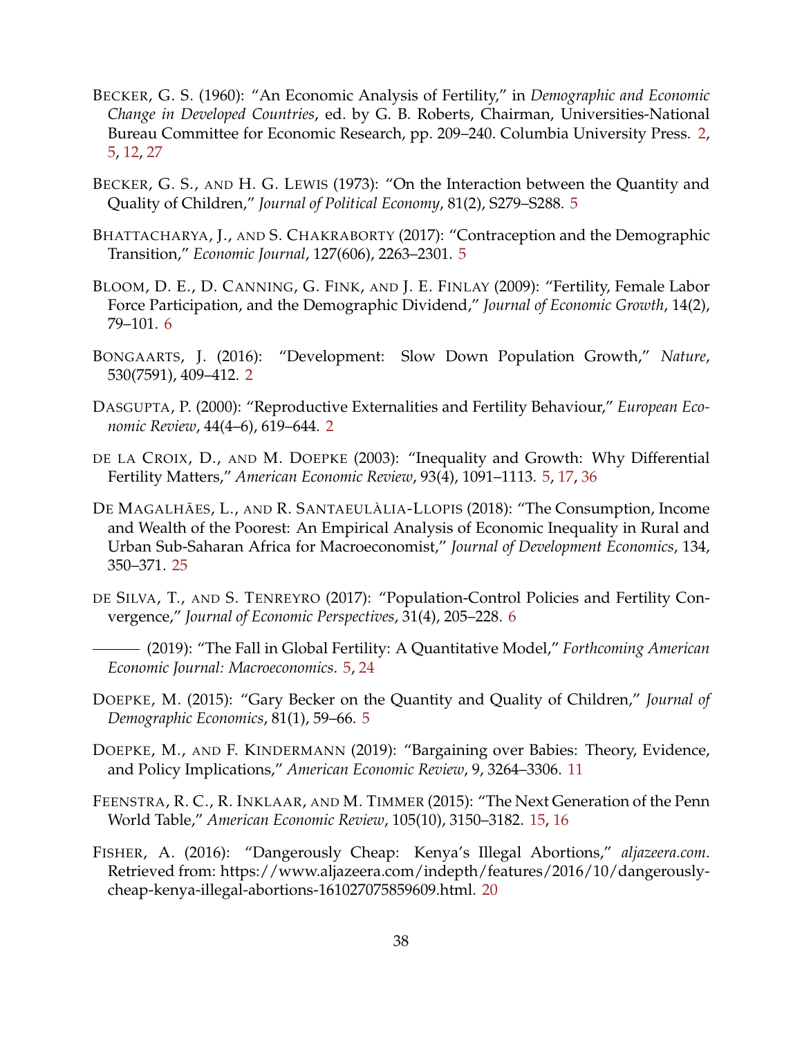BECKER, G. S. (1960): "An Economic Analysis of Fertility," in *Demographic and Economic Change in Developed Countries*, ed. by G. B. Roberts, Chairman, Universities-National Bureau Committee for Economic Research, pp. 209–240. Columbia University Press. 2, 5, 12, 27

BECKER, G. S., AND H. G. LEWIS (1973): "On the Interaction between the Quantity and Quality of Children," *Journal of Political Economy*, 81(2), S279–S288. 5

BHATTACHARYA, J., AND S. CHAKRABORTY (2017): "Contraception and the Demographic Transition," *Economic Journal*, 127(606), 2263–2301. 5

BLOOM, D. E., D. CANNING, G. FINK, AND J. E. FINLAY (2009): "Fertility, Female Labor Force Participation, and the Demographic Dividend," *Journal of Economic Growth*, 14(2), 79–101. 6

BONGAARTS, J. (2016): "Development: Slow Down Population Growth," *Nature*, 530(7591), 409–412. 2

DASGUPTA, P. (2000): "Reproductive Externalities and Fertility Behaviour," *European Economic Review*, 44(4–6), 619–644. 2

DE LA CROIX, D., AND M. DOEPKE (2003): "Inequality and Growth: Why Differential Fertility Matters," *American Economic Review*, 93(4), 1091–1113. 5, 17, 36

DE MAGALHÃES, L., AND R. SANTAEULÀLIA-LLOPIS (2018): "The Consumption, Income and Wealth of the Poorest: An Empirical Analysis of Economic Inequality in Rural and Urban Sub-Saharan Africa for Macroeconomist," *Journal of Development Economics*, 134, 350–371. 25

DE SILVA, T., AND S. TENREYRO (2017): "Population-Control Policies and Fertility Convergence," *Journal of Economic Perspectives*, 31(4), 205–228. 6

——— (2019): "The Fall in Global Fertility: A Quantitative Model," *Forthcoming American Economic Journal: Macroeconomics*. 5, 24

DOEPKE, M. (2015): "Gary Becker on the Quantity and Quality of Children," *Journal of Demographic Economics*, 81(1), 59–66. 5

DOEPKE, M., AND F. KINDERMANN (2019): "Bargaining over Babies: Theory, Evidence, and Policy Implications," *American Economic Review*, 9, 3264–3306. 11

FEENSTRA, R. C., R. INKLAAR, AND M. TIMMER (2015): "The Next Generation of the Penn World Table," *American Economic Review*, 105(10), 3150–3182. 15, 16

FISHER, A. (2016): "Dangerously Cheap: Kenya's Illegal Abortions," *aljazeera.com*. Retrieved from: https://www.aljazeera.com/indepth/features/2016/10/dangerously-cheap-kenya-illegal-abortions-161027075859609.html. 20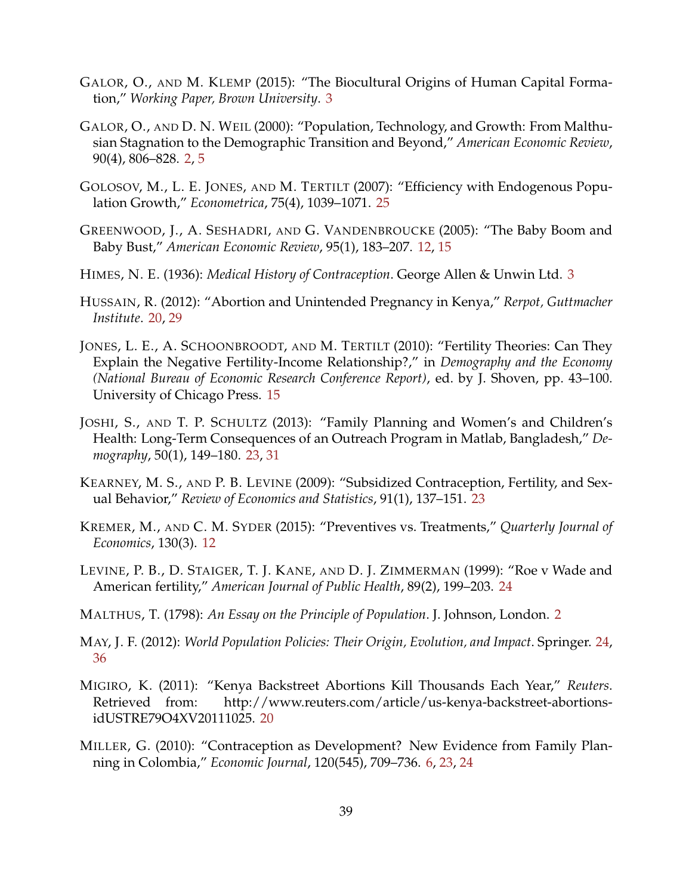Galor, O., and M. Klemp (2015): "The Biocultural Origins of Human Capital Formation," *Working Paper, Brown University*. 3

Galor, O., and D. N. Weil (2000): "Population, Technology, and Growth: From Malthusian Stagnation to the Demographic Transition and Beyond," *American Economic Review*, 90(4), 806–828. 2, 5

Golosov, M., L. E. Jones, and M. Tertilt (2007): "Efficiency with Endogenous Population Growth," *Econometrica*, 75(4), 1039–1071. 25

Greenwood, J., A. Seshadri, and G. Vandenbroucke (2005): "The Baby Boom and Baby Bust," *American Economic Review*, 95(1), 183–207. 12, 15

Himes, N. E. (1936): *Medical History of Contraception*. George Allen & Unwin Ltd. 3

Hussain, R. (2012): "Abortion and Unintended Pregnancy in Kenya," *Rerpot, Guttmacher Institute*. 20, 29

Jones, L. E., A. Schoonbroodt, and M. Tertilt (2010): "Fertility Theories: Can They Explain the Negative Fertility-Income Relationship?," in *Demography and the Economy (National Bureau of Economic Research Conference Report)*, ed. by J. Shoven, pp. 43–100. University of Chicago Press. 15

Joshi, S., and T. P. Schultz (2013): "Family Planning and Women's and Children's Health: Long-Term Consequences of an Outreach Program in Matlab, Bangladesh," *Demography*, 50(1), 149–180. 23, 31

Kearney, M. S., and P. B. Levine (2009): "Subsidized Contraception, Fertility, and Sexual Behavior," *Review of Economics and Statistics*, 91(1), 137–151. 23

Kremer, M., and C. M. Syder (2015): "Preventives vs. Treatments," *Quarterly Journal of Economics*, 130(3). 12

Levine, P. B., D. Staiger, T. J. Kane, and D. J. Zimmerman (1999): "Roe v Wade and American fertility," *American Journal of Public Health*, 89(2), 199–203. 24

Malthus, T. (1798): *An Essay on the Principle of Population*. J. Johnson, London. 2

May, J. F. (2012): *World Population Policies: Their Origin, Evolution, and Impact*. Springer. 24, 36

Migiro, K. (2011): "Kenya Backstreet Abortions Kill Thousands Each Year," *Reuters*. Retrieved from: http://www.reuters.com/article/us-kenya-backstreet-abortions-idUSTRE79O4XV20111025. 20

Miller, G. (2010): "Contraception as Development? New Evidence from Family Planning in Colombia," *Economic Journal*, 120(545), 709–736. 6, 23, 24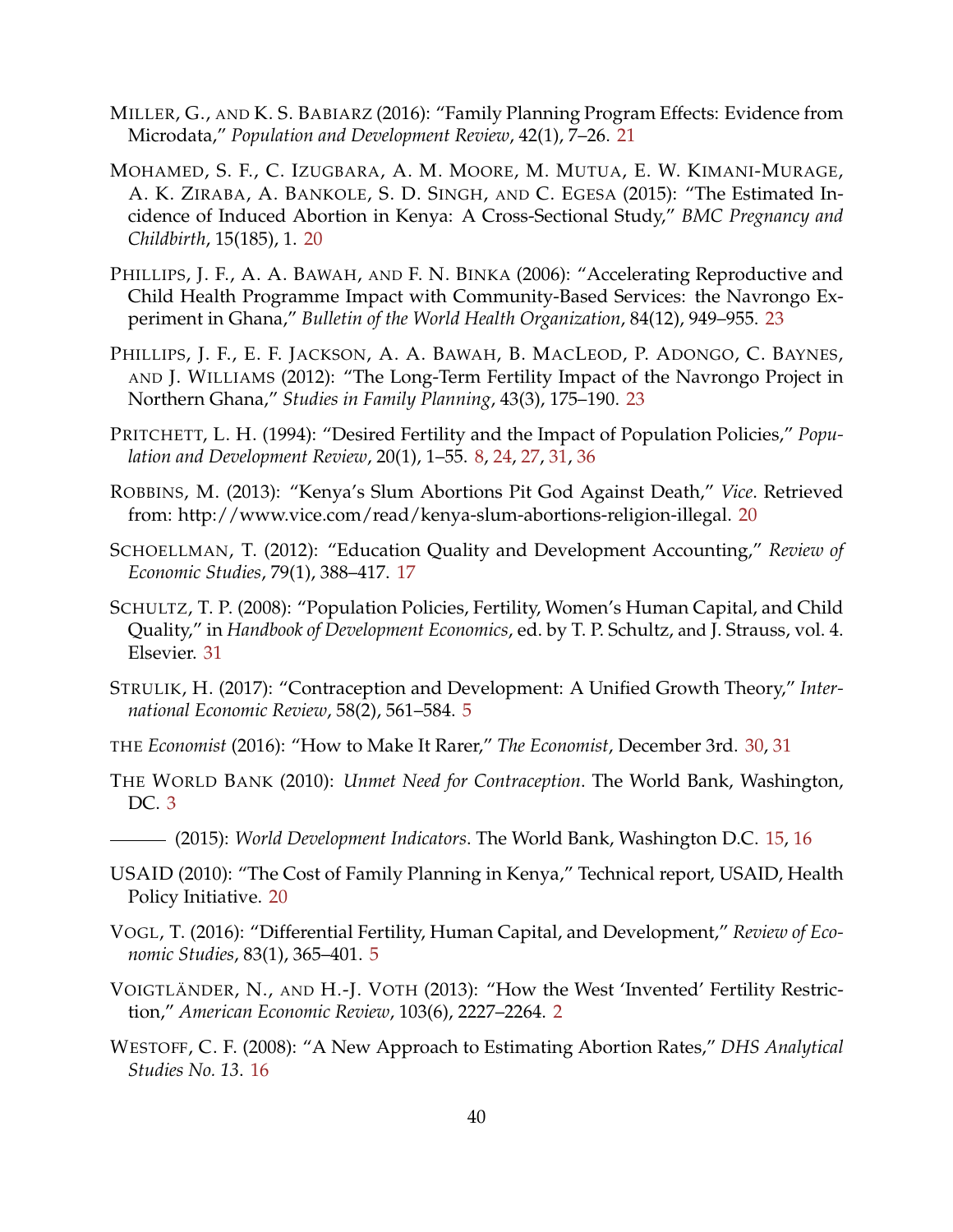Miller, G., and K. S. Babiarz (2016): "Family Planning Program Effects: Evidence from Microdata," *Population and Development Review*, 42(1), 7–26. 21

Mohamed, S. F., C. Izugbara, A. M. Moore, M. Mutua, E. W. Kimani-Murage, A. K. Ziraba, A. Bankole, S. D. Singh, and C. Egesa (2015): "The Estimated Incidence of Induced Abortion in Kenya: A Cross-Sectional Study," *BMC Pregnancy and Childbirth*, 15(185), 1. 20

Phillips, J. F., A. A. Bawah, and F. N. Binka (2006): "Accelerating Reproductive and Child Health Programme Impact with Community-Based Services: the Navrongo Experiment in Ghana," *Bulletin of the World Health Organization*, 84(12), 949–955. 23

Phillips, J. F., E. F. Jackson, A. A. Bawah, B. MacLeod, P. Adongo, C. Baynes, and J. Williams (2012): "The Long-Term Fertility Impact of the Navrongo Project in Northern Ghana," *Studies in Family Planning*, 43(3), 175–190. 23

Pritchett, L. H. (1994): "Desired Fertility and the Impact of Population Policies," *Population and Development Review*, 20(1), 1–55. 8, 24, 27, 31, 36

Robbins, M. (2013): "Kenya's Slum Abortions Pit God Against Death," *Vice*. Retrieved from: http://www.vice.com/read/kenya-slum-abortions-religion-illegal. 20

Schoellman, T. (2012): "Education Quality and Development Accounting," *Review of Economic Studies*, 79(1), 388–417. 17

Schultz, T. P. (2008): "Population Policies, Fertility, Women's Human Capital, and Child Quality," in *Handbook of Development Economics*, ed. by T. P. Schultz, and J. Strauss, vol. 4. Elsevier. 31

Strulik, H. (2017): "Contraception and Development: A Unified Growth Theory," *International Economic Review*, 58(2), 561–584. 5

the *Economist* (2016): "How to Make It Rarer," *The Economist*, December 3rd. 30, 31

The World Bank (2010): *Unmet Need for Contraception*. The World Bank, Washington, DC. 3

——— (2015): *World Development Indicators*. The World Bank, Washington D.C. 15, 16

USAID (2010): "The Cost of Family Planning in Kenya," Technical report, USAID, Health Policy Initiative. 20

Vogl, T. (2016): "Differential Fertility, Human Capital, and Development," *Review of Economic Studies*, 83(1), 365–401. 5

Voigtländer, N., and H.-J. Voth (2013): "How the West 'Invented' Fertility Restriction," *American Economic Review*, 103(6), 2227–2264. 2

Westoff, C. F. (2008): "A New Approach to Estimating Abortion Rates," *DHS Analytical Studies No. 13*. 16